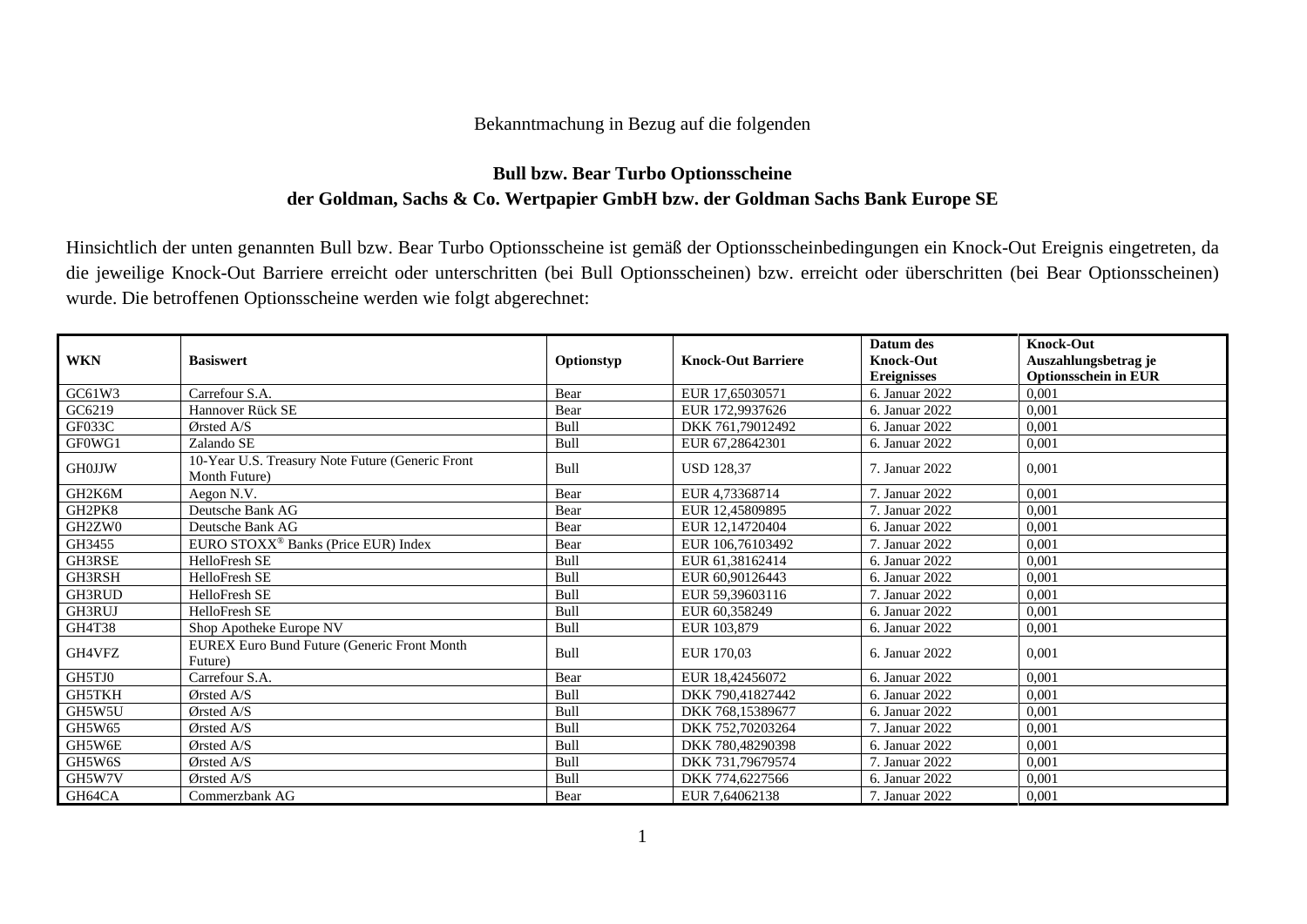Bekanntmachung in Bezug auf die folgenden

**Bull bzw. Bear Turbo Optionsscheine**
**der Goldman, Sachs & Co. Wertpapier GmbH bzw. der Goldman Sachs Bank Europe SE**

Hinsichtlich der unten genannten Bull bzw. Bear Turbo Optionsscheine ist gemäß der Optionsscheinbedingungen ein Knock-Out Ereignis eingetreten, da die jeweilige Knock-Out Barriere erreicht oder unterschritten (bei Bull Optionsscheinen) bzw. erreicht oder überschritten (bei Bear Optionsscheinen) wurde. Die betroffenen Optionsscheine werden wie folgt abgerechnet:

| WKN | Basiswert | Optionstyp | Knock-Out Barriere | Datum des Knock-Out Ereignisses | Knock-Out Auszahlungsbetrag je Optionsschein in EUR |
|---|---|---|---|---|---|
| GC61W3 | Carrefour S.A. | Bear | EUR 17,65030571 | 6. Januar 2022 | 0,001 |
| GC6219 | Hannover Rück SE | Bear | EUR 172,9937626 | 6. Januar 2022 | 0,001 |
| GF033C | Ørsted A/S | Bull | DKK 761,79012492 | 6. Januar 2022 | 0,001 |
| GF0WG1 | Zalando SE | Bull | EUR 67,28642301 | 6. Januar 2022 | 0,001 |
| GH0JJW | 10-Year U.S. Treasury Note Future (Generic Front Month Future) | Bull | USD 128,37 | 7. Januar 2022 | 0,001 |
| GH2K6M | Aegon N.V. | Bear | EUR 4,73368714 | 7. Januar 2022 | 0,001 |
| GH2PK8 | Deutsche Bank AG | Bear | EUR 12,45809895 | 7. Januar 2022 | 0,001 |
| GH2ZW0 | Deutsche Bank AG | Bear | EUR 12,14720404 | 6. Januar 2022 | 0,001 |
| GH3455 | EURO STOXX® Banks (Price EUR) Index | Bear | EUR 106,76103492 | 7. Januar 2022 | 0,001 |
| GH3RSE | HelloFresh SE | Bull | EUR 61,38162414 | 6. Januar 2022 | 0,001 |
| GH3RSH | HelloFresh SE | Bull | EUR 60,90126443 | 6. Januar 2022 | 0,001 |
| GH3RUD | HelloFresh SE | Bull | EUR 59,39603116 | 7. Januar 2022 | 0,001 |
| GH3RUJ | HelloFresh SE | Bull | EUR 60,358249 | 6. Januar 2022 | 0,001 |
| GH4T38 | Shop Apotheke Europe NV | Bull | EUR 103,879 | 6. Januar 2022 | 0,001 |
| GH4VFZ | EUREX Euro Bund Future (Generic Front Month Future) | Bull | EUR 170,03 | 6. Januar 2022 | 0,001 |
| GH5TJ0 | Carrefour S.A. | Bear | EUR 18,42456072 | 6. Januar 2022 | 0,001 |
| GH5TKH | Ørsted A/S | Bull | DKK 790,41827442 | 6. Januar 2022 | 0,001 |
| GH5W5U | Ørsted A/S | Bull | DKK 768,15389677 | 6. Januar 2022 | 0,001 |
| GH5W65 | Ørsted A/S | Bull | DKK 752,70203264 | 7. Januar 2022 | 0,001 |
| GH5W6E | Ørsted A/S | Bull | DKK 780,48290398 | 6. Januar 2022 | 0,001 |
| GH5W6S | Ørsted A/S | Bull | DKK 731,79679574 | 7. Januar 2022 | 0,001 |
| GH5W7V | Ørsted A/S | Bull | DKK 774,6227566 | 6. Januar 2022 | 0,001 |
| GH64CA | Commerzbank AG | Bear | EUR 7,64062138 | 7. Januar 2022 | 0,001 |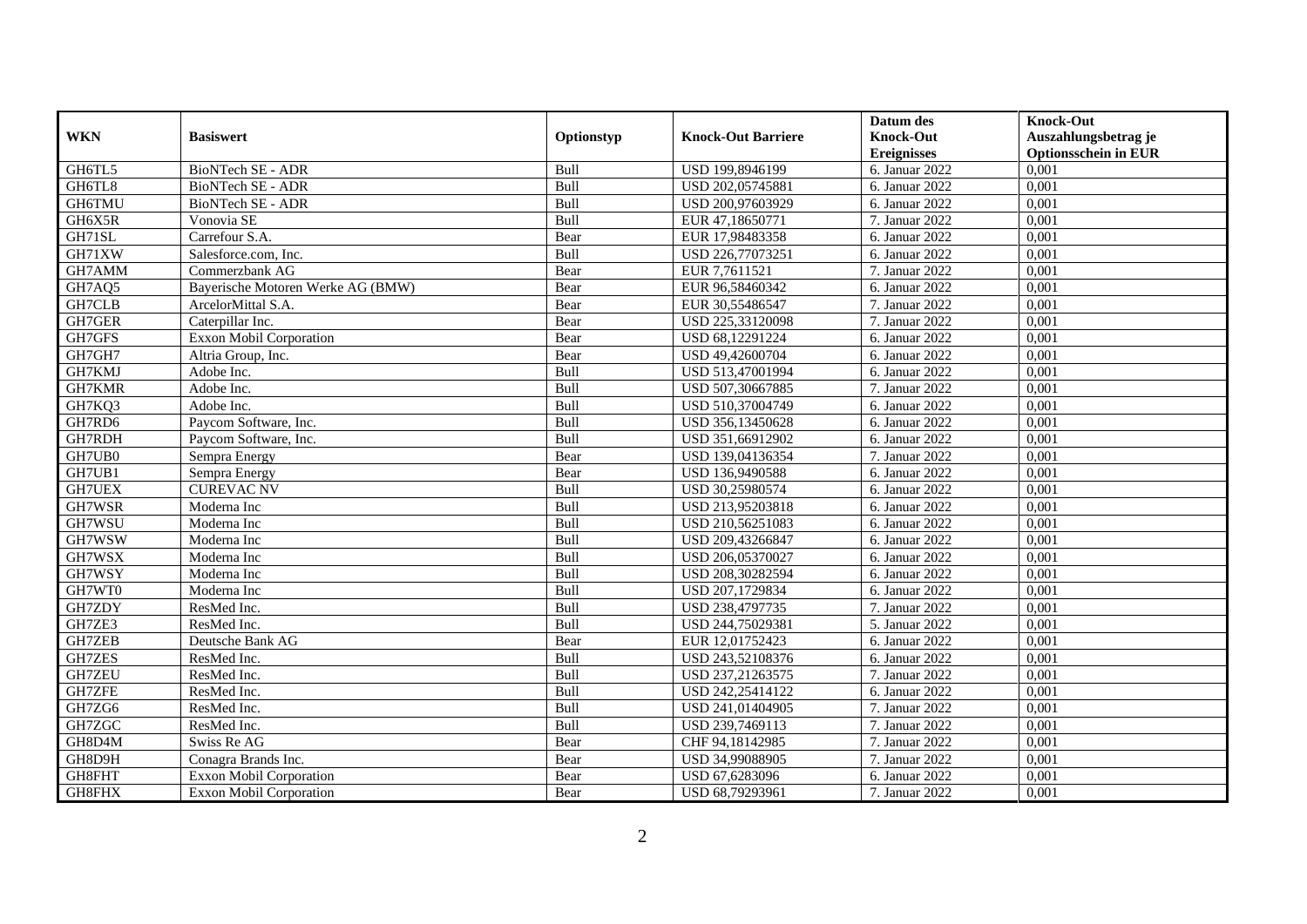| WKN | Basiswert | Optionstyp | Knock-Out Barriere | Datum des Knock-Out Ereignisses | Knock-Out Auszahlungsbetrag je Optionsschein in EUR |
|---|---|---|---|---|---|
| GH6TL5 | BioNTech SE - ADR | Bull | USD 199,8946199 | 6. Januar 2022 | 0,001 |
| GH6TL8 | BioNTech SE - ADR | Bull | USD 202,05745881 | 6. Januar 2022 | 0,001 |
| GH6TMU | BioNTech SE - ADR | Bull | USD 200,97603929 | 6. Januar 2022 | 0,001 |
| GH6X5R | Vonovia SE | Bull | EUR 47,18650771 | 7. Januar 2022 | 0,001 |
| GH71SL | Carrefour S.A. | Bear | EUR 17,98483358 | 6. Januar 2022 | 0,001 |
| GH71XW | Salesforce.com, Inc. | Bull | USD 226,77073251 | 6. Januar 2022 | 0,001 |
| GH7AMM | Commerzbank AG | Bear | EUR 7,7611521 | 7. Januar 2022 | 0,001 |
| GH7AQ5 | Bayerische Motoren Werke AG (BMW) | Bear | EUR 96,58460342 | 6. Januar 2022 | 0,001 |
| GH7CLB | ArcelorMittal S.A. | Bear | EUR 30,55486547 | 7. Januar 2022 | 0,001 |
| GH7GER | Caterpillar Inc. | Bear | USD 225,33120098 | 7. Januar 2022 | 0,001 |
| GH7GFS | Exxon Mobil Corporation | Bear | USD 68,12291224 | 6. Januar 2022 | 0,001 |
| GH7GH7 | Altria Group, Inc. | Bear | USD 49,42600704 | 6. Januar 2022 | 0,001 |
| GH7KMJ | Adobe Inc. | Bull | USD 513,47001994 | 6. Januar 2022 | 0,001 |
| GH7KMR | Adobe Inc. | Bull | USD 507,30667885 | 7. Januar 2022 | 0,001 |
| GH7KQ3 | Adobe Inc. | Bull | USD 510,37004749 | 6. Januar 2022 | 0,001 |
| GH7RD6 | Paycom Software, Inc. | Bull | USD 356,13450628 | 6. Januar 2022 | 0,001 |
| GH7RDH | Paycom Software, Inc. | Bull | USD 351,66912902 | 6. Januar 2022 | 0,001 |
| GH7UB0 | Sempra Energy | Bear | USD 139,04136354 | 7. Januar 2022 | 0,001 |
| GH7UB1 | Sempra Energy | Bear | USD 136,9490588 | 6. Januar 2022 | 0,001 |
| GH7UEX | CUREVAC NV | Bull | USD 30,25980574 | 6. Januar 2022 | 0,001 |
| GH7WSR | Moderna Inc | Bull | USD 213,95203818 | 6. Januar 2022 | 0,001 |
| GH7WSU | Moderna Inc | Bull | USD 210,56251083 | 6. Januar 2022 | 0,001 |
| GH7WSW | Moderna Inc | Bull | USD 209,43266847 | 6. Januar 2022 | 0,001 |
| GH7WSX | Moderna Inc | Bull | USD 206,05370027 | 6. Januar 2022 | 0,001 |
| GH7WSY | Moderna Inc | Bull | USD 208,30282594 | 6. Januar 2022 | 0,001 |
| GH7WT0 | Moderna Inc | Bull | USD 207,1729834 | 6. Januar 2022 | 0,001 |
| GH7ZDY | ResMed Inc. | Bull | USD 238,4797735 | 7. Januar 2022 | 0,001 |
| GH7ZE3 | ResMed Inc. | Bull | USD 244,75029381 | 5. Januar 2022 | 0,001 |
| GH7ZEB | Deutsche Bank AG | Bear | EUR 12,01752423 | 6. Januar 2022 | 0,001 |
| GH7ZES | ResMed Inc. | Bull | USD 243,52108376 | 6. Januar 2022 | 0,001 |
| GH7ZEU | ResMed Inc. | Bull | USD 237,21263575 | 7. Januar 2022 | 0,001 |
| GH7ZFE | ResMed Inc. | Bull | USD 242,25414122 | 6. Januar 2022 | 0,001 |
| GH7ZG6 | ResMed Inc. | Bull | USD 241,01404905 | 7. Januar 2022 | 0,001 |
| GH7ZGC | ResMed Inc. | Bull | USD 239,7469113 | 7. Januar 2022 | 0,001 |
| GH8D4M | Swiss Re AG | Bear | CHF 94,18142985 | 7. Januar 2022 | 0,001 |
| GH8D9H | Conagra Brands Inc. | Bear | USD 34,99088905 | 7. Januar 2022 | 0,001 |
| GH8FHT | Exxon Mobil Corporation | Bear | USD 67,6283096 | 6. Januar 2022 | 0,001 |
| GH8FHX | Exxon Mobil Corporation | Bear | USD 68,79293961 | 7. Januar 2022 | 0,001 |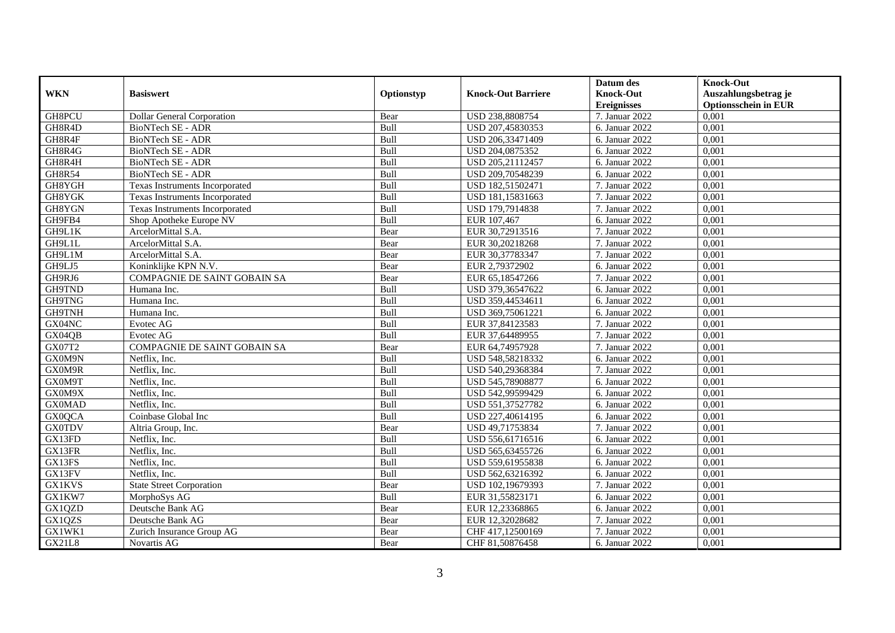| WKN | Basiswert | Optionstyp | Knock-Out Barriere | Datum des Knock-Out Ereignisses | Knock-Out Auszahlungsbetrag je Optionsschein in EUR |
|---|---|---|---|---|---|
| GH8PCU | Dollar General Corporation | Bear | USD 238,8808754 | 7. Januar 2022 | 0,001 |
| GH8R4D | BioNTech SE - ADR | Bull | USD 207,45830353 | 6. Januar 2022 | 0,001 |
| GH8R4F | BioNTech SE - ADR | Bull | USD 206,33471409 | 6. Januar 2022 | 0,001 |
| GH8R4G | BioNTech SE - ADR | Bull | USD 204,0875352 | 6. Januar 2022 | 0,001 |
| GH8R4H | BioNTech SE - ADR | Bull | USD 205,21112457 | 6. Januar 2022 | 0,001 |
| GH8R54 | BioNTech SE - ADR | Bull | USD 209,70548239 | 6. Januar 2022 | 0,001 |
| GH8YGH | Texas Instruments Incorporated | Bull | USD 182,51502471 | 7. Januar 2022 | 0,001 |
| GH8YGK | Texas Instruments Incorporated | Bull | USD 181,15831663 | 7. Januar 2022 | 0,001 |
| GH8YGN | Texas Instruments Incorporated | Bull | USD 179,7914838 | 7. Januar 2022 | 0,001 |
| GH9FB4 | Shop Apotheke Europe NV | Bull | EUR 107,467 | 6. Januar 2022 | 0,001 |
| GH9L1K | ArcelorMittal S.A. | Bear | EUR 30,72913516 | 7. Januar 2022 | 0,001 |
| GH9L1L | ArcelorMittal S.A. | Bear | EUR 30,20218268 | 7. Januar 2022 | 0,001 |
| GH9L1M | ArcelorMittal S.A. | Bear | EUR 30,37783347 | 7. Januar 2022 | 0,001 |
| GH9LJ5 | Koninklijke KPN N.V. | Bear | EUR 2,79372902 | 6. Januar 2022 | 0,001 |
| GH9RJ6 | COMPAGNIE DE SAINT GOBAIN SA | Bear | EUR 65,18547266 | 7. Januar 2022 | 0,001 |
| GH9TND | Humana Inc. | Bull | USD 379,36547622 | 6. Januar 2022 | 0,001 |
| GH9TNG | Humana Inc. | Bull | USD 359,44534611 | 6. Januar 2022 | 0,001 |
| GH9TNH | Humana Inc. | Bull | USD 369,75061221 | 6. Januar 2022 | 0,001 |
| GX04NC | Evotec AG | Bull | EUR 37,84123583 | 7. Januar 2022 | 0,001 |
| GX04QB | Evotec AG | Bull | EUR 37,64489955 | 7. Januar 2022 | 0,001 |
| GX07T2 | COMPAGNIE DE SAINT GOBAIN SA | Bear | EUR 64,74957928 | 7. Januar 2022 | 0,001 |
| GX0M9N | Netflix, Inc. | Bull | USD 548,58218332 | 6. Januar 2022 | 0,001 |
| GX0M9R | Netflix, Inc. | Bull | USD 540,29368384 | 7. Januar 2022 | 0,001 |
| GX0M9T | Netflix, Inc. | Bull | USD 545,78908877 | 6. Januar 2022 | 0,001 |
| GX0M9X | Netflix, Inc. | Bull | USD 542,99599429 | 6. Januar 2022 | 0,001 |
| GX0MAD | Netflix, Inc. | Bull | USD 551,37527782 | 6. Januar 2022 | 0,001 |
| GX0QCA | Coinbase Global Inc | Bull | USD 227,40614195 | 6. Januar 2022 | 0,001 |
| GX0TDV | Altria Group, Inc. | Bear | USD 49,71753834 | 7. Januar 2022 | 0,001 |
| GX13FD | Netflix, Inc. | Bull | USD 556,61716516 | 6. Januar 2022 | 0,001 |
| GX13FR | Netflix, Inc. | Bull | USD 565,63455726 | 6. Januar 2022 | 0,001 |
| GX13FS | Netflix, Inc. | Bull | USD 559,61955838 | 6. Januar 2022 | 0,001 |
| GX13FV | Netflix, Inc. | Bull | USD 562,63216392 | 6. Januar 2022 | 0,001 |
| GX1KVS | State Street Corporation | Bear | USD 102,19679393 | 7. Januar 2022 | 0,001 |
| GX1KW7 | MorphoSys AG | Bull | EUR 31,55823171 | 6. Januar 2022 | 0,001 |
| GX1QZD | Deutsche Bank AG | Bear | EUR 12,23368865 | 6. Januar 2022 | 0,001 |
| GX1QZS | Deutsche Bank AG | Bear | EUR 12,32028682 | 7. Januar 2022 | 0,001 |
| GX1WK1 | Zurich Insurance Group AG | Bear | CHF 417,12500169 | 7. Januar 2022 | 0,001 |
| GX21L8 | Novartis AG | Bear | CHF 81,50876458 | 6. Januar 2022 | 0,001 |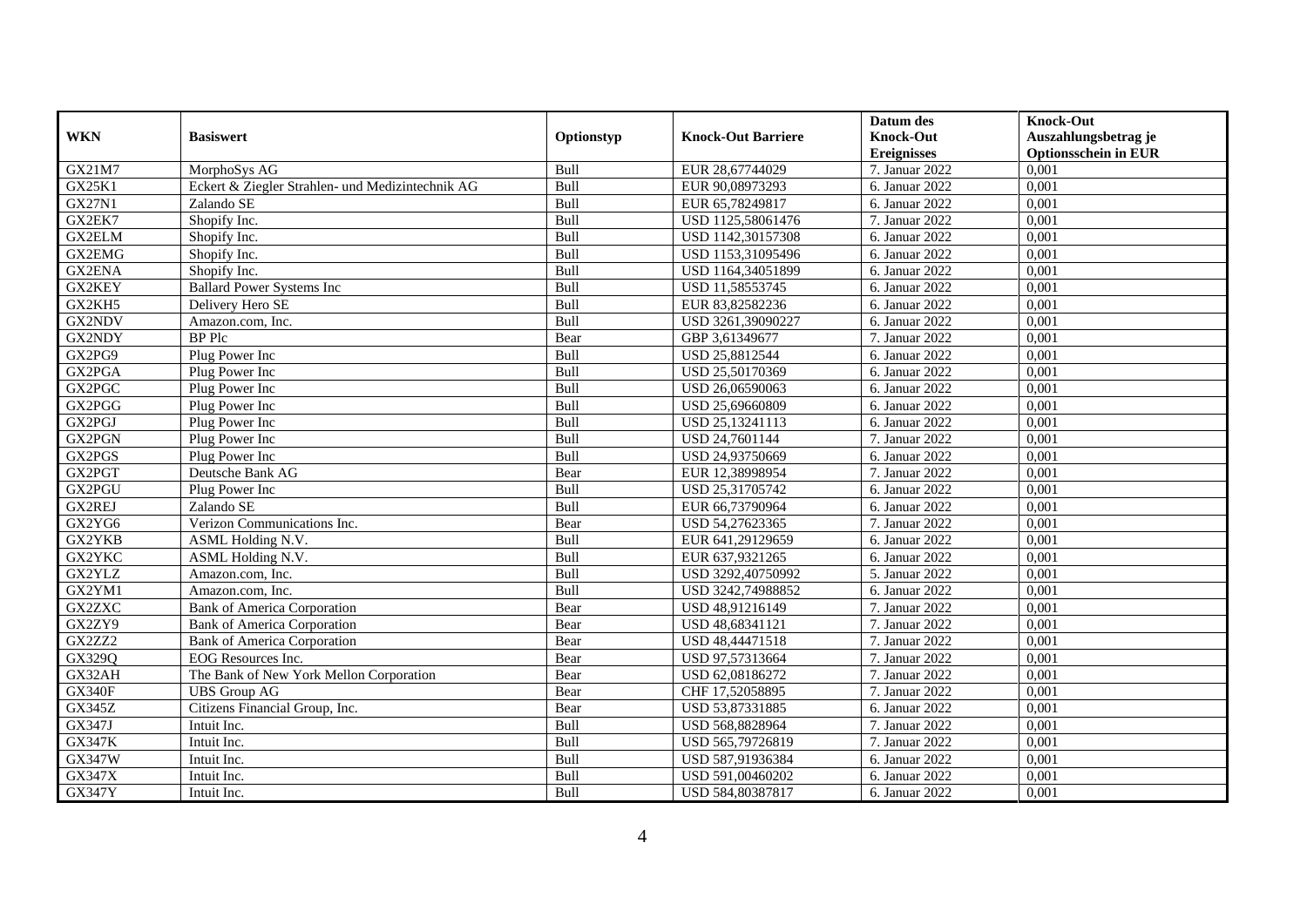| WKN | Basiswert | Optionstyp | Knock-Out Barriere | Datum des Knock-Out Ereignisses | Knock-Out Auszahlungsbetrag je Optionsschein in EUR |
|---|---|---|---|---|---|
| GX21M7 | MorphoSys AG | Bull | EUR 28,67744029 | 7. Januar 2022 | 0,001 |
| GX25K1 | Eckert & Ziegler Strahlen- und Medizintechnik AG | Bull | EUR 90,08973293 | 6. Januar 2022 | 0,001 |
| GX27N1 | Zalando SE | Bull | EUR 65,78249817 | 6. Januar 2022 | 0,001 |
| GX2EK7 | Shopify Inc. | Bull | USD 1125,58061476 | 7. Januar 2022 | 0,001 |
| GX2ELM | Shopify Inc. | Bull | USD 1142,30157308 | 6. Januar 2022 | 0,001 |
| GX2EMG | Shopify Inc. | Bull | USD 1153,31095496 | 6. Januar 2022 | 0,001 |
| GX2ENA | Shopify Inc. | Bull | USD 1164,34051899 | 6. Januar 2022 | 0,001 |
| GX2KEY | Ballard Power Systems Inc | Bull | USD 11,58553745 | 6. Januar 2022 | 0,001 |
| GX2KH5 | Delivery Hero SE | Bull | EUR 83,82582236 | 6. Januar 2022 | 0,001 |
| GX2NDV | Amazon.com, Inc. | Bull | USD 3261,39090227 | 6. Januar 2022 | 0,001 |
| GX2NDY | BP Plc | Bear | GBP 3,61349677 | 7. Januar 2022 | 0,001 |
| GX2PG9 | Plug Power Inc | Bull | USD 25,8812544 | 6. Januar 2022 | 0,001 |
| GX2PGA | Plug Power Inc | Bull | USD 25,50170369 | 6. Januar 2022 | 0,001 |
| GX2PGC | Plug Power Inc | Bull | USD 26,06590063 | 6. Januar 2022 | 0,001 |
| GX2PGG | Plug Power Inc | Bull | USD 25,69660809 | 6. Januar 2022 | 0,001 |
| GX2PGJ | Plug Power Inc | Bull | USD 25,13241113 | 6. Januar 2022 | 0,001 |
| GX2PGN | Plug Power Inc | Bull | USD 24,7601144 | 7. Januar 2022 | 0,001 |
| GX2PGS | Plug Power Inc | Bull | USD 24,93750669 | 6. Januar 2022 | 0,001 |
| GX2PGT | Deutsche Bank AG | Bear | EUR 12,38998954 | 7. Januar 2022 | 0,001 |
| GX2PGU | Plug Power Inc | Bull | USD 25,31705742 | 6. Januar 2022 | 0,001 |
| GX2REJ | Zalando SE | Bull | EUR 66,73790964 | 6. Januar 2022 | 0,001 |
| GX2YG6 | Verizon Communications Inc. | Bear | USD 54,27623365 | 7. Januar 2022 | 0,001 |
| GX2YKB | ASML Holding N.V. | Bull | EUR 641,29129659 | 6. Januar 2022 | 0,001 |
| GX2YKC | ASML Holding N.V. | Bull | EUR 637,9321265 | 6. Januar 2022 | 0,001 |
| GX2YLZ | Amazon.com, Inc. | Bull | USD 3292,40750992 | 5. Januar 2022 | 0,001 |
| GX2YM1 | Amazon.com, Inc. | Bull | USD 3242,74988852 | 6. Januar 2022 | 0,001 |
| GX2ZXC | Bank of America Corporation | Bear | USD 48,91216149 | 7. Januar 2022 | 0,001 |
| GX2ZY9 | Bank of America Corporation | Bear | USD 48,68341121 | 7. Januar 2022 | 0,001 |
| GX2ZZ2 | Bank of America Corporation | Bear | USD 48,44471518 | 7. Januar 2022 | 0,001 |
| GX329Q | EOG Resources Inc. | Bear | USD 97,57313664 | 7. Januar 2022 | 0,001 |
| GX32AH | The Bank of New York Mellon Corporation | Bear | USD 62,08186272 | 7. Januar 2022 | 0,001 |
| GX340F | UBS Group AG | Bear | CHF 17,52058895 | 7. Januar 2022 | 0,001 |
| GX345Z | Citizens Financial Group, Inc. | Bear | USD 53,87331885 | 6. Januar 2022 | 0,001 |
| GX347J | Intuit Inc. | Bull | USD 568,8828964 | 7. Januar 2022 | 0,001 |
| GX347K | Intuit Inc. | Bull | USD 565,79726819 | 7. Januar 2022 | 0,001 |
| GX347W | Intuit Inc. | Bull | USD 587,91936384 | 6. Januar 2022 | 0,001 |
| GX347X | Intuit Inc. | Bull | USD 591,00460202 | 6. Januar 2022 | 0,001 |
| GX347Y | Intuit Inc. | Bull | USD 584,80387817 | 6. Januar 2022 | 0,001 |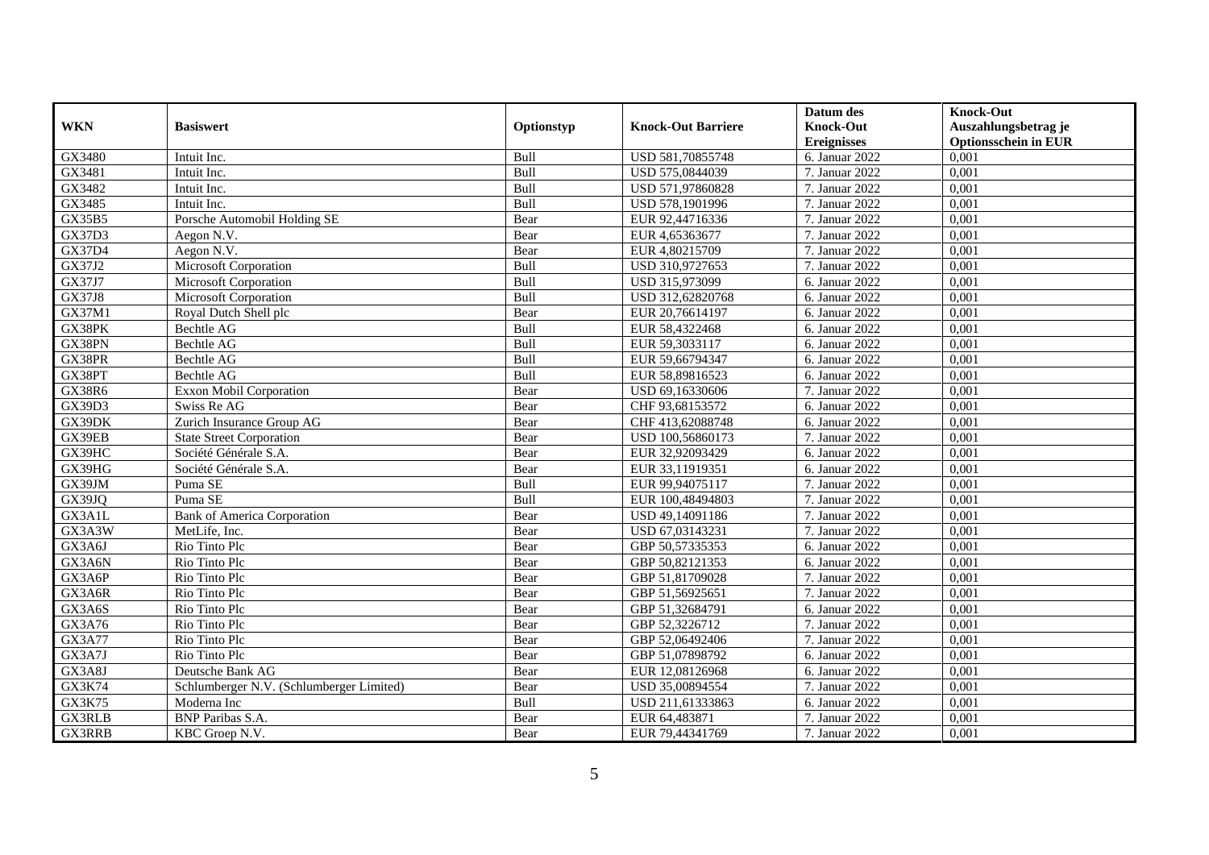| WKN | Basiswert | Optionstyp | Knock-Out Barriere | Datum des Knock-Out Ereignisses | Knock-Out Auszahlungsbetrag je Optionsschein in EUR |
|---|---|---|---|---|---|
| GX3480 | Intuit Inc. | Bull | USD 581,70855748 | 6. Januar 2022 | 0,001 |
| GX3481 | Intuit Inc. | Bull | USD 575,0844039 | 7. Januar 2022 | 0,001 |
| GX3482 | Intuit Inc. | Bull | USD 571,97860828 | 7. Januar 2022 | 0,001 |
| GX3485 | Intuit Inc. | Bull | USD 578,1901996 | 7. Januar 2022 | 0,001 |
| GX35B5 | Porsche Automobil Holding SE | Bear | EUR 92,44716336 | 7. Januar 2022 | 0,001 |
| GX37D3 | Aegon N.V. | Bear | EUR 4,65363677 | 7. Januar 2022 | 0,001 |
| GX37D4 | Aegon N.V. | Bear | EUR 4,80215709 | 7. Januar 2022 | 0,001 |
| GX37J2 | Microsoft Corporation | Bull | USD 310,9727653 | 7. Januar 2022 | 0,001 |
| GX37J7 | Microsoft Corporation | Bull | USD 315,973099 | 6. Januar 2022 | 0,001 |
| GX37J8 | Microsoft Corporation | Bull | USD 312,62820768 | 6. Januar 2022 | 0,001 |
| GX37M1 | Royal Dutch Shell plc | Bear | EUR 20,76614197 | 6. Januar 2022 | 0,001 |
| GX38PK | Bechtle AG | Bull | EUR 58,4322468 | 6. Januar 2022 | 0,001 |
| GX38PN | Bechtle AG | Bull | EUR 59,3033117 | 6. Januar 2022 | 0,001 |
| GX38PR | Bechtle AG | Bull | EUR 59,66794347 | 6. Januar 2022 | 0,001 |
| GX38PT | Bechtle AG | Bull | EUR 58,89816523 | 6. Januar 2022 | 0,001 |
| GX38R6 | Exxon Mobil Corporation | Bear | USD 69,16330606 | 7. Januar 2022 | 0,001 |
| GX39D3 | Swiss Re AG | Bear | CHF 93,68153572 | 6. Januar 2022 | 0,001 |
| GX39DK | Zurich Insurance Group AG | Bear | CHF 413,62088748 | 6. Januar 2022 | 0,001 |
| GX39EB | State Street Corporation | Bear | USD 100,56860173 | 7. Januar 2022 | 0,001 |
| GX39HC | Société Générale S.A. | Bear | EUR 32,92093429 | 6. Januar 2022 | 0,001 |
| GX39HG | Société Générale S.A. | Bear | EUR 33,11919351 | 6. Januar 2022 | 0,001 |
| GX39JM | Puma SE | Bull | EUR 99,94075117 | 7. Januar 2022 | 0,001 |
| GX39JQ | Puma SE | Bull | EUR 100,48494803 | 7. Januar 2022 | 0,001 |
| GX3A1L | Bank of America Corporation | Bear | USD 49,14091186 | 7. Januar 2022 | 0,001 |
| GX3A3W | MetLife, Inc. | Bear | USD 67,03143231 | 7. Januar 2022 | 0,001 |
| GX3A6J | Rio Tinto Plc | Bear | GBP 50,57335353 | 6. Januar 2022 | 0,001 |
| GX3A6N | Rio Tinto Plc | Bear | GBP 50,82121353 | 6. Januar 2022 | 0,001 |
| GX3A6P | Rio Tinto Plc | Bear | GBP 51,81709028 | 7. Januar 2022 | 0,001 |
| GX3A6R | Rio Tinto Plc | Bear | GBP 51,56925651 | 7. Januar 2022 | 0,001 |
| GX3A6S | Rio Tinto Plc | Bear | GBP 51,32684791 | 6. Januar 2022 | 0,001 |
| GX3A76 | Rio Tinto Plc | Bear | GBP 52,3226712 | 7. Januar 2022 | 0,001 |
| GX3A77 | Rio Tinto Plc | Bear | GBP 52,06492406 | 7. Januar 2022 | 0,001 |
| GX3A7J | Rio Tinto Plc | Bear | GBP 51,07898792 | 6. Januar 2022 | 0,001 |
| GX3A8J | Deutsche Bank AG | Bear | EUR 12,08126968 | 6. Januar 2022 | 0,001 |
| GX3K74 | Schlumberger N.V. (Schlumberger Limited) | Bear | USD 35,00894554 | 7. Januar 2022 | 0,001 |
| GX3K75 | Moderna Inc | Bull | USD 211,61333863 | 6. Januar 2022 | 0,001 |
| GX3RLB | BNP Paribas S.A. | Bear | EUR 64,483871 | 7. Januar 2022 | 0,001 |
| GX3RRB | KBC Groep N.V. | Bear | EUR 79,44341769 | 7. Januar 2022 | 0,001 |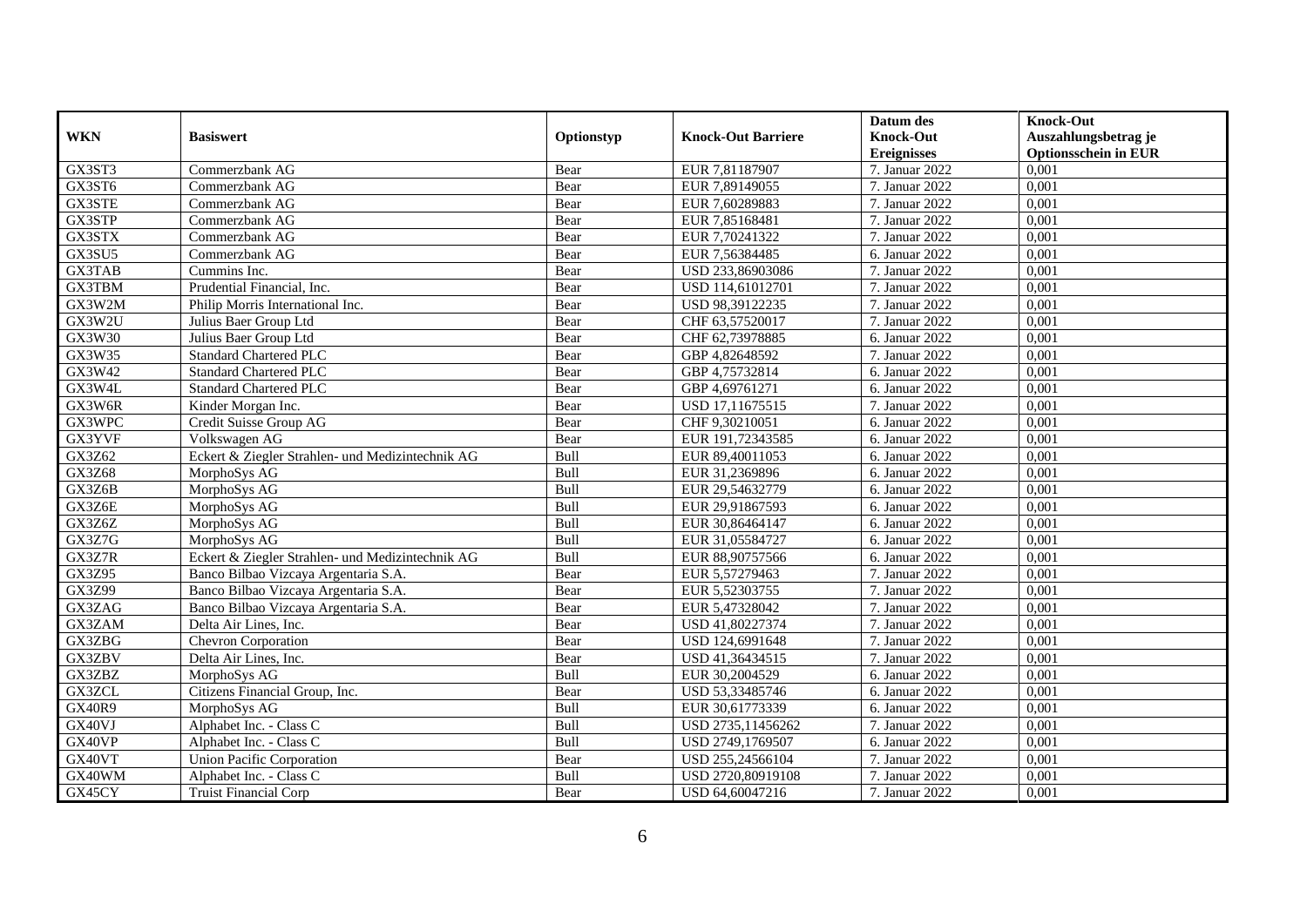| WKN | Basiswert | Optionstyp | Knock-Out Barriere | Datum des Knock-Out Ereignisses | Knock-Out Auszahlungsbetrag je Optionsschein in EUR |
|---|---|---|---|---|---|
| GX3ST3 | Commerzbank AG | Bear | EUR 7,81187907 | 7. Januar 2022 | 0,001 |
| GX3ST6 | Commerzbank AG | Bear | EUR 7,89149055 | 7. Januar 2022 | 0,001 |
| GX3STE | Commerzbank AG | Bear | EUR 7,60289883 | 7. Januar 2022 | 0,001 |
| GX3STP | Commerzbank AG | Bear | EUR 7,85168481 | 7. Januar 2022 | 0,001 |
| GX3STX | Commerzbank AG | Bear | EUR 7,70241322 | 7. Januar 2022 | 0,001 |
| GX3SU5 | Commerzbank AG | Bear | EUR 7,56384485 | 6. Januar 2022 | 0,001 |
| GX3TAB | Cummins Inc. | Bear | USD 233,86903086 | 7. Januar 2022 | 0,001 |
| GX3TBM | Prudential Financial, Inc. | Bear | USD 114,61012701 | 7. Januar 2022 | 0,001 |
| GX3W2M | Philip Morris International Inc. | Bear | USD 98,39122235 | 7. Januar 2022 | 0,001 |
| GX3W2U | Julius Baer Group Ltd | Bear | CHF 63,57520017 | 7. Januar 2022 | 0,001 |
| GX3W30 | Julius Baer Group Ltd | Bear | CHF 62,73978885 | 6. Januar 2022 | 0,001 |
| GX3W35 | Standard Chartered PLC | Bear | GBP 4,82648592 | 7. Januar 2022 | 0,001 |
| GX3W42 | Standard Chartered PLC | Bear | GBP 4,75732814 | 6. Januar 2022 | 0,001 |
| GX3W4L | Standard Chartered PLC | Bear | GBP 4,69761271 | 6. Januar 2022 | 0,001 |
| GX3W6R | Kinder Morgan Inc. | Bear | USD 17,11675515 | 7. Januar 2022 | 0,001 |
| GX3WPC | Credit Suisse Group AG | Bear | CHF 9,30210051 | 6. Januar 2022 | 0,001 |
| GX3YVF | Volkswagen AG | Bear | EUR 191,72343585 | 6. Januar 2022 | 0,001 |
| GX3Z62 | Eckert & Ziegler Strahlen- und Medizintechnik AG | Bull | EUR 89,40011053 | 6. Januar 2022 | 0,001 |
| GX3Z68 | MorphoSys AG | Bull | EUR 31,2369896 | 6. Januar 2022 | 0,001 |
| GX3Z6B | MorphoSys AG | Bull | EUR 29,54632779 | 6. Januar 2022 | 0,001 |
| GX3Z6E | MorphoSys AG | Bull | EUR 29,91867593 | 6. Januar 2022 | 0,001 |
| GX3Z6Z | MorphoSys AG | Bull | EUR 30,86464147 | 6. Januar 2022 | 0,001 |
| GX3Z7G | MorphoSys AG | Bull | EUR 31,05584727 | 6. Januar 2022 | 0,001 |
| GX3Z7R | Eckert & Ziegler Strahlen- und Medizintechnik AG | Bull | EUR 88,90757566 | 6. Januar 2022 | 0,001 |
| GX3Z95 | Banco Bilbao Vizcaya Argentaria S.A. | Bear | EUR 5,57279463 | 7. Januar 2022 | 0,001 |
| GX3Z99 | Banco Bilbao Vizcaya Argentaria S.A. | Bear | EUR 5,52303755 | 7. Januar 2022 | 0,001 |
| GX3ZAG | Banco Bilbao Vizcaya Argentaria S.A. | Bear | EUR 5,47328042 | 7. Januar 2022 | 0,001 |
| GX3ZAM | Delta Air Lines, Inc. | Bear | USD 41,80227374 | 7. Januar 2022 | 0,001 |
| GX3ZBG | Chevron Corporation | Bear | USD 124,6991648 | 7. Januar 2022 | 0,001 |
| GX3ZBV | Delta Air Lines, Inc. | Bear | USD 41,36434515 | 7. Januar 2022 | 0,001 |
| GX3ZBZ | MorphoSys AG | Bull | EUR 30,2004529 | 6. Januar 2022 | 0,001 |
| GX3ZCL | Citizens Financial Group, Inc. | Bear | USD 53,33485746 | 6. Januar 2022 | 0,001 |
| GX40R9 | MorphoSys AG | Bull | EUR 30,61773339 | 6. Januar 2022 | 0,001 |
| GX40VJ | Alphabet Inc. - Class C | Bull | USD 2735,11456262 | 7. Januar 2022 | 0,001 |
| GX40VP | Alphabet Inc. - Class C | Bull | USD 2749,1769507 | 6. Januar 2022 | 0,001 |
| GX40VT | Union Pacific Corporation | Bear | USD 255,24566104 | 7. Januar 2022 | 0,001 |
| GX40WM | Alphabet Inc. - Class C | Bull | USD 2720,80919108 | 7. Januar 2022 | 0,001 |
| GX45CY | Truist Financial Corp | Bear | USD 64,60047216 | 7. Januar 2022 | 0,001 |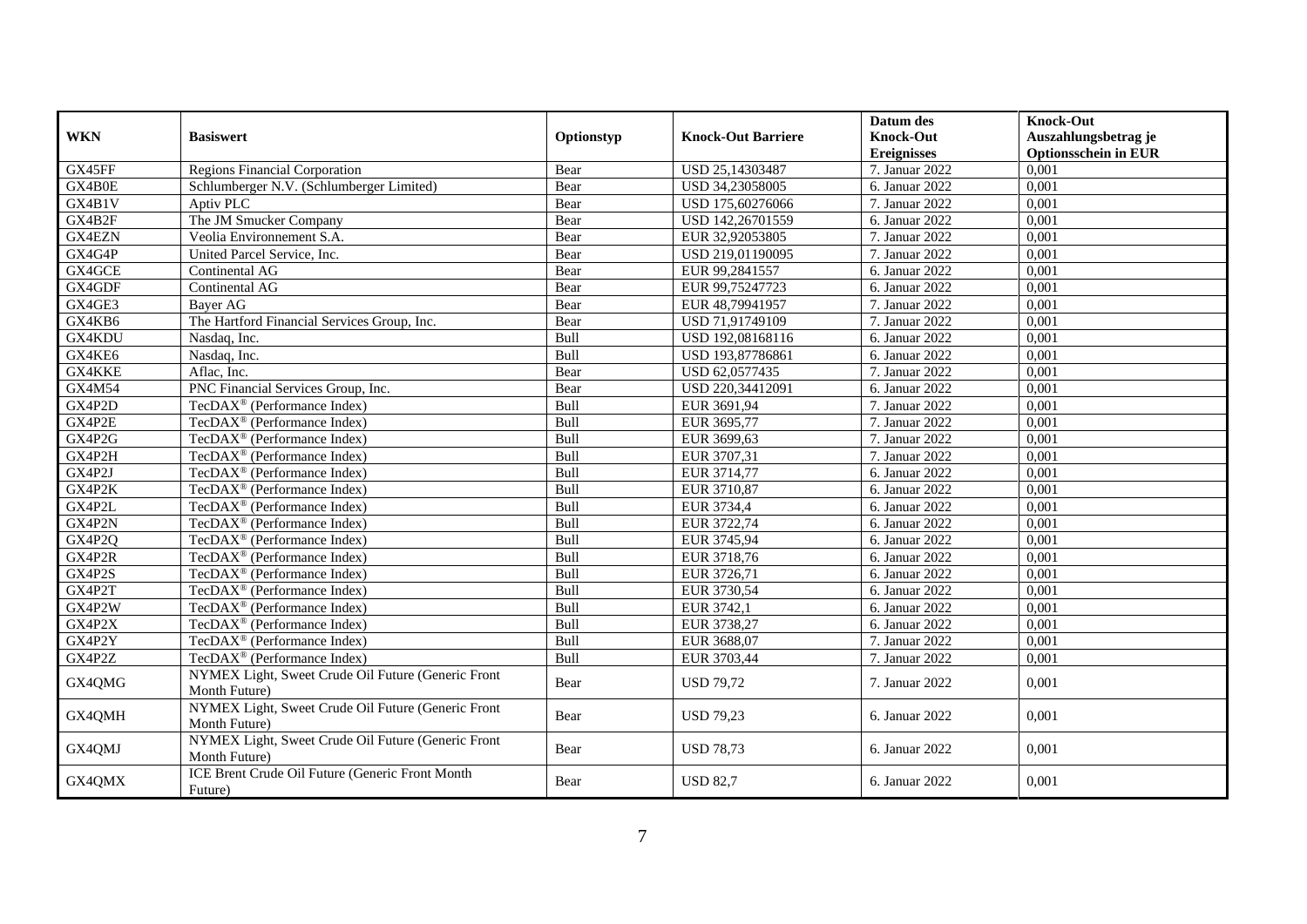| WKN | Basiswert | Optionstyp | Knock-Out Barriere | Datum des Knock-Out Ereignisses | Knock-Out Auszahlungsbetrag je Optionsschein in EUR |
|---|---|---|---|---|---|
| GX45FF | Regions Financial Corporation | Bear | USD 25,14303487 | 7. Januar 2022 | 0,001 |
| GX4B0E | Schlumberger N.V. (Schlumberger Limited) | Bear | USD 34,23058005 | 6. Januar 2022 | 0,001 |
| GX4B1V | Aptiv PLC | Bear | USD 175,60276066 | 7. Januar 2022 | 0,001 |
| GX4B2F | The JM Smucker Company | Bear | USD 142,26701559 | 6. Januar 2022 | 0,001 |
| GX4EZN | Veolia Environnement S.A. | Bear | EUR 32,92053805 | 7. Januar 2022 | 0,001 |
| GX4G4P | United Parcel Service, Inc. | Bear | USD 219,01190095 | 7. Januar 2022 | 0,001 |
| GX4GCE | Continental AG | Bear | EUR 99,2841557 | 6. Januar 2022 | 0,001 |
| GX4GDF | Continental AG | Bear | EUR 99,75247723 | 6. Januar 2022 | 0,001 |
| GX4GE3 | Bayer AG | Bear | EUR 48,79941957 | 7. Januar 2022 | 0,001 |
| GX4KB6 | The Hartford Financial Services Group, Inc. | Bear | USD 71,91749109 | 7. Januar 2022 | 0,001 |
| GX4KDU | Nasdaq, Inc. | Bull | USD 192,08168116 | 6. Januar 2022 | 0,001 |
| GX4KE6 | Nasdaq, Inc. | Bull | USD 193,87786861 | 6. Januar 2022 | 0,001 |
| GX4KKE | Aflac, Inc. | Bear | USD 62,0577435 | 7. Januar 2022 | 0,001 |
| GX4M54 | PNC Financial Services Group, Inc. | Bear | USD 220,34412091 | 6. Januar 2022 | 0,001 |
| GX4P2D | TecDAX® (Performance Index) | Bull | EUR 3691,94 | 7. Januar 2022 | 0,001 |
| GX4P2E | TecDAX® (Performance Index) | Bull | EUR 3695,77 | 7. Januar 2022 | 0,001 |
| GX4P2G | TecDAX® (Performance Index) | Bull | EUR 3699,63 | 7. Januar 2022 | 0,001 |
| GX4P2H | TecDAX® (Performance Index) | Bull | EUR 3707,31 | 7. Januar 2022 | 0,001 |
| GX4P2J | TecDAX® (Performance Index) | Bull | EUR 3714,77 | 6. Januar 2022 | 0,001 |
| GX4P2K | TecDAX® (Performance Index) | Bull | EUR 3710,87 | 6. Januar 2022 | 0,001 |
| GX4P2L | TecDAX® (Performance Index) | Bull | EUR 3734,4 | 6. Januar 2022 | 0,001 |
| GX4P2N | TecDAX® (Performance Index) | Bull | EUR 3722,74 | 6. Januar 2022 | 0,001 |
| GX4P2Q | TecDAX® (Performance Index) | Bull | EUR 3745,94 | 6. Januar 2022 | 0,001 |
| GX4P2R | TecDAX® (Performance Index) | Bull | EUR 3718,76 | 6. Januar 2022 | 0,001 |
| GX4P2S | TecDAX® (Performance Index) | Bull | EUR 3726,71 | 6. Januar 2022 | 0,001 |
| GX4P2T | TecDAX® (Performance Index) | Bull | EUR 3730,54 | 6. Januar 2022 | 0,001 |
| GX4P2W | TecDAX® (Performance Index) | Bull | EUR 3742,1 | 6. Januar 2022 | 0,001 |
| GX4P2X | TecDAX® (Performance Index) | Bull | EUR 3738,27 | 6. Januar 2022 | 0,001 |
| GX4P2Y | TecDAX® (Performance Index) | Bull | EUR 3688,07 | 7. Januar 2022 | 0,001 |
| GX4P2Z | TecDAX® (Performance Index) | Bull | EUR 3703,44 | 7. Januar 2022 | 0,001 |
| GX4QMG | NYMEX Light, Sweet Crude Oil Future (Generic Front Month Future) | Bear | USD 79,72 | 7. Januar 2022 | 0,001 |
| GX4QMH | NYMEX Light, Sweet Crude Oil Future (Generic Front Month Future) | Bear | USD 79,23 | 6. Januar 2022 | 0,001 |
| GX4QMJ | NYMEX Light, Sweet Crude Oil Future (Generic Front Month Future) | Bear | USD 78,73 | 6. Januar 2022 | 0,001 |
| GX4QMX | ICE Brent Crude Oil Future (Generic Front Month Future) | Bear | USD 82,7 | 6. Januar 2022 | 0,001 |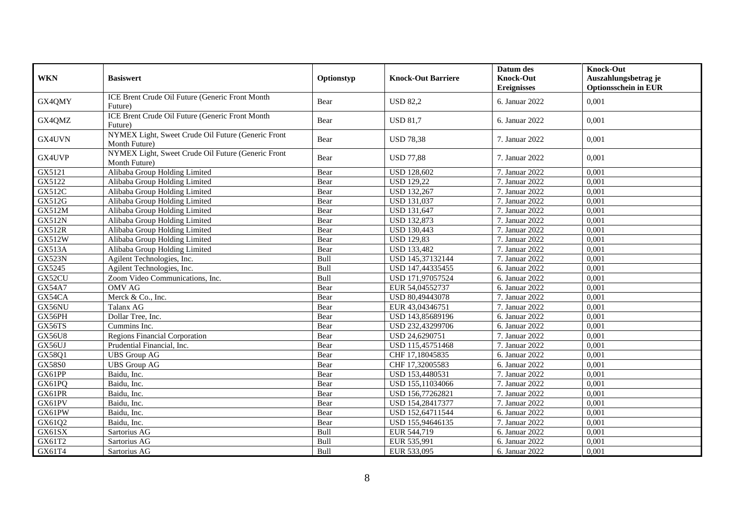| WKN | Basiswert | Optionstyp | Knock-Out Barriere | Datum des Knock-Out Ereignisses | Knock-Out Auszahlungsbetrag je Optionsschein in EUR |
|---|---|---|---|---|---|
| GX4QMY | ICE Brent Crude Oil Future (Generic Front Month Future) | Bear | USD 82,2 | 6. Januar 2022 | 0,001 |
| GX4QMZ | ICE Brent Crude Oil Future (Generic Front Month Future) | Bear | USD 81,7 | 6. Januar 2022 | 0,001 |
| GX4UVN | NYMEX Light, Sweet Crude Oil Future (Generic Front Month Future) | Bear | USD 78,38 | 7. Januar 2022 | 0,001 |
| GX4UVP | NYMEX Light, Sweet Crude Oil Future (Generic Front Month Future) | Bear | USD 77,88 | 7. Januar 2022 | 0,001 |
| GX5121 | Alibaba Group Holding Limited | Bear | USD 128,602 | 7. Januar 2022 | 0,001 |
| GX5122 | Alibaba Group Holding Limited | Bear | USD 129,22 | 7. Januar 2022 | 0,001 |
| GX512C | Alibaba Group Holding Limited | Bear | USD 132,267 | 7. Januar 2022 | 0,001 |
| GX512G | Alibaba Group Holding Limited | Bear | USD 131,037 | 7. Januar 2022 | 0,001 |
| GX512M | Alibaba Group Holding Limited | Bear | USD 131,647 | 7. Januar 2022 | 0,001 |
| GX512N | Alibaba Group Holding Limited | Bear | USD 132,873 | 7. Januar 2022 | 0,001 |
| GX512R | Alibaba Group Holding Limited | Bear | USD 130,443 | 7. Januar 2022 | 0,001 |
| GX512W | Alibaba Group Holding Limited | Bear | USD 129,83 | 7. Januar 2022 | 0,001 |
| GX513A | Alibaba Group Holding Limited | Bear | USD 133,482 | 7. Januar 2022 | 0,001 |
| GX523N | Agilent Technologies, Inc. | Bull | USD 145,37132144 | 7. Januar 2022 | 0,001 |
| GX5245 | Agilent Technologies, Inc. | Bull | USD 147,44335455 | 6. Januar 2022 | 0,001 |
| GX52CU | Zoom Video Communications, Inc. | Bull | USD 171,97057524 | 6. Januar 2022 | 0,001 |
| GX54A7 | OMV AG | Bear | EUR 54,04552737 | 6. Januar 2022 | 0,001 |
| GX54CA | Merck & Co., Inc. | Bear | USD 80,49443078 | 7. Januar 2022 | 0,001 |
| GX56NU | Talanx AG | Bear | EUR 43,04346751 | 7. Januar 2022 | 0,001 |
| GX56PH | Dollar Tree, Inc. | Bear | USD 143,85689196 | 6. Januar 2022 | 0,001 |
| GX56TS | Cummins Inc. | Bear | USD 232,43299706 | 6. Januar 2022 | 0,001 |
| GX56U8 | Regions Financial Corporation | Bear | USD 24,6290751 | 7. Januar 2022 | 0,001 |
| GX56UJ | Prudential Financial, Inc. | Bear | USD 115,45751468 | 7. Januar 2022 | 0,001 |
| GX58Q1 | UBS Group AG | Bear | CHF 17,18045835 | 6. Januar 2022 | 0,001 |
| GX58S0 | UBS Group AG | Bear | CHF 17,32005583 | 6. Januar 2022 | 0,001 |
| GX61PP | Baidu, Inc. | Bear | USD 153,4480531 | 7. Januar 2022 | 0,001 |
| GX61PQ | Baidu, Inc. | Bear | USD 155,11034066 | 7. Januar 2022 | 0,001 |
| GX61PR | Baidu, Inc. | Bear | USD 156,77262821 | 7. Januar 2022 | 0,001 |
| GX61PV | Baidu, Inc. | Bear | USD 154,28417377 | 7. Januar 2022 | 0,001 |
| GX61PW | Baidu, Inc. | Bear | USD 152,64711544 | 6. Januar 2022 | 0,001 |
| GX61Q2 | Baidu, Inc. | Bear | USD 155,94646135 | 7. Januar 2022 | 0,001 |
| GX61SX | Sartorius AG | Bull | EUR 544,719 | 6. Januar 2022 | 0,001 |
| GX61T2 | Sartorius AG | Bull | EUR 535,991 | 6. Januar 2022 | 0,001 |
| GX61T4 | Sartorius AG | Bull | EUR 533,095 | 6. Januar 2022 | 0,001 |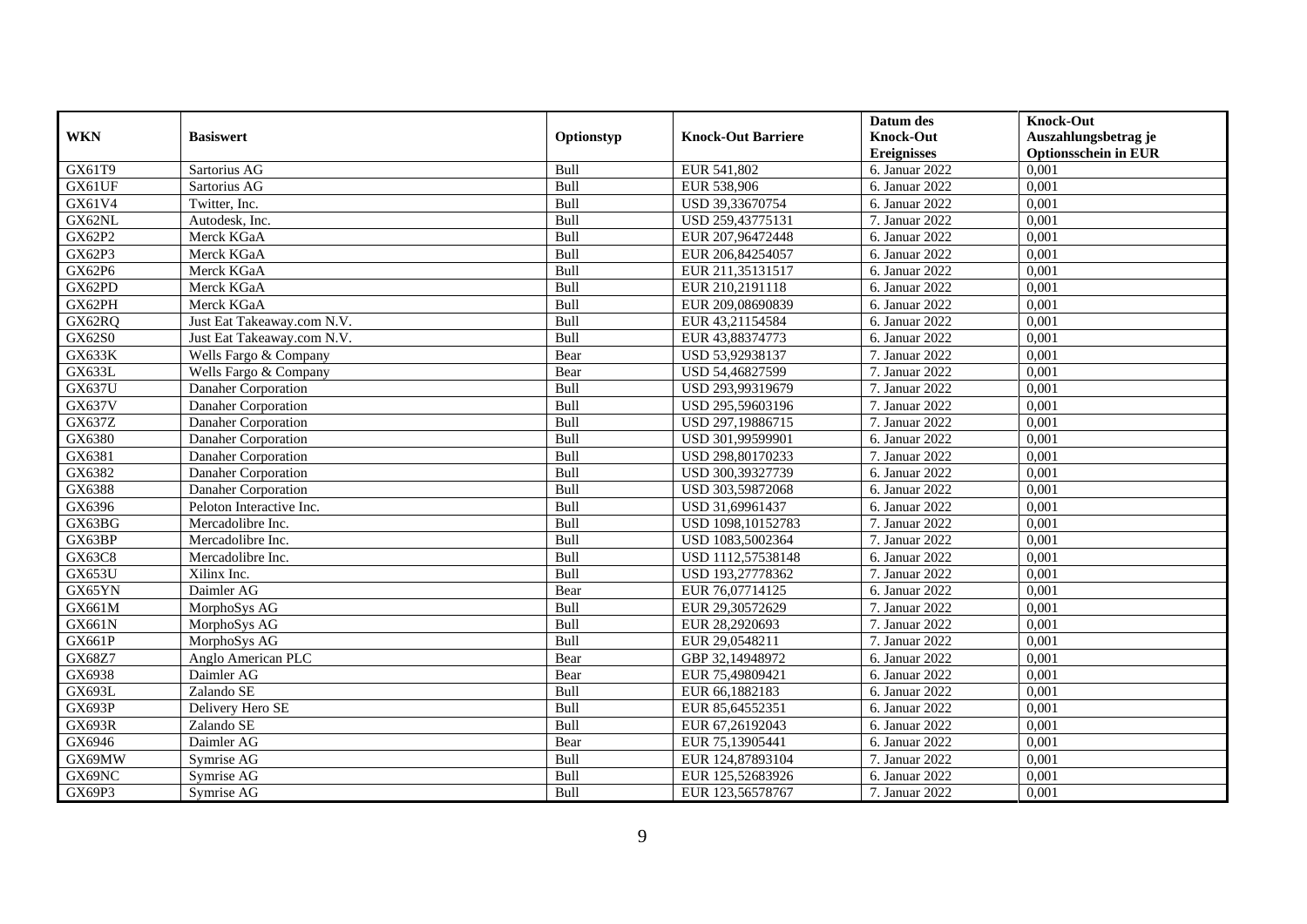| WKN | Basiswert | Optionstyp | Knock-Out Barriere | Datum des Knock-Out Ereignisses | Knock-Out Auszahlungsbetrag je Optionsschein in EUR |
|---|---|---|---|---|---|
| GX61T9 | Sartorius AG | Bull | EUR 541,802 | 6. Januar 2022 | 0,001 |
| GX61UF | Sartorius AG | Bull | EUR 538,906 | 6. Januar 2022 | 0,001 |
| GX61V4 | Twitter, Inc. | Bull | USD 39,33670754 | 6. Januar 2022 | 0,001 |
| GX62NL | Autodesk, Inc. | Bull | USD 259,43775131 | 7. Januar 2022 | 0,001 |
| GX62P2 | Merck KGaA | Bull | EUR 207,96472448 | 6. Januar 2022 | 0,001 |
| GX62P3 | Merck KGaA | Bull | EUR 206,84254057 | 6. Januar 2022 | 0,001 |
| GX62P6 | Merck KGaA | Bull | EUR 211,35131517 | 6. Januar 2022 | 0,001 |
| GX62PD | Merck KGaA | Bull | EUR 210,2191118 | 6. Januar 2022 | 0,001 |
| GX62PH | Merck KGaA | Bull | EUR 209,08690839 | 6. Januar 2022 | 0,001 |
| GX62RQ | Just Eat Takeaway.com N.V. | Bull | EUR 43,21154584 | 6. Januar 2022 | 0,001 |
| GX62S0 | Just Eat Takeaway.com N.V. | Bull | EUR 43,88374773 | 6. Januar 2022 | 0,001 |
| GX633K | Wells Fargo & Company | Bear | USD 53,92938137 | 7. Januar 2022 | 0,001 |
| GX633L | Wells Fargo & Company | Bear | USD 54,46827599 | 7. Januar 2022 | 0,001 |
| GX637U | Danaher Corporation | Bull | USD 293,99319679 | 7. Januar 2022 | 0,001 |
| GX637V | Danaher Corporation | Bull | USD 295,59603196 | 7. Januar 2022 | 0,001 |
| GX637Z | Danaher Corporation | Bull | USD 297,19886715 | 7. Januar 2022 | 0,001 |
| GX6380 | Danaher Corporation | Bull | USD 301,99599901 | 6. Januar 2022 | 0,001 |
| GX6381 | Danaher Corporation | Bull | USD 298,80170233 | 7. Januar 2022 | 0,001 |
| GX6382 | Danaher Corporation | Bull | USD 300,39327739 | 6. Januar 2022 | 0,001 |
| GX6388 | Danaher Corporation | Bull | USD 303,59872068 | 6. Januar 2022 | 0,001 |
| GX6396 | Peloton Interactive Inc. | Bull | USD 31,69961437 | 6. Januar 2022 | 0,001 |
| GX63BG | Mercadolibre Inc. | Bull | USD 1098,10152783 | 7. Januar 2022 | 0,001 |
| GX63BP | Mercadolibre Inc. | Bull | USD 1083,5002364 | 7. Januar 2022 | 0,001 |
| GX63C8 | Mercadolibre Inc. | Bull | USD 1112,57538148 | 6. Januar 2022 | 0,001 |
| GX653U | Xilinx Inc. | Bull | USD 193,27778362 | 7. Januar 2022 | 0,001 |
| GX65YN | Daimler AG | Bear | EUR 76,07714125 | 6. Januar 2022 | 0,001 |
| GX661M | MorphoSys AG | Bull | EUR 29,30572629 | 7. Januar 2022 | 0,001 |
| GX661N | MorphoSys AG | Bull | EUR 28,2920693 | 7. Januar 2022 | 0,001 |
| GX661P | MorphoSys AG | Bull | EUR 29,0548211 | 7. Januar 2022 | 0,001 |
| GX68Z7 | Anglo American PLC | Bear | GBP 32,14948972 | 6. Januar 2022 | 0,001 |
| GX6938 | Daimler AG | Bear | EUR 75,49809421 | 6. Januar 2022 | 0,001 |
| GX693L | Zalando SE | Bull | EUR 66,1882183 | 6. Januar 2022 | 0,001 |
| GX693P | Delivery Hero SE | Bull | EUR 85,64552351 | 6. Januar 2022 | 0,001 |
| GX693R | Zalando SE | Bull | EUR 67,26192043 | 6. Januar 2022 | 0,001 |
| GX6946 | Daimler AG | Bear | EUR 75,13905441 | 6. Januar 2022 | 0,001 |
| GX69MW | Symrise AG | Bull | EUR 124,87893104 | 7. Januar 2022 | 0,001 |
| GX69NC | Symrise AG | Bull | EUR 125,52683926 | 6. Januar 2022 | 0,001 |
| GX69P3 | Symrise AG | Bull | EUR 123,56578767 | 7. Januar 2022 | 0,001 |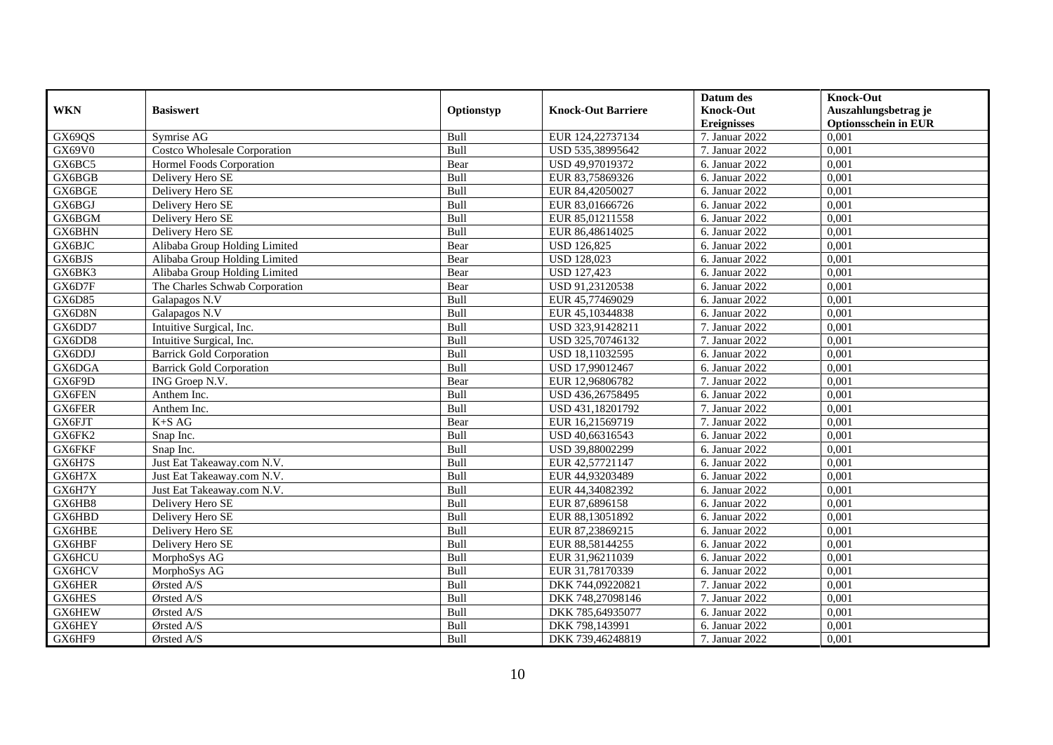| WKN | Basiswert | Optionstyp | Knock-Out Barriere | Datum des Knock-Out Ereignisses | Knock-Out Auszahlungsbetrag je Optionsschein in EUR |
|---|---|---|---|---|---|
| GX69QS | Symrise AG | Bull | EUR 124,22737134 | 7. Januar 2022 | 0,001 |
| GX69V0 | Costco Wholesale Corporation | Bull | USD 535,38995642 | 7. Januar 2022 | 0,001 |
| GX6BC5 | Hormel Foods Corporation | Bear | USD 49,97019372 | 6. Januar 2022 | 0,001 |
| GX6BGB | Delivery Hero SE | Bull | EUR 83,75869326 | 6. Januar 2022 | 0,001 |
| GX6BGE | Delivery Hero SE | Bull | EUR 84,42050027 | 6. Januar 2022 | 0,001 |
| GX6BGJ | Delivery Hero SE | Bull | EUR 83,01666726 | 6. Januar 2022 | 0,001 |
| GX6BGM | Delivery Hero SE | Bull | EUR 85,01211558 | 6. Januar 2022 | 0,001 |
| GX6BHN | Delivery Hero SE | Bull | EUR 86,48614025 | 6. Januar 2022 | 0,001 |
| GX6BJC | Alibaba Group Holding Limited | Bear | USD 126,825 | 6. Januar 2022 | 0,001 |
| GX6BJS | Alibaba Group Holding Limited | Bear | USD 128,023 | 6. Januar 2022 | 0,001 |
| GX6BK3 | Alibaba Group Holding Limited | Bear | USD 127,423 | 6. Januar 2022 | 0,001 |
| GX6D7F | The Charles Schwab Corporation | Bear | USD 91,23120538 | 6. Januar 2022 | 0,001 |
| GX6D85 | Galapagos N.V | Bull | EUR 45,77469029 | 6. Januar 2022 | 0,001 |
| GX6D8N | Galapagos N.V | Bull | EUR 45,10344838 | 6. Januar 2022 | 0,001 |
| GX6DD7 | Intuitive Surgical, Inc. | Bull | USD 323,91428211 | 7. Januar 2022 | 0,001 |
| GX6DD8 | Intuitive Surgical, Inc. | Bull | USD 325,70746132 | 7. Januar 2022 | 0,001 |
| GX6DDJ | Barrick Gold Corporation | Bull | USD 18,11032595 | 6. Januar 2022 | 0,001 |
| GX6DGA | Barrick Gold Corporation | Bull | USD 17,99012467 | 6. Januar 2022 | 0,001 |
| GX6F9D | ING Groep N.V. | Bear | EUR 12,96806782 | 7. Januar 2022 | 0,001 |
| GX6FEN | Anthem Inc. | Bull | USD 436,26758495 | 6. Januar 2022 | 0,001 |
| GX6FER | Anthem Inc. | Bull | USD 431,18201792 | 7. Januar 2022 | 0,001 |
| GX6FJT | K+S AG | Bear | EUR 16,21569719 | 7. Januar 2022 | 0,001 |
| GX6FK2 | Snap Inc. | Bull | USD 40,66316543 | 6. Januar 2022 | 0,001 |
| GX6FKF | Snap Inc. | Bull | USD 39,88002299 | 6. Januar 2022 | 0,001 |
| GX6H7S | Just Eat Takeaway.com N.V. | Bull | EUR 42,57721147 | 6. Januar 2022 | 0,001 |
| GX6H7X | Just Eat Takeaway.com N.V. | Bull | EUR 44,93203489 | 6. Januar 2022 | 0,001 |
| GX6H7Y | Just Eat Takeaway.com N.V. | Bull | EUR 44,34082392 | 6. Januar 2022 | 0,001 |
| GX6HB8 | Delivery Hero SE | Bull | EUR 87,6896158 | 6. Januar 2022 | 0,001 |
| GX6HBD | Delivery Hero SE | Bull | EUR 88,13051892 | 6. Januar 2022 | 0,001 |
| GX6HBE | Delivery Hero SE | Bull | EUR 87,23869215 | 6. Januar 2022 | 0,001 |
| GX6HBF | Delivery Hero SE | Bull | EUR 88,58144255 | 6. Januar 2022 | 0,001 |
| GX6HCU | MorphoSys AG | Bull | EUR 31,96211039 | 6. Januar 2022 | 0,001 |
| GX6HCV | MorphoSys AG | Bull | EUR 31,78170339 | 6. Januar 2022 | 0,001 |
| GX6HER | Ørsted A/S | Bull | DKK 744,09220821 | 7. Januar 2022 | 0,001 |
| GX6HES | Ørsted A/S | Bull | DKK 748,27098146 | 7. Januar 2022 | 0,001 |
| GX6HEW | Ørsted A/S | Bull | DKK 785,64935077 | 6. Januar 2022 | 0,001 |
| GX6HEY | Ørsted A/S | Bull | DKK 798,143991 | 6. Januar 2022 | 0,001 |
| GX6HF9 | Ørsted A/S | Bull | DKK 739,46248819 | 7. Januar 2022 | 0,001 |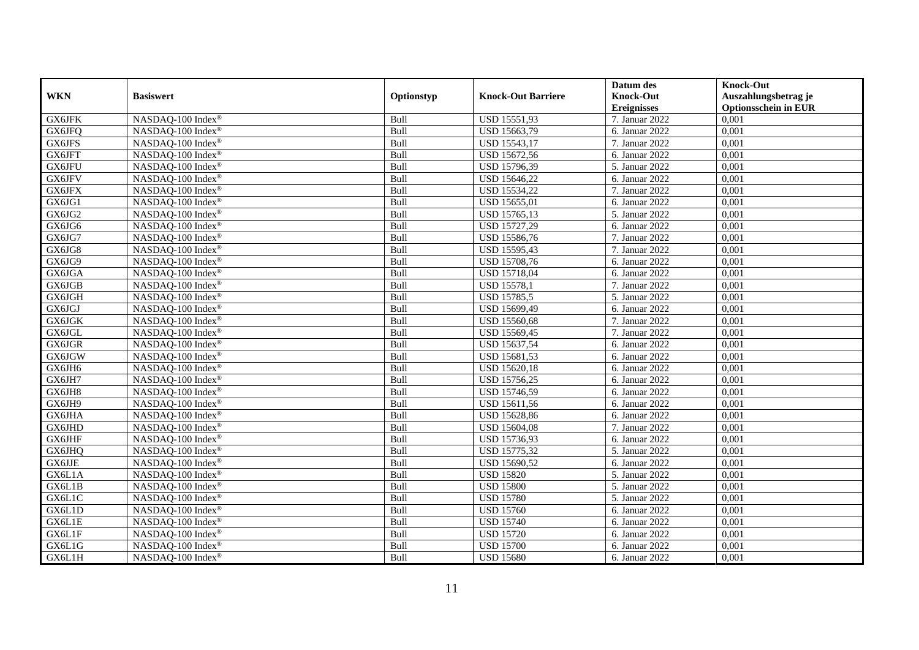| WKN | Basiswert | Optionstyp | Knock-Out Barriere | Datum des Knock-Out Ereignisses | Knock-Out Auszahlungsbetrag je Optionsschein in EUR |
|---|---|---|---|---|---|
| GX6JFK | NASDAQ-100 Index® | Bull | USD 15551,93 | 7. Januar 2022 | 0,001 |
| GX6JFQ | NASDAQ-100 Index® | Bull | USD 15663,79 | 6. Januar 2022 | 0,001 |
| GX6JFS | NASDAQ-100 Index® | Bull | USD 15543,17 | 7. Januar 2022 | 0,001 |
| GX6JFT | NASDAQ-100 Index® | Bull | USD 15672,56 | 6. Januar 2022 | 0,001 |
| GX6JFU | NASDAQ-100 Index® | Bull | USD 15796,39 | 5. Januar 2022 | 0,001 |
| GX6JFV | NASDAQ-100 Index® | Bull | USD 15646,22 | 6. Januar 2022 | 0,001 |
| GX6JFX | NASDAQ-100 Index® | Bull | USD 15534,22 | 7. Januar 2022 | 0,001 |
| GX6JG1 | NASDAQ-100 Index® | Bull | USD 15655,01 | 6. Januar 2022 | 0,001 |
| GX6JG2 | NASDAQ-100 Index® | Bull | USD 15765,13 | 5. Januar 2022 | 0,001 |
| GX6JG6 | NASDAQ-100 Index® | Bull | USD 15727,29 | 6. Januar 2022 | 0,001 |
| GX6JG7 | NASDAQ-100 Index® | Bull | USD 15586,76 | 7. Januar 2022 | 0,001 |
| GX6JG8 | NASDAQ-100 Index® | Bull | USD 15595,43 | 7. Januar 2022 | 0,001 |
| GX6JG9 | NASDAQ-100 Index® | Bull | USD 15708,76 | 6. Januar 2022 | 0,001 |
| GX6JGA | NASDAQ-100 Index® | Bull | USD 15718,04 | 6. Januar 2022 | 0,001 |
| GX6JGB | NASDAQ-100 Index® | Bull | USD 15578,1 | 7. Januar 2022 | 0,001 |
| GX6JGH | NASDAQ-100 Index® | Bull | USD 15785,5 | 5. Januar 2022 | 0,001 |
| GX6JGJ | NASDAQ-100 Index® | Bull | USD 15699,49 | 6. Januar 2022 | 0,001 |
| GX6JGK | NASDAQ-100 Index® | Bull | USD 15560,68 | 7. Januar 2022 | 0,001 |
| GX6JGL | NASDAQ-100 Index® | Bull | USD 15569,45 | 7. Januar 2022 | 0,001 |
| GX6JGR | NASDAQ-100 Index® | Bull | USD 15637,54 | 6. Januar 2022 | 0,001 |
| GX6JGW | NASDAQ-100 Index® | Bull | USD 15681,53 | 6. Januar 2022 | 0,001 |
| GX6JH6 | NASDAQ-100 Index® | Bull | USD 15620,18 | 6. Januar 2022 | 0,001 |
| GX6JH7 | NASDAQ-100 Index® | Bull | USD 15756,25 | 6. Januar 2022 | 0,001 |
| GX6JH8 | NASDAQ-100 Index® | Bull | USD 15746,59 | 6. Januar 2022 | 0,001 |
| GX6JH9 | NASDAQ-100 Index® | Bull | USD 15611,56 | 6. Januar 2022 | 0,001 |
| GX6JHA | NASDAQ-100 Index® | Bull | USD 15628,86 | 6. Januar 2022 | 0,001 |
| GX6JHD | NASDAQ-100 Index® | Bull | USD 15604,08 | 7. Januar 2022 | 0,001 |
| GX6JHF | NASDAQ-100 Index® | Bull | USD 15736,93 | 6. Januar 2022 | 0,001 |
| GX6JHQ | NASDAQ-100 Index® | Bull | USD 15775,32 | 5. Januar 2022 | 0,001 |
| GX6JJE | NASDAQ-100 Index® | Bull | USD 15690,52 | 6. Januar 2022 | 0,001 |
| GX6L1A | NASDAQ-100 Index® | Bull | USD 15820 | 5. Januar 2022 | 0,001 |
| GX6L1B | NASDAQ-100 Index® | Bull | USD 15800 | 5. Januar 2022 | 0,001 |
| GX6L1C | NASDAQ-100 Index® | Bull | USD 15780 | 5. Januar 2022 | 0,001 |
| GX6L1D | NASDAQ-100 Index® | Bull | USD 15760 | 6. Januar 2022 | 0,001 |
| GX6L1E | NASDAQ-100 Index® | Bull | USD 15740 | 6. Januar 2022 | 0,001 |
| GX6L1F | NASDAQ-100 Index® | Bull | USD 15720 | 6. Januar 2022 | 0,001 |
| GX6L1G | NASDAQ-100 Index® | Bull | USD 15700 | 6. Januar 2022 | 0,001 |
| GX6L1H | NASDAQ-100 Index® | Bull | USD 15680 | 6. Januar 2022 | 0,001 |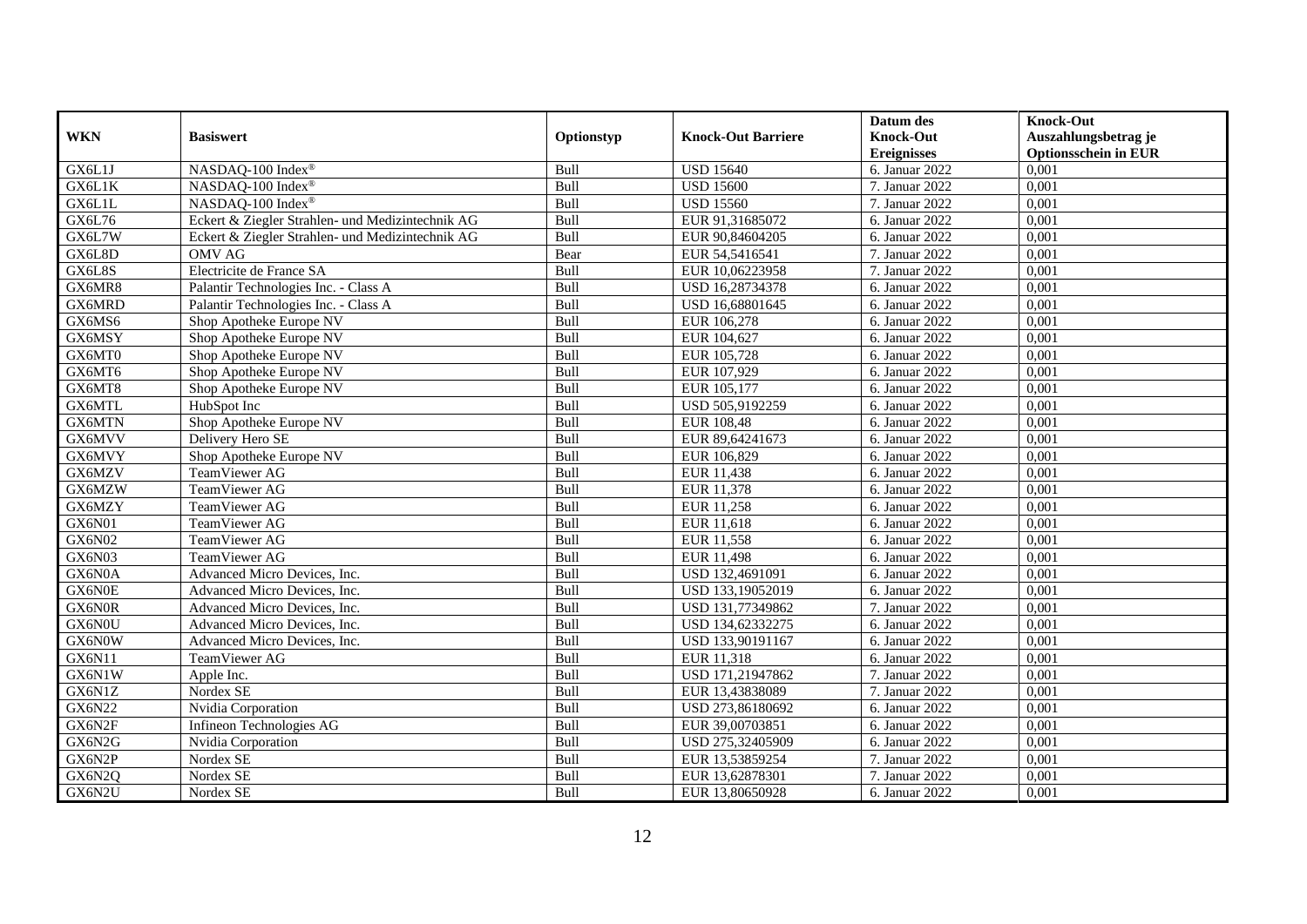| WKN | Basiswert | Optionstyp | Knock-Out Barriere | Datum des Knock-Out Ereignisses | Knock-Out Auszahlungsbetrag je Optionsschein in EUR |
|---|---|---|---|---|---|
| GX6L1J | NASDAQ-100 Index® | Bull | USD 15640 | 6. Januar 2022 | 0,001 |
| GX6L1K | NASDAQ-100 Index® | Bull | USD 15600 | 7. Januar 2022 | 0,001 |
| GX6L1L | NASDAQ-100 Index® | Bull | USD 15560 | 7. Januar 2022 | 0,001 |
| GX6L76 | Eckert & Ziegler Strahlen- und Medizintechnik AG | Bull | EUR 91,31685072 | 6. Januar 2022 | 0,001 |
| GX6L7W | Eckert & Ziegler Strahlen- und Medizintechnik AG | Bull | EUR 90,84604205 | 6. Januar 2022 | 0,001 |
| GX6L8D | OMV AG | Bear | EUR 54,5416541 | 7. Januar 2022 | 0,001 |
| GX6L8S | Electricite de France SA | Bull | EUR 10,06223958 | 7. Januar 2022 | 0,001 |
| GX6MR8 | Palantir Technologies Inc. - Class A | Bull | USD 16,28734378 | 6. Januar 2022 | 0,001 |
| GX6MRD | Palantir Technologies Inc. - Class A | Bull | USD 16,68801645 | 6. Januar 2022 | 0,001 |
| GX6MS6 | Shop Apotheke Europe NV | Bull | EUR 106,278 | 6. Januar 2022 | 0,001 |
| GX6MSY | Shop Apotheke Europe NV | Bull | EUR 104,627 | 6. Januar 2022 | 0,001 |
| GX6MT0 | Shop Apotheke Europe NV | Bull | EUR 105,728 | 6. Januar 2022 | 0,001 |
| GX6MT6 | Shop Apotheke Europe NV | Bull | EUR 107,929 | 6. Januar 2022 | 0,001 |
| GX6MT8 | Shop Apotheke Europe NV | Bull | EUR 105,177 | 6. Januar 2022 | 0,001 |
| GX6MTL | HubSpot Inc | Bull | USD 505,9192259 | 6. Januar 2022 | 0,001 |
| GX6MTN | Shop Apotheke Europe NV | Bull | EUR 108,48 | 6. Januar 2022 | 0,001 |
| GX6MVV | Delivery Hero SE | Bull | EUR 89,64241673 | 6. Januar 2022 | 0,001 |
| GX6MVY | Shop Apotheke Europe NV | Bull | EUR 106,829 | 6. Januar 2022 | 0,001 |
| GX6MZV | TeamViewer AG | Bull | EUR 11,438 | 6. Januar 2022 | 0,001 |
| GX6MZW | TeamViewer AG | Bull | EUR 11,378 | 6. Januar 2022 | 0,001 |
| GX6MZY | TeamViewer AG | Bull | EUR 11,258 | 6. Januar 2022 | 0,001 |
| GX6N01 | TeamViewer AG | Bull | EUR 11,618 | 6. Januar 2022 | 0,001 |
| GX6N02 | TeamViewer AG | Bull | EUR 11,558 | 6. Januar 2022 | 0,001 |
| GX6N03 | TeamViewer AG | Bull | EUR 11,498 | 6. Januar 2022 | 0,001 |
| GX6N0A | Advanced Micro Devices, Inc. | Bull | USD 132,4691091 | 6. Januar 2022 | 0,001 |
| GX6N0E | Advanced Micro Devices, Inc. | Bull | USD 133,19052019 | 6. Januar 2022 | 0,001 |
| GX6N0R | Advanced Micro Devices, Inc. | Bull | USD 131,77349862 | 7. Januar 2022 | 0,001 |
| GX6N0U | Advanced Micro Devices, Inc. | Bull | USD 134,62332275 | 6. Januar 2022 | 0,001 |
| GX6N0W | Advanced Micro Devices, Inc. | Bull | USD 133,90191167 | 6. Januar 2022 | 0,001 |
| GX6N11 | TeamViewer AG | Bull | EUR 11,318 | 6. Januar 2022 | 0,001 |
| GX6N1W | Apple Inc. | Bull | USD 171,21947862 | 7. Januar 2022 | 0,001 |
| GX6N1Z | Nordex SE | Bull | EUR 13,43838089 | 7. Januar 2022 | 0,001 |
| GX6N22 | Nvidia Corporation | Bull | USD 273,86180692 | 6. Januar 2022 | 0,001 |
| GX6N2F | Infineon Technologies AG | Bull | EUR 39,00703851 | 6. Januar 2022 | 0,001 |
| GX6N2G | Nvidia Corporation | Bull | USD 275,32405909 | 6. Januar 2022 | 0,001 |
| GX6N2P | Nordex SE | Bull | EUR 13,53859254 | 7. Januar 2022 | 0,001 |
| GX6N2Q | Nordex SE | Bull | EUR 13,62878301 | 7. Januar 2022 | 0,001 |
| GX6N2U | Nordex SE | Bull | EUR 13,80650928 | 6. Januar 2022 | 0,001 |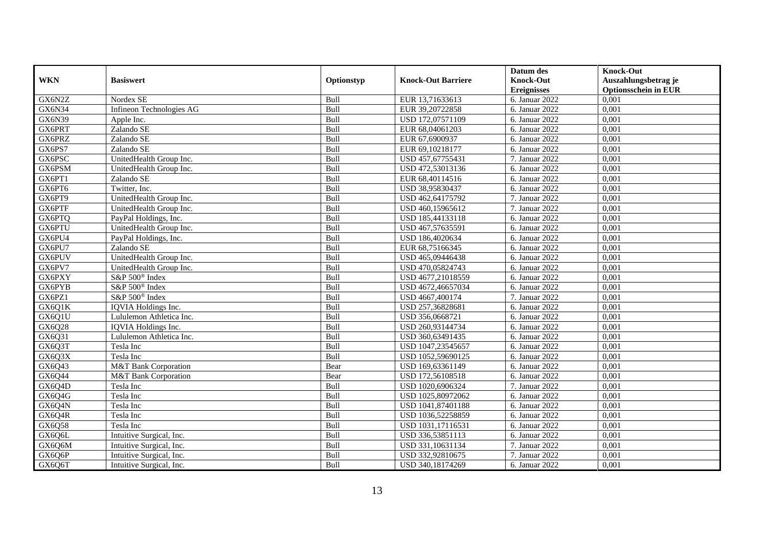| WKN | Basiswert | Optionstyp | Knock-Out Barriere | Datum des Knock-Out Ereignisses | Knock-Out Auszahlungsbetrag je Optionsschein in EUR |
|---|---|---|---|---|---|
| GX6N2Z | Nordex SE | Bull | EUR 13,71633613 | 6. Januar 2022 | 0,001 |
| GX6N34 | Infineon Technologies AG | Bull | EUR 39,20722858 | 6. Januar 2022 | 0,001 |
| GX6N39 | Apple Inc. | Bull | USD 172,07571109 | 6. Januar 2022 | 0,001 |
| GX6PRT | Zalando SE | Bull | EUR 68,04061203 | 6. Januar 2022 | 0,001 |
| GX6PRZ | Zalando SE | Bull | EUR 67,6900937 | 6. Januar 2022 | 0,001 |
| GX6PS7 | Zalando SE | Bull | EUR 69,10218177 | 6. Januar 2022 | 0,001 |
| GX6PSC | UnitedHealth Group Inc. | Bull | USD 457,67755431 | 7. Januar 2022 | 0,001 |
| GX6PSM | UnitedHealth Group Inc. | Bull | USD 472,53013136 | 6. Januar 2022 | 0,001 |
| GX6PT1 | Zalando SE | Bull | EUR 68,40114516 | 6. Januar 2022 | 0,001 |
| GX6PT6 | Twitter, Inc. | Bull | USD 38,95830437 | 6. Januar 2022 | 0,001 |
| GX6PT9 | UnitedHealth Group Inc. | Bull | USD 462,64175792 | 7. Januar 2022 | 0,001 |
| GX6PTF | UnitedHealth Group Inc. | Bull | USD 460,15965612 | 7. Januar 2022 | 0,001 |
| GX6PTQ | PayPal Holdings, Inc. | Bull | USD 185,44133118 | 6. Januar 2022 | 0,001 |
| GX6PTU | UnitedHealth Group Inc. | Bull | USD 467,57635591 | 6. Januar 2022 | 0,001 |
| GX6PU4 | PayPal Holdings, Inc. | Bull | USD 186,4020634 | 6. Januar 2022 | 0,001 |
| GX6PU7 | Zalando SE | Bull | EUR 68,75166345 | 6. Januar 2022 | 0,001 |
| GX6PUV | UnitedHealth Group Inc. | Bull | USD 465,09446438 | 6. Januar 2022 | 0,001 |
| GX6PV7 | UnitedHealth Group Inc. | Bull | USD 470,05824743 | 6. Januar 2022 | 0,001 |
| GX6PXY | S&P 500® Index | Bull | USD 4677,21018559 | 6. Januar 2022 | 0,001 |
| GX6PYB | S&P 500® Index | Bull | USD 4672,46657034 | 6. Januar 2022 | 0,001 |
| GX6PZ1 | S&P 500® Index | Bull | USD 4667,400174 | 7. Januar 2022 | 0,001 |
| GX6Q1K | IQVIA Holdings Inc. | Bull | USD 257,36828681 | 6. Januar 2022 | 0,001 |
| GX6Q1U | Lululemon Athletica Inc. | Bull | USD 356,0668721 | 6. Januar 2022 | 0,001 |
| GX6Q28 | IQVIA Holdings Inc. | Bull | USD 260,93144734 | 6. Januar 2022 | 0,001 |
| GX6Q31 | Lululemon Athletica Inc. | Bull | USD 360,63491435 | 6. Januar 2022 | 0,001 |
| GX6Q3T | Tesla Inc | Bull | USD 1047,23545657 | 6. Januar 2022 | 0,001 |
| GX6Q3X | Tesla Inc | Bull | USD 1052,59690125 | 6. Januar 2022 | 0,001 |
| GX6Q43 | M&T Bank Corporation | Bear | USD 169,63361149 | 6. Januar 2022 | 0,001 |
| GX6Q44 | M&T Bank Corporation | Bear | USD 172,56108518 | 6. Januar 2022 | 0,001 |
| GX6Q4D | Tesla Inc | Bull | USD 1020,6906324 | 7. Januar 2022 | 0,001 |
| GX6Q4G | Tesla Inc | Bull | USD 1025,80972062 | 6. Januar 2022 | 0,001 |
| GX6Q4N | Tesla Inc | Bull | USD 1041,87401188 | 6. Januar 2022 | 0,001 |
| GX6Q4R | Tesla Inc | Bull | USD 1036,52258859 | 6. Januar 2022 | 0,001 |
| GX6Q58 | Tesla Inc | Bull | USD 1031,17116531 | 6. Januar 2022 | 0,001 |
| GX6Q6L | Intuitive Surgical, Inc. | Bull | USD 336,53851113 | 6. Januar 2022 | 0,001 |
| GX6Q6M | Intuitive Surgical, Inc. | Bull | USD 331,10631134 | 7. Januar 2022 | 0,001 |
| GX6Q6P | Intuitive Surgical, Inc. | Bull | USD 332,92810675 | 7. Januar 2022 | 0,001 |
| GX6Q6T | Intuitive Surgical, Inc. | Bull | USD 340,18174269 | 6. Januar 2022 | 0,001 |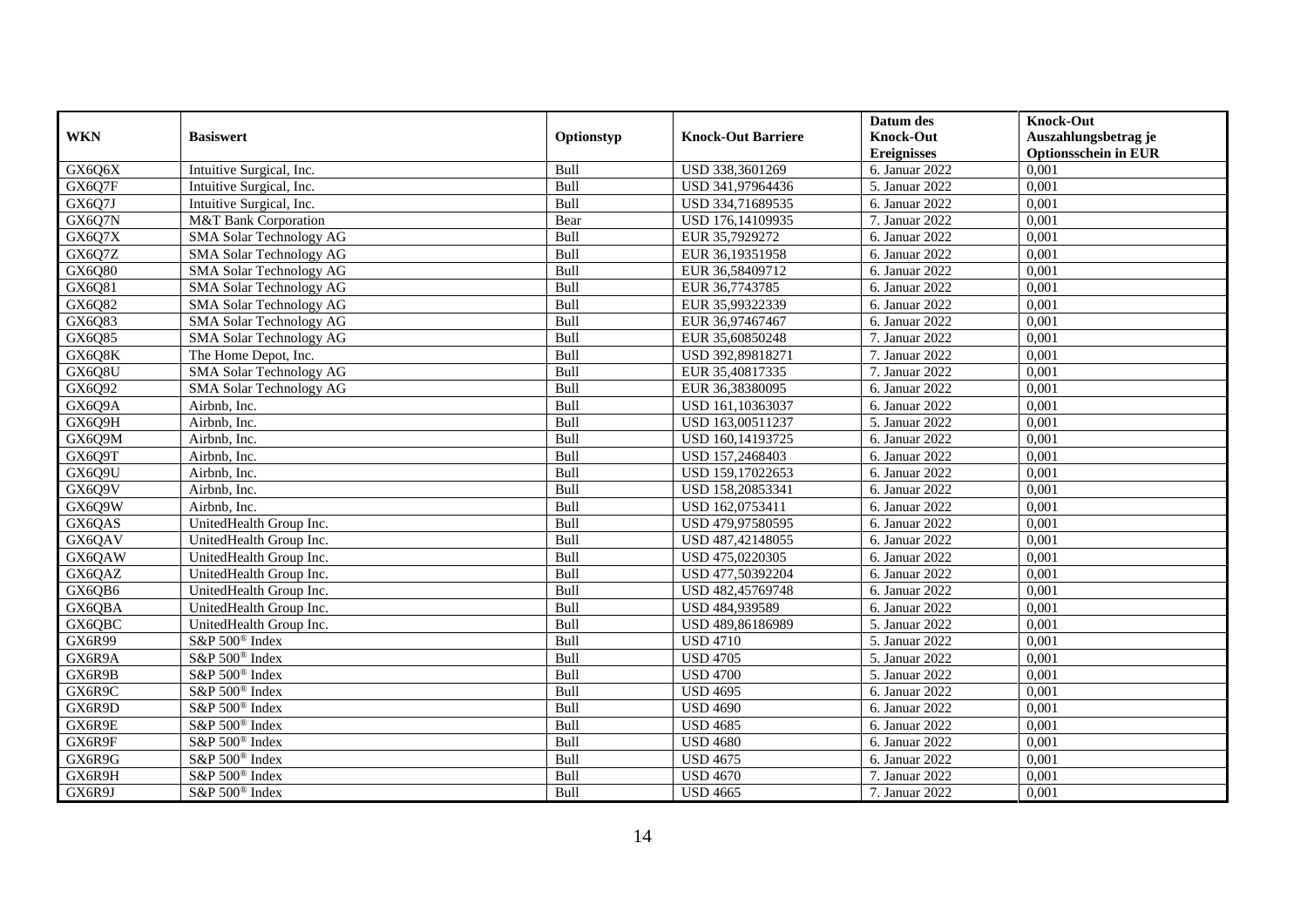| WKN | Basiswert | Optionstyp | Knock-Out Barriere | Datum des Knock-Out Ereignisses | Knock-Out Auszahlungsbetrag je Optionsschein in EUR |
|---|---|---|---|---|---|
| GX6Q6X | Intuitive Surgical, Inc. | Bull | USD 338,3601269 | 6. Januar 2022 | 0,001 |
| GX6Q7F | Intuitive Surgical, Inc. | Bull | USD 341,97964436 | 5. Januar 2022 | 0,001 |
| GX6Q7J | Intuitive Surgical, Inc. | Bull | USD 334,71689535 | 6. Januar 2022 | 0,001 |
| GX6Q7N | M&T Bank Corporation | Bear | USD 176,14109935 | 7. Januar 2022 | 0,001 |
| GX6Q7X | SMA Solar Technology AG | Bull | EUR 35,7929272 | 6. Januar 2022 | 0,001 |
| GX6Q7Z | SMA Solar Technology AG | Bull | EUR 36,19351958 | 6. Januar 2022 | 0,001 |
| GX6Q80 | SMA Solar Technology AG | Bull | EUR 36,58409712 | 6. Januar 2022 | 0,001 |
| GX6Q81 | SMA Solar Technology AG | Bull | EUR 36,7743785 | 6. Januar 2022 | 0,001 |
| GX6Q82 | SMA Solar Technology AG | Bull | EUR 35,99322339 | 6. Januar 2022 | 0,001 |
| GX6Q83 | SMA Solar Technology AG | Bull | EUR 36,97467467 | 6. Januar 2022 | 0,001 |
| GX6Q85 | SMA Solar Technology AG | Bull | EUR 35,60850248 | 7. Januar 2022 | 0,001 |
| GX6Q8K | The Home Depot, Inc. | Bull | USD 392,89818271 | 7. Januar 2022 | 0,001 |
| GX6Q8U | SMA Solar Technology AG | Bull | EUR 35,40817335 | 7. Januar 2022 | 0,001 |
| GX6Q92 | SMA Solar Technology AG | Bull | EUR 36,38380095 | 6. Januar 2022 | 0,001 |
| GX6Q9A | Airbnb, Inc. | Bull | USD 161,10363037 | 6. Januar 2022 | 0,001 |
| GX6Q9H | Airbnb, Inc. | Bull | USD 163,00511237 | 5. Januar 2022 | 0,001 |
| GX6Q9M | Airbnb, Inc. | Bull | USD 160,14193725 | 6. Januar 2022 | 0,001 |
| GX6Q9T | Airbnb, Inc. | Bull | USD 157,2468403 | 6. Januar 2022 | 0,001 |
| GX6Q9U | Airbnb, Inc. | Bull | USD 159,17022653 | 6. Januar 2022 | 0,001 |
| GX6Q9V | Airbnb, Inc. | Bull | USD 158,20853341 | 6. Januar 2022 | 0,001 |
| GX6Q9W | Airbnb, Inc. | Bull | USD 162,0753411 | 6. Januar 2022 | 0,001 |
| GX6QAS | UnitedHealth Group Inc. | Bull | USD 479,97580595 | 6. Januar 2022 | 0,001 |
| GX6QAV | UnitedHealth Group Inc. | Bull | USD 487,42148055 | 6. Januar 2022 | 0,001 |
| GX6QAW | UnitedHealth Group Inc. | Bull | USD 475,0220305 | 6. Januar 2022 | 0,001 |
| GX6QAZ | UnitedHealth Group Inc. | Bull | USD 477,50392204 | 6. Januar 2022 | 0,001 |
| GX6QB6 | UnitedHealth Group Inc. | Bull | USD 482,45769748 | 6. Januar 2022 | 0,001 |
| GX6QBA | UnitedHealth Group Inc. | Bull | USD 484,939589 | 6. Januar 2022 | 0,001 |
| GX6QBC | UnitedHealth Group Inc. | Bull | USD 489,86186989 | 5. Januar 2022 | 0,001 |
| GX6R99 | S&P 500® Index | Bull | USD 4710 | 5. Januar 2022 | 0,001 |
| GX6R9A | S&P 500® Index | Bull | USD 4705 | 5. Januar 2022 | 0,001 |
| GX6R9B | S&P 500® Index | Bull | USD 4700 | 5. Januar 2022 | 0,001 |
| GX6R9C | S&P 500® Index | Bull | USD 4695 | 6. Januar 2022 | 0,001 |
| GX6R9D | S&P 500® Index | Bull | USD 4690 | 6. Januar 2022 | 0,001 |
| GX6R9E | S&P 500® Index | Bull | USD 4685 | 6. Januar 2022 | 0,001 |
| GX6R9F | S&P 500® Index | Bull | USD 4680 | 6. Januar 2022 | 0,001 |
| GX6R9G | S&P 500® Index | Bull | USD 4675 | 6. Januar 2022 | 0,001 |
| GX6R9H | S&P 500® Index | Bull | USD 4670 | 7. Januar 2022 | 0,001 |
| GX6R9J | S&P 500® Index | Bull | USD 4665 | 7. Januar 2022 | 0,001 |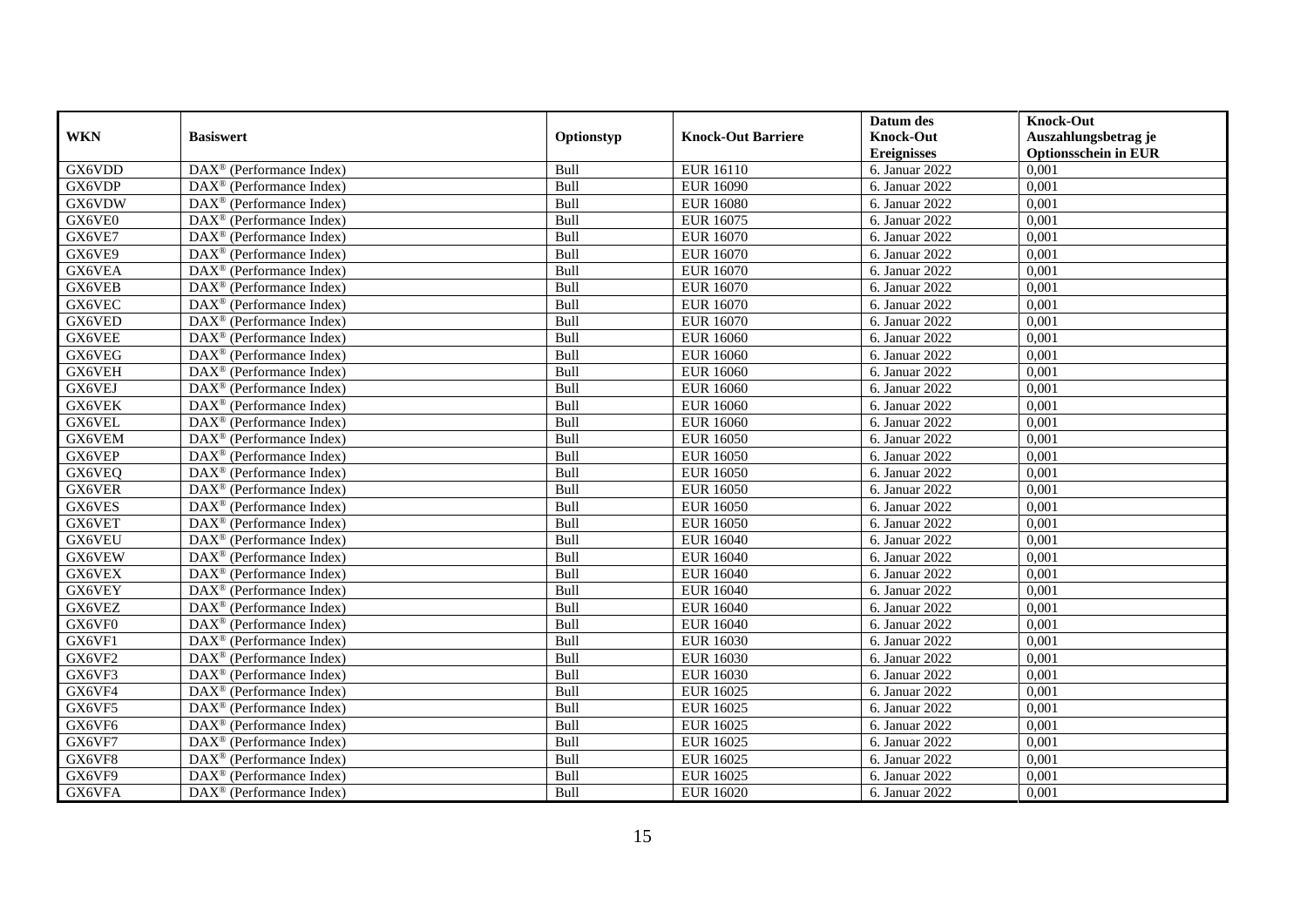| WKN | Basiswert | Optionstyp | Knock-Out Barriere | Datum des Knock-Out Ereignisses | Knock-Out Auszahlungsbetrag je Optionsschein in EUR |
|---|---|---|---|---|---|
| GX6VDD | DAX® (Performance Index) | Bull | EUR 16110 | 6. Januar 2022 | 0,001 |
| GX6VDP | DAX® (Performance Index) | Bull | EUR 16090 | 6. Januar 2022 | 0,001 |
| GX6VDW | DAX® (Performance Index) | Bull | EUR 16080 | 6. Januar 2022 | 0,001 |
| GX6VE0 | DAX® (Performance Index) | Bull | EUR 16075 | 6. Januar 2022 | 0,001 |
| GX6VE7 | DAX® (Performance Index) | Bull | EUR 16070 | 6. Januar 2022 | 0,001 |
| GX6VE9 | DAX® (Performance Index) | Bull | EUR 16070 | 6. Januar 2022 | 0,001 |
| GX6VEA | DAX® (Performance Index) | Bull | EUR 16070 | 6. Januar 2022 | 0,001 |
| GX6VEB | DAX® (Performance Index) | Bull | EUR 16070 | 6. Januar 2022 | 0,001 |
| GX6VEC | DAX® (Performance Index) | Bull | EUR 16070 | 6. Januar 2022 | 0,001 |
| GX6VED | DAX® (Performance Index) | Bull | EUR 16070 | 6. Januar 2022 | 0,001 |
| GX6VEE | DAX® (Performance Index) | Bull | EUR 16060 | 6. Januar 2022 | 0,001 |
| GX6VEG | DAX® (Performance Index) | Bull | EUR 16060 | 6. Januar 2022 | 0,001 |
| GX6VEH | DAX® (Performance Index) | Bull | EUR 16060 | 6. Januar 2022 | 0,001 |
| GX6VEJ | DAX® (Performance Index) | Bull | EUR 16060 | 6. Januar 2022 | 0,001 |
| GX6VEK | DAX® (Performance Index) | Bull | EUR 16060 | 6. Januar 2022 | 0,001 |
| GX6VEL | DAX® (Performance Index) | Bull | EUR 16060 | 6. Januar 2022 | 0,001 |
| GX6VEM | DAX® (Performance Index) | Bull | EUR 16050 | 6. Januar 2022 | 0,001 |
| GX6VEP | DAX® (Performance Index) | Bull | EUR 16050 | 6. Januar 2022 | 0,001 |
| GX6VEQ | DAX® (Performance Index) | Bull | EUR 16050 | 6. Januar 2022 | 0,001 |
| GX6VER | DAX® (Performance Index) | Bull | EUR 16050 | 6. Januar 2022 | 0,001 |
| GX6VES | DAX® (Performance Index) | Bull | EUR 16050 | 6. Januar 2022 | 0,001 |
| GX6VET | DAX® (Performance Index) | Bull | EUR 16050 | 6. Januar 2022 | 0,001 |
| GX6VEU | DAX® (Performance Index) | Bull | EUR 16040 | 6. Januar 2022 | 0,001 |
| GX6VEW | DAX® (Performance Index) | Bull | EUR 16040 | 6. Januar 2022 | 0,001 |
| GX6VEX | DAX® (Performance Index) | Bull | EUR 16040 | 6. Januar 2022 | 0,001 |
| GX6VEY | DAX® (Performance Index) | Bull | EUR 16040 | 6. Januar 2022 | 0,001 |
| GX6VEZ | DAX® (Performance Index) | Bull | EUR 16040 | 6. Januar 2022 | 0,001 |
| GX6VF0 | DAX® (Performance Index) | Bull | EUR 16040 | 6. Januar 2022 | 0,001 |
| GX6VF1 | DAX® (Performance Index) | Bull | EUR 16030 | 6. Januar 2022 | 0,001 |
| GX6VF2 | DAX® (Performance Index) | Bull | EUR 16030 | 6. Januar 2022 | 0,001 |
| GX6VF3 | DAX® (Performance Index) | Bull | EUR 16030 | 6. Januar 2022 | 0,001 |
| GX6VF4 | DAX® (Performance Index) | Bull | EUR 16025 | 6. Januar 2022 | 0,001 |
| GX6VF5 | DAX® (Performance Index) | Bull | EUR 16025 | 6. Januar 2022 | 0,001 |
| GX6VF6 | DAX® (Performance Index) | Bull | EUR 16025 | 6. Januar 2022 | 0,001 |
| GX6VF7 | DAX® (Performance Index) | Bull | EUR 16025 | 6. Januar 2022 | 0,001 |
| GX6VF8 | DAX® (Performance Index) | Bull | EUR 16025 | 6. Januar 2022 | 0,001 |
| GX6VF9 | DAX® (Performance Index) | Bull | EUR 16025 | 6. Januar 2022 | 0,001 |
| GX6VFA | DAX® (Performance Index) | Bull | EUR 16020 | 6. Januar 2022 | 0,001 |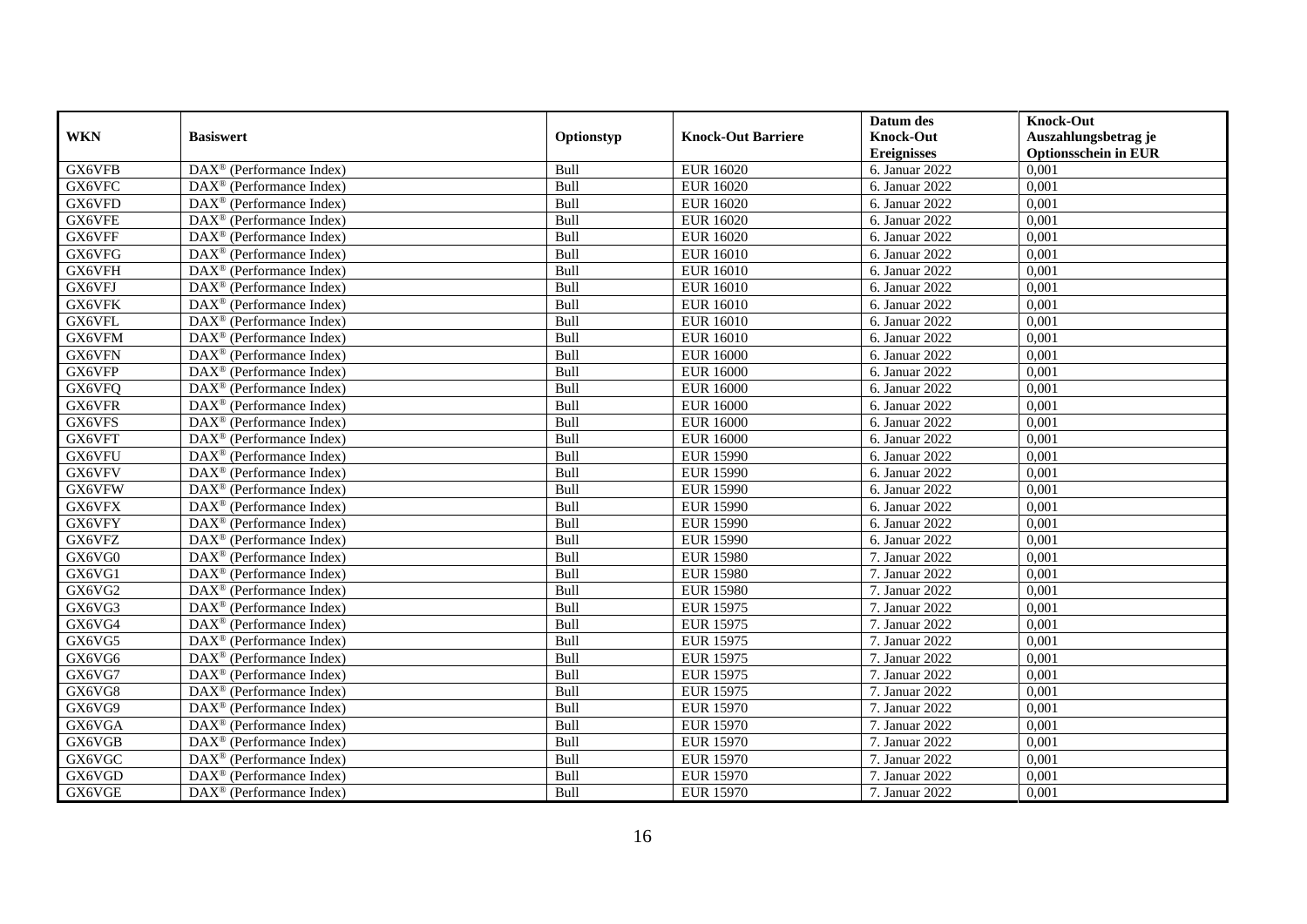| WKN | Basiswert | Optionstyp | Knock-Out Barriere | Datum des Knock-Out Ereignisses | Knock-Out Auszahlungsbetrag je Optionsschein in EUR |
|---|---|---|---|---|---|
| GX6VFB | DAX® (Performance Index) | Bull | EUR 16020 | 6. Januar 2022 | 0,001 |
| GX6VFC | DAX® (Performance Index) | Bull | EUR 16020 | 6. Januar 2022 | 0,001 |
| GX6VFD | DAX® (Performance Index) | Bull | EUR 16020 | 6. Januar 2022 | 0,001 |
| GX6VFE | DAX® (Performance Index) | Bull | EUR 16020 | 6. Januar 2022 | 0,001 |
| GX6VFF | DAX® (Performance Index) | Bull | EUR 16020 | 6. Januar 2022 | 0,001 |
| GX6VFG | DAX® (Performance Index) | Bull | EUR 16010 | 6. Januar 2022 | 0,001 |
| GX6VFH | DAX® (Performance Index) | Bull | EUR 16010 | 6. Januar 2022 | 0,001 |
| GX6VFJ | DAX® (Performance Index) | Bull | EUR 16010 | 6. Januar 2022 | 0,001 |
| GX6VFK | DAX® (Performance Index) | Bull | EUR 16010 | 6. Januar 2022 | 0,001 |
| GX6VFL | DAX® (Performance Index) | Bull | EUR 16010 | 6. Januar 2022 | 0,001 |
| GX6VFM | DAX® (Performance Index) | Bull | EUR 16010 | 6. Januar 2022 | 0,001 |
| GX6VFN | DAX® (Performance Index) | Bull | EUR 16000 | 6. Januar 2022 | 0,001 |
| GX6VFP | DAX® (Performance Index) | Bull | EUR 16000 | 6. Januar 2022 | 0,001 |
| GX6VFQ | DAX® (Performance Index) | Bull | EUR 16000 | 6. Januar 2022 | 0,001 |
| GX6VFR | DAX® (Performance Index) | Bull | EUR 16000 | 6. Januar 2022 | 0,001 |
| GX6VFS | DAX® (Performance Index) | Bull | EUR 16000 | 6. Januar 2022 | 0,001 |
| GX6VFT | DAX® (Performance Index) | Bull | EUR 16000 | 6. Januar 2022 | 0,001 |
| GX6VFU | DAX® (Performance Index) | Bull | EUR 15990 | 6. Januar 2022 | 0,001 |
| GX6VFV | DAX® (Performance Index) | Bull | EUR 15990 | 6. Januar 2022 | 0,001 |
| GX6VFW | DAX® (Performance Index) | Bull | EUR 15990 | 6. Januar 2022 | 0,001 |
| GX6VFX | DAX® (Performance Index) | Bull | EUR 15990 | 6. Januar 2022 | 0,001 |
| GX6VFY | DAX® (Performance Index) | Bull | EUR 15990 | 6. Januar 2022 | 0,001 |
| GX6VFZ | DAX® (Performance Index) | Bull | EUR 15990 | 6. Januar 2022 | 0,001 |
| GX6VG0 | DAX® (Performance Index) | Bull | EUR 15980 | 7. Januar 2022 | 0,001 |
| GX6VG1 | DAX® (Performance Index) | Bull | EUR 15980 | 7. Januar 2022 | 0,001 |
| GX6VG2 | DAX® (Performance Index) | Bull | EUR 15980 | 7. Januar 2022 | 0,001 |
| GX6VG3 | DAX® (Performance Index) | Bull | EUR 15975 | 7. Januar 2022 | 0,001 |
| GX6VG4 | DAX® (Performance Index) | Bull | EUR 15975 | 7. Januar 2022 | 0,001 |
| GX6VG5 | DAX® (Performance Index) | Bull | EUR 15975 | 7. Januar 2022 | 0,001 |
| GX6VG6 | DAX® (Performance Index) | Bull | EUR 15975 | 7. Januar 2022 | 0,001 |
| GX6VG7 | DAX® (Performance Index) | Bull | EUR 15975 | 7. Januar 2022 | 0,001 |
| GX6VG8 | DAX® (Performance Index) | Bull | EUR 15975 | 7. Januar 2022 | 0,001 |
| GX6VG9 | DAX® (Performance Index) | Bull | EUR 15970 | 7. Januar 2022 | 0,001 |
| GX6VGA | DAX® (Performance Index) | Bull | EUR 15970 | 7. Januar 2022 | 0,001 |
| GX6VGB | DAX® (Performance Index) | Bull | EUR 15970 | 7. Januar 2022 | 0,001 |
| GX6VGC | DAX® (Performance Index) | Bull | EUR 15970 | 7. Januar 2022 | 0,001 |
| GX6VGD | DAX® (Performance Index) | Bull | EUR 15970 | 7. Januar 2022 | 0,001 |
| GX6VGE | DAX® (Performance Index) | Bull | EUR 15970 | 7. Januar 2022 | 0,001 |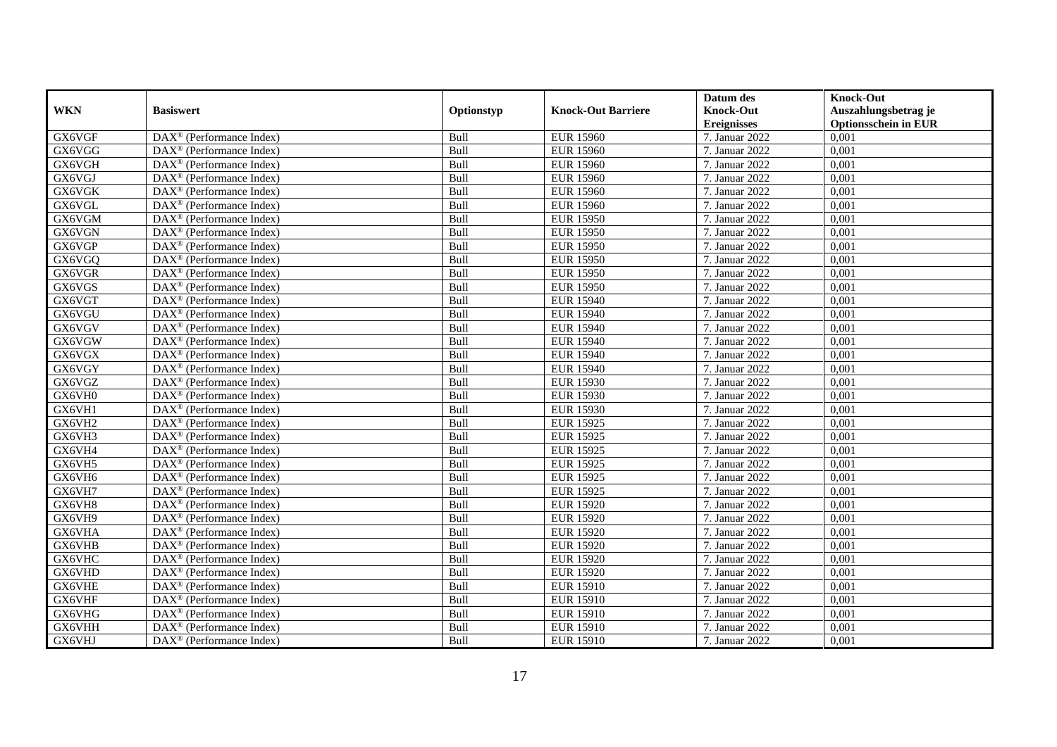| WKN | Basiswert | Optionstyp | Knock-Out Barriere | Datum des Knock-Out Ereignisses | Knock-Out Auszahlungsbetrag je Optionsschein in EUR |
|---|---|---|---|---|---|
| GX6VGF | DAX® (Performance Index) | Bull | EUR 15960 | 7. Januar 2022 | 0,001 |
| GX6VGG | DAX® (Performance Index) | Bull | EUR 15960 | 7. Januar 2022 | 0,001 |
| GX6VGH | DAX® (Performance Index) | Bull | EUR 15960 | 7. Januar 2022 | 0,001 |
| GX6VGJ | DAX® (Performance Index) | Bull | EUR 15960 | 7. Januar 2022 | 0,001 |
| GX6VGK | DAX® (Performance Index) | Bull | EUR 15960 | 7. Januar 2022 | 0,001 |
| GX6VGL | DAX® (Performance Index) | Bull | EUR 15960 | 7. Januar 2022 | 0,001 |
| GX6VGM | DAX® (Performance Index) | Bull | EUR 15950 | 7. Januar 2022 | 0,001 |
| GX6VGN | DAX® (Performance Index) | Bull | EUR 15950 | 7. Januar 2022 | 0,001 |
| GX6VGP | DAX® (Performance Index) | Bull | EUR 15950 | 7. Januar 2022 | 0,001 |
| GX6VGQ | DAX® (Performance Index) | Bull | EUR 15950 | 7. Januar 2022 | 0,001 |
| GX6VGR | DAX® (Performance Index) | Bull | EUR 15950 | 7. Januar 2022 | 0,001 |
| GX6VGS | DAX® (Performance Index) | Bull | EUR 15950 | 7. Januar 2022 | 0,001 |
| GX6VGT | DAX® (Performance Index) | Bull | EUR 15940 | 7. Januar 2022 | 0,001 |
| GX6VGU | DAX® (Performance Index) | Bull | EUR 15940 | 7. Januar 2022 | 0,001 |
| GX6VGV | DAX® (Performance Index) | Bull | EUR 15940 | 7. Januar 2022 | 0,001 |
| GX6VGW | DAX® (Performance Index) | Bull | EUR 15940 | 7. Januar 2022 | 0,001 |
| GX6VGX | DAX® (Performance Index) | Bull | EUR 15940 | 7. Januar 2022 | 0,001 |
| GX6VGY | DAX® (Performance Index) | Bull | EUR 15940 | 7. Januar 2022 | 0,001 |
| GX6VGZ | DAX® (Performance Index) | Bull | EUR 15930 | 7. Januar 2022 | 0,001 |
| GX6VH0 | DAX® (Performance Index) | Bull | EUR 15930 | 7. Januar 2022 | 0,001 |
| GX6VH1 | DAX® (Performance Index) | Bull | EUR 15930 | 7. Januar 2022 | 0,001 |
| GX6VH2 | DAX® (Performance Index) | Bull | EUR 15925 | 7. Januar 2022 | 0,001 |
| GX6VH3 | DAX® (Performance Index) | Bull | EUR 15925 | 7. Januar 2022 | 0,001 |
| GX6VH4 | DAX® (Performance Index) | Bull | EUR 15925 | 7. Januar 2022 | 0,001 |
| GX6VH5 | DAX® (Performance Index) | Bull | EUR 15925 | 7. Januar 2022 | 0,001 |
| GX6VH6 | DAX® (Performance Index) | Bull | EUR 15925 | 7. Januar 2022 | 0,001 |
| GX6VH7 | DAX® (Performance Index) | Bull | EUR 15925 | 7. Januar 2022 | 0,001 |
| GX6VH8 | DAX® (Performance Index) | Bull | EUR 15920 | 7. Januar 2022 | 0,001 |
| GX6VH9 | DAX® (Performance Index) | Bull | EUR 15920 | 7. Januar 2022 | 0,001 |
| GX6VHA | DAX® (Performance Index) | Bull | EUR 15920 | 7. Januar 2022 | 0,001 |
| GX6VHB | DAX® (Performance Index) | Bull | EUR 15920 | 7. Januar 2022 | 0,001 |
| GX6VHC | DAX® (Performance Index) | Bull | EUR 15920 | 7. Januar 2022 | 0,001 |
| GX6VHD | DAX® (Performance Index) | Bull | EUR 15920 | 7. Januar 2022 | 0,001 |
| GX6VHE | DAX® (Performance Index) | Bull | EUR 15910 | 7. Januar 2022 | 0,001 |
| GX6VHF | DAX® (Performance Index) | Bull | EUR 15910 | 7. Januar 2022 | 0,001 |
| GX6VHG | DAX® (Performance Index) | Bull | EUR 15910 | 7. Januar 2022 | 0,001 |
| GX6VHH | DAX® (Performance Index) | Bull | EUR 15910 | 7. Januar 2022 | 0,001 |
| GX6VHJ | DAX® (Performance Index) | Bull | EUR 15910 | 7. Januar 2022 | 0,001 |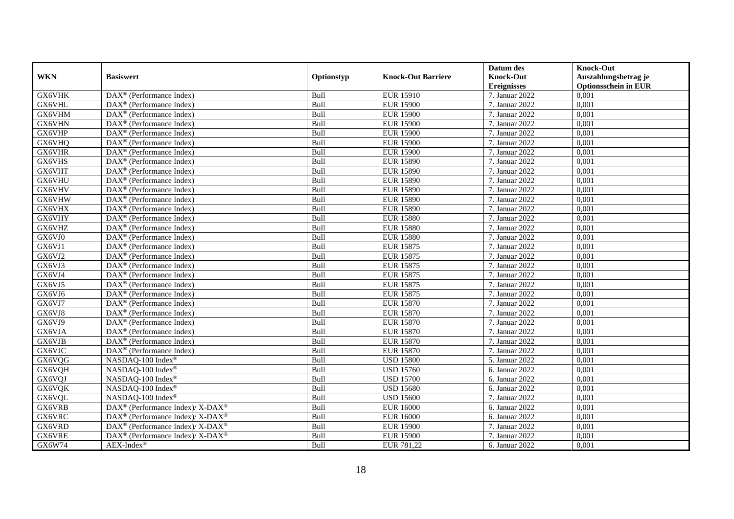| WKN | Basiswert | Optionstyp | Knock-Out Barriere | Datum des Knock-Out Ereignisses | Knock-Out Auszahlungsbetrag je Optionsschein in EUR |
|---|---|---|---|---|---|
| GX6VHK | DAX® (Performance Index) | Bull | EUR 15910 | 7. Januar 2022 | 0,001 |
| GX6VHL | DAX® (Performance Index) | Bull | EUR 15900 | 7. Januar 2022 | 0,001 |
| GX6VHM | DAX® (Performance Index) | Bull | EUR 15900 | 7. Januar 2022 | 0,001 |
| GX6VHN | DAX® (Performance Index) | Bull | EUR 15900 | 7. Januar 2022 | 0,001 |
| GX6VHP | DAX® (Performance Index) | Bull | EUR 15900 | 7. Januar 2022 | 0,001 |
| GX6VHQ | DAX® (Performance Index) | Bull | EUR 15900 | 7. Januar 2022 | 0,001 |
| GX6VHR | DAX® (Performance Index) | Bull | EUR 15900 | 7. Januar 2022 | 0,001 |
| GX6VHS | DAX® (Performance Index) | Bull | EUR 15890 | 7. Januar 2022 | 0,001 |
| GX6VHT | DAX® (Performance Index) | Bull | EUR 15890 | 7. Januar 2022 | 0,001 |
| GX6VHU | DAX® (Performance Index) | Bull | EUR 15890 | 7. Januar 2022 | 0,001 |
| GX6VHV | DAX® (Performance Index) | Bull | EUR 15890 | 7. Januar 2022 | 0,001 |
| GX6VHW | DAX® (Performance Index) | Bull | EUR 15890 | 7. Januar 2022 | 0,001 |
| GX6VHX | DAX® (Performance Index) | Bull | EUR 15890 | 7. Januar 2022 | 0,001 |
| GX6VHY | DAX® (Performance Index) | Bull | EUR 15880 | 7. Januar 2022 | 0,001 |
| GX6VHZ | DAX® (Performance Index) | Bull | EUR 15880 | 7. Januar 2022 | 0,001 |
| GX6VJ0 | DAX® (Performance Index) | Bull | EUR 15880 | 7. Januar 2022 | 0,001 |
| GX6VJ1 | DAX® (Performance Index) | Bull | EUR 15875 | 7. Januar 2022 | 0,001 |
| GX6VJ2 | DAX® (Performance Index) | Bull | EUR 15875 | 7. Januar 2022 | 0,001 |
| GX6VJ3 | DAX® (Performance Index) | Bull | EUR 15875 | 7. Januar 2022 | 0,001 |
| GX6VJ4 | DAX® (Performance Index) | Bull | EUR 15875 | 7. Januar 2022 | 0,001 |
| GX6VJ5 | DAX® (Performance Index) | Bull | EUR 15875 | 7. Januar 2022 | 0,001 |
| GX6VJ6 | DAX® (Performance Index) | Bull | EUR 15875 | 7. Januar 2022 | 0,001 |
| GX6VJ7 | DAX® (Performance Index) | Bull | EUR 15870 | 7. Januar 2022 | 0,001 |
| GX6VJ8 | DAX® (Performance Index) | Bull | EUR 15870 | 7. Januar 2022 | 0,001 |
| GX6VJ9 | DAX® (Performance Index) | Bull | EUR 15870 | 7. Januar 2022 | 0,001 |
| GX6VJA | DAX® (Performance Index) | Bull | EUR 15870 | 7. Januar 2022 | 0,001 |
| GX6VJB | DAX® (Performance Index) | Bull | EUR 15870 | 7. Januar 2022 | 0,001 |
| GX6VJC | DAX® (Performance Index) | Bull | EUR 15870 | 7. Januar 2022 | 0,001 |
| GX6VQG | NASDAQ-100 Index® | Bull | USD 15800 | 5. Januar 2022 | 0,001 |
| GX6VQH | NASDAQ-100 Index® | Bull | USD 15760 | 6. Januar 2022 | 0,001 |
| GX6VQJ | NASDAQ-100 Index® | Bull | USD 15700 | 6. Januar 2022 | 0,001 |
| GX6VQK | NASDAQ-100 Index® | Bull | USD 15680 | 6. Januar 2022 | 0,001 |
| GX6VQL | NASDAQ-100 Index® | Bull | USD 15600 | 7. Januar 2022 | 0,001 |
| GX6VRB | DAX® (Performance Index)/ X-DAX® | Bull | EUR 16000 | 6. Januar 2022 | 0,001 |
| GX6VRC | DAX® (Performance Index)/ X-DAX® | Bull | EUR 16000 | 6. Januar 2022 | 0,001 |
| GX6VRD | DAX® (Performance Index)/ X-DAX® | Bull | EUR 15900 | 7. Januar 2022 | 0,001 |
| GX6VRE | DAX® (Performance Index)/ X-DAX® | Bull | EUR 15900 | 7. Januar 2022 | 0,001 |
| GX6W74 | AEX-Index® | Bull | EUR 781,22 | 6. Januar 2022 | 0,001 |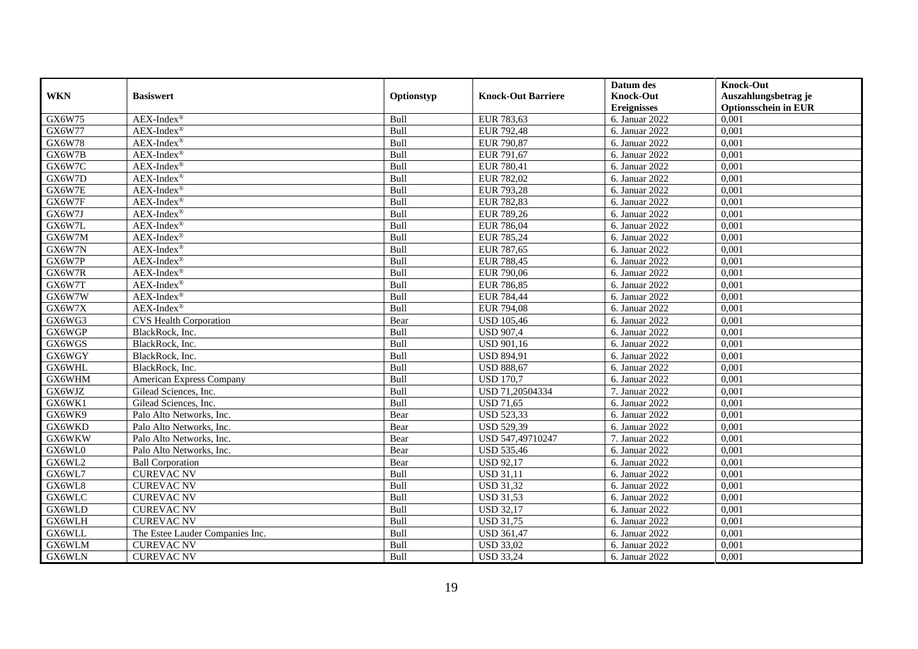| WKN | Basiswert | Optionstyp | Knock-Out Barriere | Datum des Knock-Out Ereignisses | Knock-Out Auszahlungsbetrag je Optionsschein in EUR |
|---|---|---|---|---|---|
| GX6W75 | AEX-Index® | Bull | EUR 783,63 | 6. Januar 2022 | 0,001 |
| GX6W77 | AEX-Index® | Bull | EUR 792,48 | 6. Januar 2022 | 0,001 |
| GX6W78 | AEX-Index® | Bull | EUR 790,87 | 6. Januar 2022 | 0,001 |
| GX6W7B | AEX-Index® | Bull | EUR 791,67 | 6. Januar 2022 | 0,001 |
| GX6W7C | AEX-Index® | Bull | EUR 780,41 | 6. Januar 2022 | 0,001 |
| GX6W7D | AEX-Index® | Bull | EUR 782,02 | 6. Januar 2022 | 0,001 |
| GX6W7E | AEX-Index® | Bull | EUR 793,28 | 6. Januar 2022 | 0,001 |
| GX6W7F | AEX-Index® | Bull | EUR 782,83 | 6. Januar 2022 | 0,001 |
| GX6W7J | AEX-Index® | Bull | EUR 789,26 | 6. Januar 2022 | 0,001 |
| GX6W7L | AEX-Index® | Bull | EUR 786,04 | 6. Januar 2022 | 0,001 |
| GX6W7M | AEX-Index® | Bull | EUR 785,24 | 6. Januar 2022 | 0,001 |
| GX6W7N | AEX-Index® | Bull | EUR 787,65 | 6. Januar 2022 | 0,001 |
| GX6W7P | AEX-Index® | Bull | EUR 788,45 | 6. Januar 2022 | 0,001 |
| GX6W7R | AEX-Index® | Bull | EUR 790,06 | 6. Januar 2022 | 0,001 |
| GX6W7T | AEX-Index® | Bull | EUR 786,85 | 6. Januar 2022 | 0,001 |
| GX6W7W | AEX-Index® | Bull | EUR 784,44 | 6. Januar 2022 | 0,001 |
| GX6W7X | AEX-Index® | Bull | EUR 794,08 | 6. Januar 2022 | 0,001 |
| GX6WG3 | CVS Health Corporation | Bear | USD 105,46 | 6. Januar 2022 | 0,001 |
| GX6WGP | BlackRock, Inc. | Bull | USD 907,4 | 6. Januar 2022 | 0,001 |
| GX6WGS | BlackRock, Inc. | Bull | USD 901,16 | 6. Januar 2022 | 0,001 |
| GX6WGY | BlackRock, Inc. | Bull | USD 894,91 | 6. Januar 2022 | 0,001 |
| GX6WHL | BlackRock, Inc. | Bull | USD 888,67 | 6. Januar 2022 | 0,001 |
| GX6WHM | American Express Company | Bull | USD 170,7 | 6. Januar 2022 | 0,001 |
| GX6WJZ | Gilead Sciences, Inc. | Bull | USD 71,20504334 | 7. Januar 2022 | 0,001 |
| GX6WK1 | Gilead Sciences, Inc. | Bull | USD 71,65 | 6. Januar 2022 | 0,001 |
| GX6WK9 | Palo Alto Networks, Inc. | Bear | USD 523,33 | 6. Januar 2022 | 0,001 |
| GX6WKD | Palo Alto Networks, Inc. | Bear | USD 529,39 | 6. Januar 2022 | 0,001 |
| GX6WKW | Palo Alto Networks, Inc. | Bear | USD 547,49710247 | 7. Januar 2022 | 0,001 |
| GX6WL0 | Palo Alto Networks, Inc. | Bear | USD 535,46 | 6. Januar 2022 | 0,001 |
| GX6WL2 | Ball Corporation | Bear | USD 92,17 | 6. Januar 2022 | 0,001 |
| GX6WL7 | CUREVAC NV | Bull | USD 31,11 | 6. Januar 2022 | 0,001 |
| GX6WL8 | CUREVAC NV | Bull | USD 31,32 | 6. Januar 2022 | 0,001 |
| GX6WLC | CUREVAC NV | Bull | USD 31,53 | 6. Januar 2022 | 0,001 |
| GX6WLD | CUREVAC NV | Bull | USD 32,17 | 6. Januar 2022 | 0,001 |
| GX6WLH | CUREVAC NV | Bull | USD 31,75 | 6. Januar 2022 | 0,001 |
| GX6WLL | The Estee Lauder Companies Inc. | Bull | USD 361,47 | 6. Januar 2022 | 0,001 |
| GX6WLM | CUREVAC NV | Bull | USD 33,02 | 6. Januar 2022 | 0,001 |
| GX6WLN | CUREVAC NV | Bull | USD 33,24 | 6. Januar 2022 | 0,001 |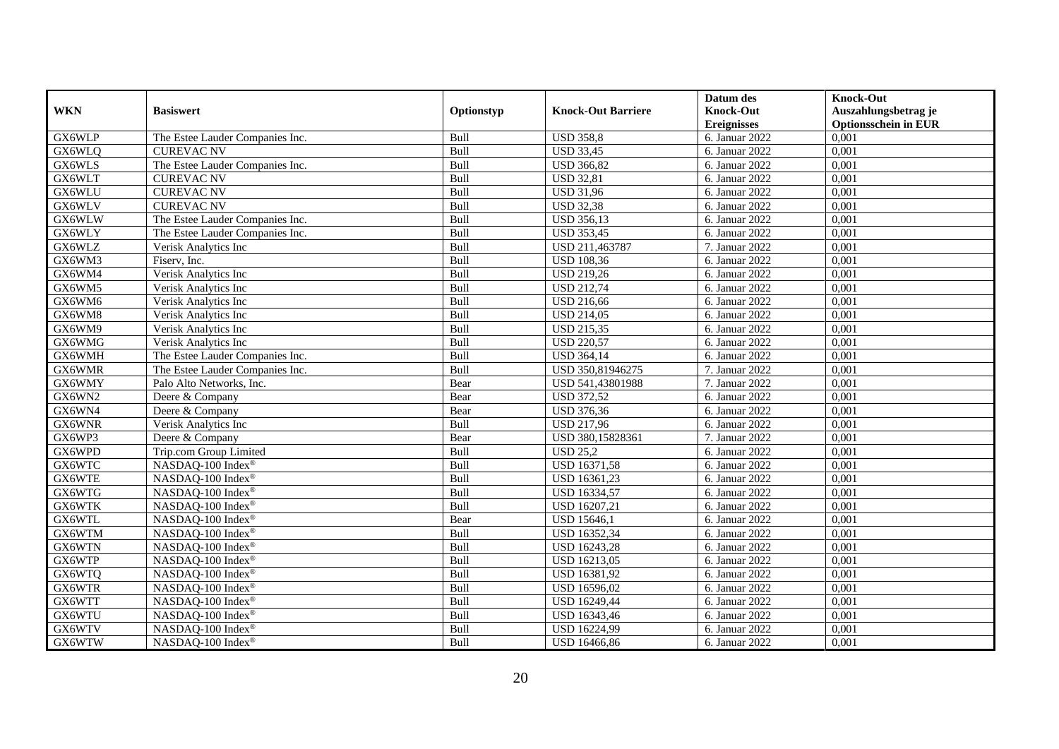| WKN | Basiswert | Optionstyp | Knock-Out Barriere | Datum des Knock-Out Ereignisses | Knock-Out Auszahlungsbetrag je Optionsschein in EUR |
|---|---|---|---|---|---|
| GX6WLP | The Estee Lauder Companies Inc. | Bull | USD 358,8 | 6. Januar 2022 | 0,001 |
| GX6WLQ | CUREVAC NV | Bull | USD 33,45 | 6. Januar 2022 | 0,001 |
| GX6WLS | The Estee Lauder Companies Inc. | Bull | USD 366,82 | 6. Januar 2022 | 0,001 |
| GX6WLT | CUREVAC NV | Bull | USD 32,81 | 6. Januar 2022 | 0,001 |
| GX6WLU | CUREVAC NV | Bull | USD 31,96 | 6. Januar 2022 | 0,001 |
| GX6WLV | CUREVAC NV | Bull | USD 32,38 | 6. Januar 2022 | 0,001 |
| GX6WLW | The Estee Lauder Companies Inc. | Bull | USD 356,13 | 6. Januar 2022 | 0,001 |
| GX6WLY | The Estee Lauder Companies Inc. | Bull | USD 353,45 | 6. Januar 2022 | 0,001 |
| GX6WLZ | Verisk Analytics Inc | Bull | USD 211,463787 | 7. Januar 2022 | 0,001 |
| GX6WM3 | Fiserv, Inc. | Bull | USD 108,36 | 6. Januar 2022 | 0,001 |
| GX6WM4 | Verisk Analytics Inc | Bull | USD 219,26 | 6. Januar 2022 | 0,001 |
| GX6WM5 | Verisk Analytics Inc | Bull | USD 212,74 | 6. Januar 2022 | 0,001 |
| GX6WM6 | Verisk Analytics Inc | Bull | USD 216,66 | 6. Januar 2022 | 0,001 |
| GX6WM8 | Verisk Analytics Inc | Bull | USD 214,05 | 6. Januar 2022 | 0,001 |
| GX6WM9 | Verisk Analytics Inc | Bull | USD 215,35 | 6. Januar 2022 | 0,001 |
| GX6WMG | Verisk Analytics Inc | Bull | USD 220,57 | 6. Januar 2022 | 0,001 |
| GX6WMH | The Estee Lauder Companies Inc. | Bull | USD 364,14 | 6. Januar 2022 | 0,001 |
| GX6WMR | The Estee Lauder Companies Inc. | Bull | USD 350,81946275 | 7. Januar 2022 | 0,001 |
| GX6WMY | Palo Alto Networks, Inc. | Bear | USD 541,43801988 | 7. Januar 2022 | 0,001 |
| GX6WN2 | Deere & Company | Bear | USD 372,52 | 6. Januar 2022 | 0,001 |
| GX6WN4 | Deere & Company | Bear | USD 376,36 | 6. Januar 2022 | 0,001 |
| GX6WNR | Verisk Analytics Inc | Bull | USD 217,96 | 6. Januar 2022 | 0,001 |
| GX6WP3 | Deere & Company | Bear | USD 380,15828361 | 7. Januar 2022 | 0,001 |
| GX6WPD | Trip.com Group Limited | Bull | USD 25,2 | 6. Januar 2022 | 0,001 |
| GX6WTC | NASDAQ-100 Index® | Bull | USD 16371,58 | 6. Januar 2022 | 0,001 |
| GX6WTE | NASDAQ-100 Index® | Bull | USD 16361,23 | 6. Januar 2022 | 0,001 |
| GX6WTG | NASDAQ-100 Index® | Bull | USD 16334,57 | 6. Januar 2022 | 0,001 |
| GX6WTK | NASDAQ-100 Index® | Bull | USD 16207,21 | 6. Januar 2022 | 0,001 |
| GX6WTL | NASDAQ-100 Index® | Bear | USD 15646,1 | 6. Januar 2022 | 0,001 |
| GX6WTM | NASDAQ-100 Index® | Bull | USD 16352,34 | 6. Januar 2022 | 0,001 |
| GX6WTN | NASDAQ-100 Index® | Bull | USD 16243,28 | 6. Januar 2022 | 0,001 |
| GX6WTP | NASDAQ-100 Index® | Bull | USD 16213,05 | 6. Januar 2022 | 0,001 |
| GX6WTQ | NASDAQ-100 Index® | Bull | USD 16381,92 | 6. Januar 2022 | 0,001 |
| GX6WTR | NASDAQ-100 Index® | Bull | USD 16596,02 | 6. Januar 2022 | 0,001 |
| GX6WTT | NASDAQ-100 Index® | Bull | USD 16249,44 | 6. Januar 2022 | 0,001 |
| GX6WTU | NASDAQ-100 Index® | Bull | USD 16343,46 | 6. Januar 2022 | 0,001 |
| GX6WTV | NASDAQ-100 Index® | Bull | USD 16224,99 | 6. Januar 2022 | 0,001 |
| GX6WTW | NASDAQ-100 Index® | Bull | USD 16466,86 | 6. Januar 2022 | 0,001 |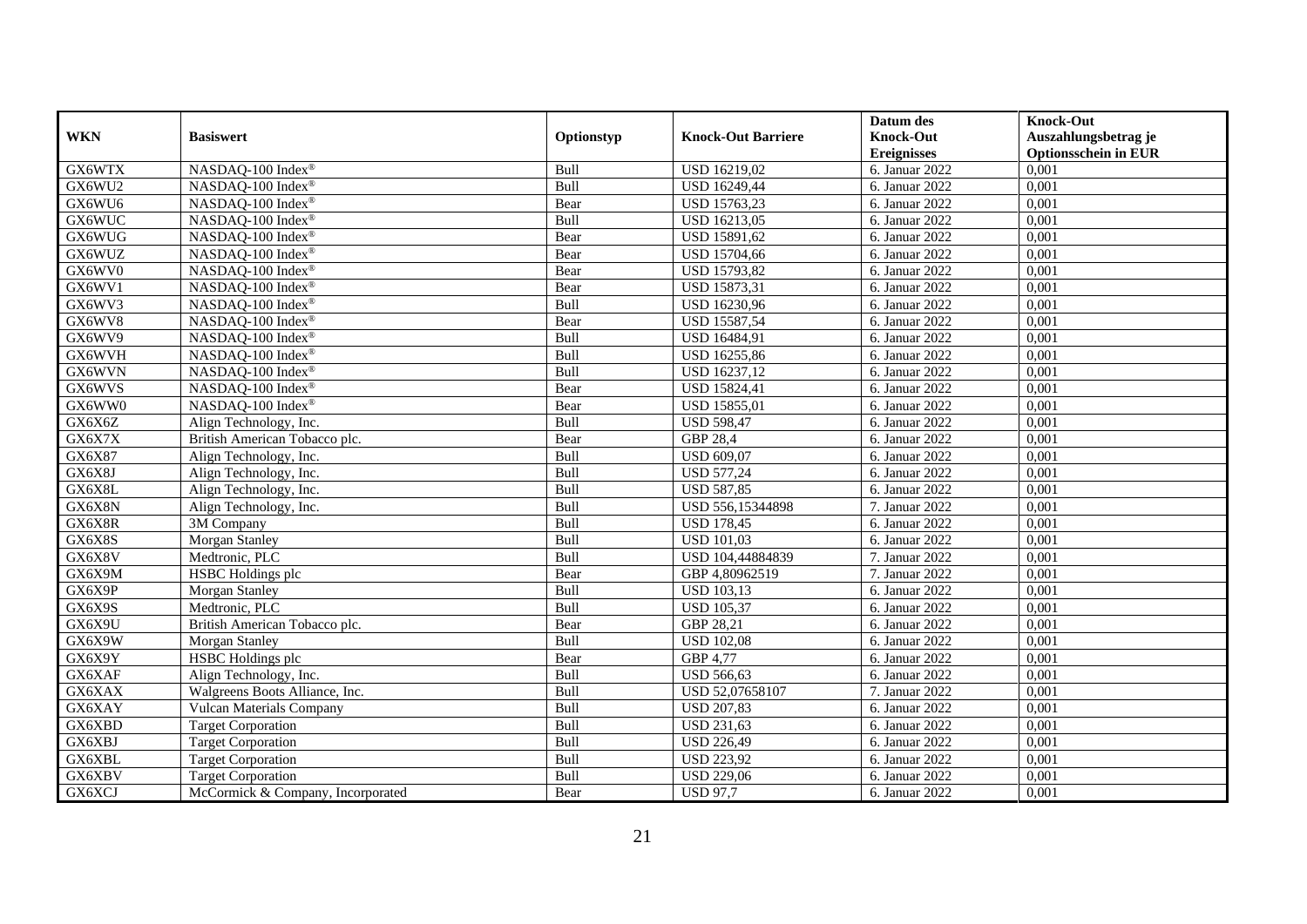| WKN | Basiswert | Optionstyp | Knock-Out Barriere | Datum des Knock-Out Ereignisses | Knock-Out Auszahlungsbetrag je Optionsschein in EUR |
|---|---|---|---|---|---|
| GX6WTX | NASDAQ-100 Index® | Bull | USD 16219,02 | 6. Januar 2022 | 0,001 |
| GX6WU2 | NASDAQ-100 Index® | Bull | USD 16249,44 | 6. Januar 2022 | 0,001 |
| GX6WU6 | NASDAQ-100 Index® | Bear | USD 15763,23 | 6. Januar 2022 | 0,001 |
| GX6WUC | NASDAQ-100 Index® | Bull | USD 16213,05 | 6. Januar 2022 | 0,001 |
| GX6WUG | NASDAQ-100 Index® | Bear | USD 15891,62 | 6. Januar 2022 | 0,001 |
| GX6WUZ | NASDAQ-100 Index® | Bear | USD 15704,66 | 6. Januar 2022 | 0,001 |
| GX6WV0 | NASDAQ-100 Index® | Bear | USD 15793,82 | 6. Januar 2022 | 0,001 |
| GX6WV1 | NASDAQ-100 Index® | Bear | USD 15873,31 | 6. Januar 2022 | 0,001 |
| GX6WV3 | NASDAQ-100 Index® | Bull | USD 16230,96 | 6. Januar 2022 | 0,001 |
| GX6WV8 | NASDAQ-100 Index® | Bear | USD 15587,54 | 6. Januar 2022 | 0,001 |
| GX6WV9 | NASDAQ-100 Index® | Bull | USD 16484,91 | 6. Januar 2022 | 0,001 |
| GX6WVH | NASDAQ-100 Index® | Bull | USD 16255,86 | 6. Januar 2022 | 0,001 |
| GX6WVN | NASDAQ-100 Index® | Bull | USD 16237,12 | 6. Januar 2022 | 0,001 |
| GX6WVS | NASDAQ-100 Index® | Bear | USD 15824,41 | 6. Januar 2022 | 0,001 |
| GX6WW0 | NASDAQ-100 Index® | Bear | USD 15855,01 | 6. Januar 2022 | 0,001 |
| GX6X6Z | Align Technology, Inc. | Bull | USD 598,47 | 6. Januar 2022 | 0,001 |
| GX6X7X | British American Tobacco plc. | Bear | GBP 28,4 | 6. Januar 2022 | 0,001 |
| GX6X87 | Align Technology, Inc. | Bull | USD 609,07 | 6. Januar 2022 | 0,001 |
| GX6X8J | Align Technology, Inc. | Bull | USD 577,24 | 6. Januar 2022 | 0,001 |
| GX6X8L | Align Technology, Inc. | Bull | USD 587,85 | 6. Januar 2022 | 0,001 |
| GX6X8N | Align Technology, Inc. | Bull | USD 556,15344898 | 7. Januar 2022 | 0,001 |
| GX6X8R | 3M Company | Bull | USD 178,45 | 6. Januar 2022 | 0,001 |
| GX6X8S | Morgan Stanley | Bull | USD 101,03 | 6. Januar 2022 | 0,001 |
| GX6X8V | Medtronic, PLC | Bull | USD 104,44884839 | 7. Januar 2022 | 0,001 |
| GX6X9M | HSBC Holdings plc | Bear | GBP 4,80962519 | 7. Januar 2022 | 0,001 |
| GX6X9P | Morgan Stanley | Bull | USD 103,13 | 6. Januar 2022 | 0,001 |
| GX6X9S | Medtronic, PLC | Bull | USD 105,37 | 6. Januar 2022 | 0,001 |
| GX6X9U | British American Tobacco plc. | Bear | GBP 28,21 | 6. Januar 2022 | 0,001 |
| GX6X9W | Morgan Stanley | Bull | USD 102,08 | 6. Januar 2022 | 0,001 |
| GX6X9Y | HSBC Holdings plc | Bear | GBP 4,77 | 6. Januar 2022 | 0,001 |
| GX6XAF | Align Technology, Inc. | Bull | USD 566,63 | 6. Januar 2022 | 0,001 |
| GX6XAX | Walgreens Boots Alliance, Inc. | Bull | USD 52,07658107 | 7. Januar 2022 | 0,001 |
| GX6XAY | Vulcan Materials Company | Bull | USD 207,83 | 6. Januar 2022 | 0,001 |
| GX6XBD | Target Corporation | Bull | USD 231,63 | 6. Januar 2022 | 0,001 |
| GX6XBJ | Target Corporation | Bull | USD 226,49 | 6. Januar 2022 | 0,001 |
| GX6XBL | Target Corporation | Bull | USD 223,92 | 6. Januar 2022 | 0,001 |
| GX6XBV | Target Corporation | Bull | USD 229,06 | 6. Januar 2022 | 0,001 |
| GX6XCJ | McCormick & Company, Incorporated | Bear | USD 97,7 | 6. Januar 2022 | 0,001 |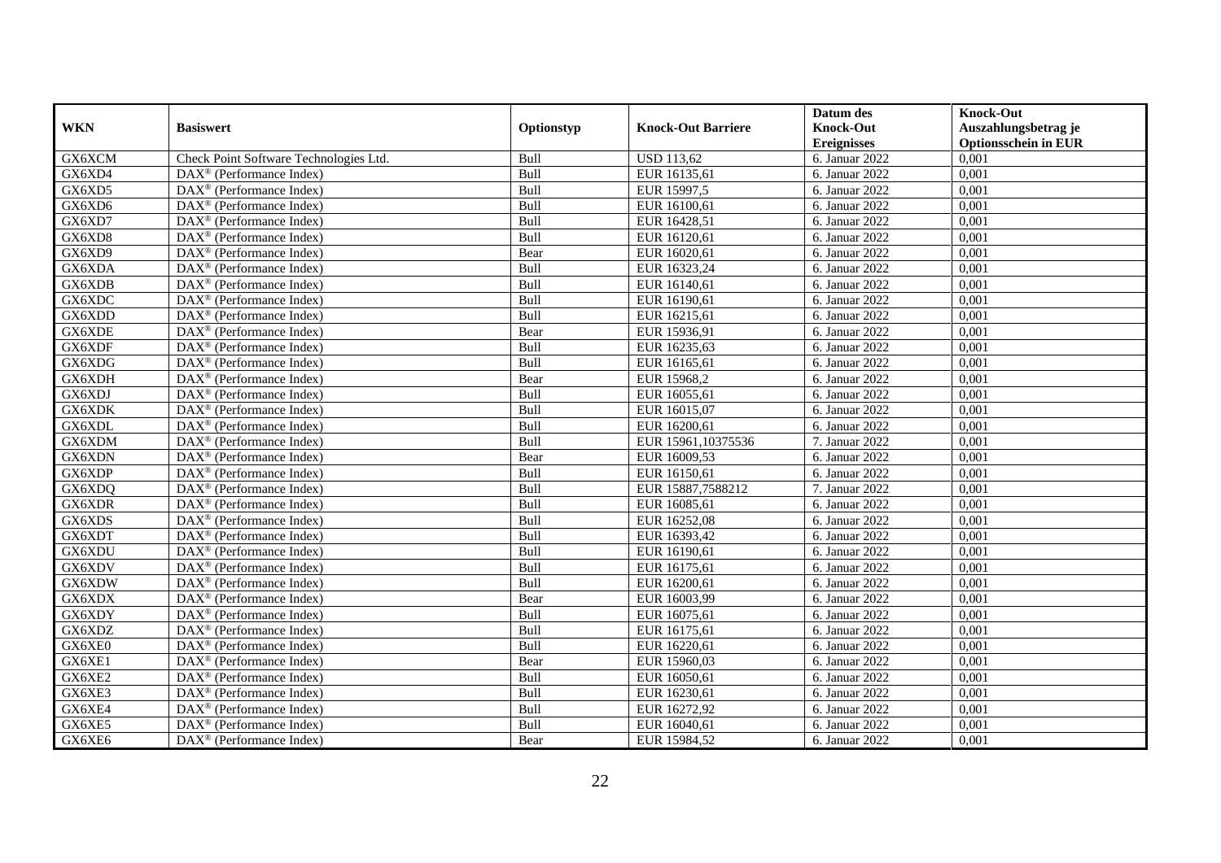| WKN | Basiswert | Optionstyp | Knock-Out Barriere | Datum des Knock-Out Ereignisses | Knock-Out Auszahlungsbetrag je Optionsschein in EUR |
|---|---|---|---|---|---|
| GX6XCM | Check Point Software Technologies Ltd. | Bull | USD 113,62 | 6. Januar 2022 | 0,001 |
| GX6XD4 | DAX® (Performance Index) | Bull | EUR 16135,61 | 6. Januar 2022 | 0,001 |
| GX6XD5 | DAX® (Performance Index) | Bull | EUR 15997,5 | 6. Januar 2022 | 0,001 |
| GX6XD6 | DAX® (Performance Index) | Bull | EUR 16100,61 | 6. Januar 2022 | 0,001 |
| GX6XD7 | DAX® (Performance Index) | Bull | EUR 16428,51 | 6. Januar 2022 | 0,001 |
| GX6XD8 | DAX® (Performance Index) | Bull | EUR 16120,61 | 6. Januar 2022 | 0,001 |
| GX6XD9 | DAX® (Performance Index) | Bear | EUR 16020,61 | 6. Januar 2022 | 0,001 |
| GX6XDA | DAX® (Performance Index) | Bull | EUR 16323,24 | 6. Januar 2022 | 0,001 |
| GX6XDB | DAX® (Performance Index) | Bull | EUR 16140,61 | 6. Januar 2022 | 0,001 |
| GX6XDC | DAX® (Performance Index) | Bull | EUR 16190,61 | 6. Januar 2022 | 0,001 |
| GX6XDD | DAX® (Performance Index) | Bull | EUR 16215,61 | 6. Januar 2022 | 0,001 |
| GX6XDE | DAX® (Performance Index) | Bear | EUR 15936,91 | 6. Januar 2022 | 0,001 |
| GX6XDF | DAX® (Performance Index) | Bull | EUR 16235,63 | 6. Januar 2022 | 0,001 |
| GX6XDG | DAX® (Performance Index) | Bull | EUR 16165,61 | 6. Januar 2022 | 0,001 |
| GX6XDH | DAX® (Performance Index) | Bear | EUR 15968,2 | 6. Januar 2022 | 0,001 |
| GX6XDJ | DAX® (Performance Index) | Bull | EUR 16055,61 | 6. Januar 2022 | 0,001 |
| GX6XDK | DAX® (Performance Index) | Bull | EUR 16015,07 | 6. Januar 2022 | 0,001 |
| GX6XDL | DAX® (Performance Index) | Bull | EUR 16200,61 | 6. Januar 2022 | 0,001 |
| GX6XDM | DAX® (Performance Index) | Bull | EUR 15961,10375536 | 7. Januar 2022 | 0,001 |
| GX6XDN | DAX® (Performance Index) | Bear | EUR 16009,53 | 6. Januar 2022 | 0,001 |
| GX6XDP | DAX® (Performance Index) | Bull | EUR 16150,61 | 6. Januar 2022 | 0,001 |
| GX6XDQ | DAX® (Performance Index) | Bull | EUR 15887,7588212 | 7. Januar 2022 | 0,001 |
| GX6XDR | DAX® (Performance Index) | Bull | EUR 16085,61 | 6. Januar 2022 | 0,001 |
| GX6XDS | DAX® (Performance Index) | Bull | EUR 16252,08 | 6. Januar 2022 | 0,001 |
| GX6XDT | DAX® (Performance Index) | Bull | EUR 16393,42 | 6. Januar 2022 | 0,001 |
| GX6XDU | DAX® (Performance Index) | Bull | EUR 16190,61 | 6. Januar 2022 | 0,001 |
| GX6XDV | DAX® (Performance Index) | Bull | EUR 16175,61 | 6. Januar 2022 | 0,001 |
| GX6XDW | DAX® (Performance Index) | Bull | EUR 16200,61 | 6. Januar 2022 | 0,001 |
| GX6XDX | DAX® (Performance Index) | Bear | EUR 16003,99 | 6. Januar 2022 | 0,001 |
| GX6XDY | DAX® (Performance Index) | Bull | EUR 16075,61 | 6. Januar 2022 | 0,001 |
| GX6XDZ | DAX® (Performance Index) | Bull | EUR 16175,61 | 6. Januar 2022 | 0,001 |
| GX6XE0 | DAX® (Performance Index) | Bull | EUR 16220,61 | 6. Januar 2022 | 0,001 |
| GX6XE1 | DAX® (Performance Index) | Bear | EUR 15960,03 | 6. Januar 2022 | 0,001 |
| GX6XE2 | DAX® (Performance Index) | Bull | EUR 16050,61 | 6. Januar 2022 | 0,001 |
| GX6XE3 | DAX® (Performance Index) | Bull | EUR 16230,61 | 6. Januar 2022 | 0,001 |
| GX6XE4 | DAX® (Performance Index) | Bull | EUR 16272,92 | 6. Januar 2022 | 0,001 |
| GX6XE5 | DAX® (Performance Index) | Bull | EUR 16040,61 | 6. Januar 2022 | 0,001 |
| GX6XE6 | DAX® (Performance Index) | Bear | EUR 15984,52 | 6. Januar 2022 | 0,001 |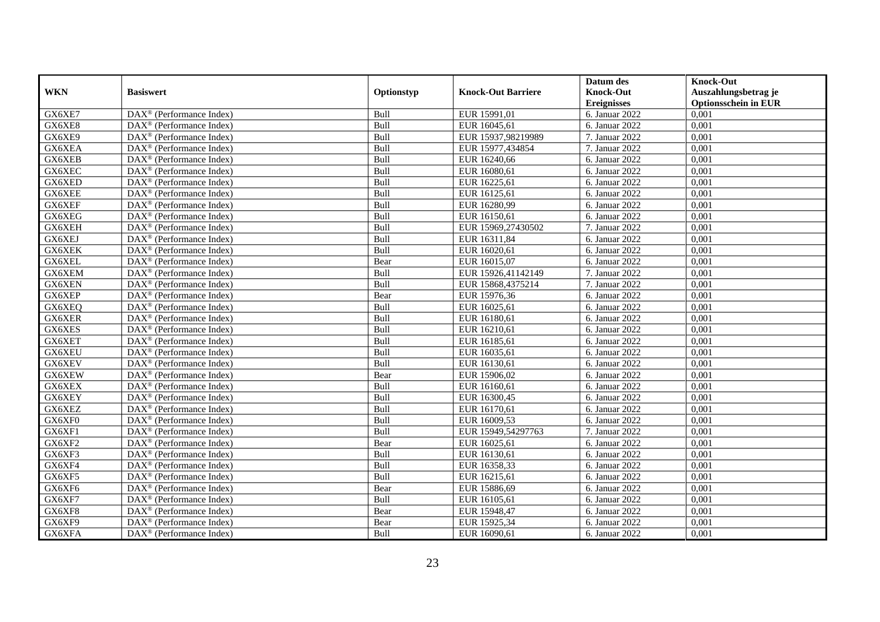| WKN | Basiswert | Optionstyp | Knock-Out Barriere | Datum des Knock-Out Ereignisses | Knock-Out Auszahlungsbetrag je Optionsschein in EUR |
|---|---|---|---|---|---|
| GX6XE7 | DAX® (Performance Index) | Bull | EUR 15991,01 | 6. Januar 2022 | 0,001 |
| GX6XE8 | DAX® (Performance Index) | Bull | EUR 16045,61 | 6. Januar 2022 | 0,001 |
| GX6XE9 | DAX® (Performance Index) | Bull | EUR 15937,98219989 | 7. Januar 2022 | 0,001 |
| GX6XEA | DAX® (Performance Index) | Bull | EUR 15977,434854 | 7. Januar 2022 | 0,001 |
| GX6XEB | DAX® (Performance Index) | Bull | EUR 16240,66 | 6. Januar 2022 | 0,001 |
| GX6XEC | DAX® (Performance Index) | Bull | EUR 16080,61 | 6. Januar 2022 | 0,001 |
| GX6XED | DAX® (Performance Index) | Bull | EUR 16225,61 | 6. Januar 2022 | 0,001 |
| GX6XEE | DAX® (Performance Index) | Bull | EUR 16125,61 | 6. Januar 2022 | 0,001 |
| GX6XEF | DAX® (Performance Index) | Bull | EUR 16280,99 | 6. Januar 2022 | 0,001 |
| GX6XEG | DAX® (Performance Index) | Bull | EUR 16150,61 | 6. Januar 2022 | 0,001 |
| GX6XEH | DAX® (Performance Index) | Bull | EUR 15969,27430502 | 7. Januar 2022 | 0,001 |
| GX6XEJ | DAX® (Performance Index) | Bull | EUR 16311,84 | 6. Januar 2022 | 0,001 |
| GX6XEK | DAX® (Performance Index) | Bull | EUR 16020,61 | 6. Januar 2022 | 0,001 |
| GX6XEL | DAX® (Performance Index) | Bear | EUR 16015,07 | 6. Januar 2022 | 0,001 |
| GX6XEM | DAX® (Performance Index) | Bull | EUR 15926,41142149 | 7. Januar 2022 | 0,001 |
| GX6XEN | DAX® (Performance Index) | Bull | EUR 15868,4375214 | 7. Januar 2022 | 0,001 |
| GX6XEP | DAX® (Performance Index) | Bear | EUR 15976,36 | 6. Januar 2022 | 0,001 |
| GX6XEQ | DAX® (Performance Index) | Bull | EUR 16025,61 | 6. Januar 2022 | 0,001 |
| GX6XER | DAX® (Performance Index) | Bull | EUR 16180,61 | 6. Januar 2022 | 0,001 |
| GX6XES | DAX® (Performance Index) | Bull | EUR 16210,61 | 6. Januar 2022 | 0,001 |
| GX6XET | DAX® (Performance Index) | Bull | EUR 16185,61 | 6. Januar 2022 | 0,001 |
| GX6XEU | DAX® (Performance Index) | Bull | EUR 16035,61 | 6. Januar 2022 | 0,001 |
| GX6XEV | DAX® (Performance Index) | Bull | EUR 16130,61 | 6. Januar 2022 | 0,001 |
| GX6XEW | DAX® (Performance Index) | Bear | EUR 15906,02 | 6. Januar 2022 | 0,001 |
| GX6XEX | DAX® (Performance Index) | Bull | EUR 16160,61 | 6. Januar 2022 | 0,001 |
| GX6XEY | DAX® (Performance Index) | Bull | EUR 16300,45 | 6. Januar 2022 | 0,001 |
| GX6XEZ | DAX® (Performance Index) | Bull | EUR 16170,61 | 6. Januar 2022 | 0,001 |
| GX6XF0 | DAX® (Performance Index) | Bull | EUR 16009,53 | 6. Januar 2022 | 0,001 |
| GX6XF1 | DAX® (Performance Index) | Bull | EUR 15949,54297763 | 7. Januar 2022 | 0,001 |
| GX6XF2 | DAX® (Performance Index) | Bear | EUR 16025,61 | 6. Januar 2022 | 0,001 |
| GX6XF3 | DAX® (Performance Index) | Bull | EUR 16130,61 | 6. Januar 2022 | 0,001 |
| GX6XF4 | DAX® (Performance Index) | Bull | EUR 16358,33 | 6. Januar 2022 | 0,001 |
| GX6XF5 | DAX® (Performance Index) | Bull | EUR 16215,61 | 6. Januar 2022 | 0,001 |
| GX6XF6 | DAX® (Performance Index) | Bear | EUR 15886,69 | 6. Januar 2022 | 0,001 |
| GX6XF7 | DAX® (Performance Index) | Bull | EUR 16105,61 | 6. Januar 2022 | 0,001 |
| GX6XF8 | DAX® (Performance Index) | Bear | EUR 15948,47 | 6. Januar 2022 | 0,001 |
| GX6XF9 | DAX® (Performance Index) | Bear | EUR 15925,34 | 6. Januar 2022 | 0,001 |
| GX6XFA | DAX® (Performance Index) | Bull | EUR 16090,61 | 6. Januar 2022 | 0,001 |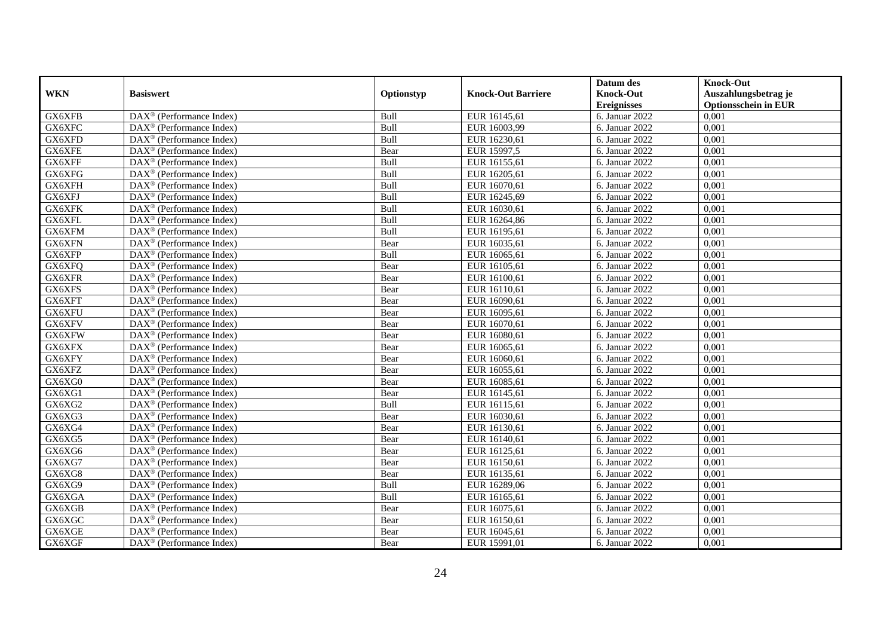| WKN | Basiswert | Optionstyp | Knock-Out Barriere | Datum des Knock-Out Ereignisses | Knock-Out Auszahlungsbetrag je Optionsschein in EUR |
|---|---|---|---|---|---|
| GX6XFB | DAX® (Performance Index) | Bull | EUR 16145,61 | 6. Januar 2022 | 0,001 |
| GX6XFC | DAX® (Performance Index) | Bull | EUR 16003,99 | 6. Januar 2022 | 0,001 |
| GX6XFD | DAX® (Performance Index) | Bull | EUR 16230,61 | 6. Januar 2022 | 0,001 |
| GX6XFE | DAX® (Performance Index) | Bear | EUR 15997,5 | 6. Januar 2022 | 0,001 |
| GX6XFF | DAX® (Performance Index) | Bull | EUR 16155,61 | 6. Januar 2022 | 0,001 |
| GX6XFG | DAX® (Performance Index) | Bull | EUR 16205,61 | 6. Januar 2022 | 0,001 |
| GX6XFH | DAX® (Performance Index) | Bull | EUR 16070,61 | 6. Januar 2022 | 0,001 |
| GX6XFJ | DAX® (Performance Index) | Bull | EUR 16245,69 | 6. Januar 2022 | 0,001 |
| GX6XFK | DAX® (Performance Index) | Bull | EUR 16030,61 | 6. Januar 2022 | 0,001 |
| GX6XFL | DAX® (Performance Index) | Bull | EUR 16264,86 | 6. Januar 2022 | 0,001 |
| GX6XFM | DAX® (Performance Index) | Bull | EUR 16195,61 | 6. Januar 2022 | 0,001 |
| GX6XFN | DAX® (Performance Index) | Bear | EUR 16035,61 | 6. Januar 2022 | 0,001 |
| GX6XFP | DAX® (Performance Index) | Bull | EUR 16065,61 | 6. Januar 2022 | 0,001 |
| GX6XFQ | DAX® (Performance Index) | Bear | EUR 16105,61 | 6. Januar 2022 | 0,001 |
| GX6XFR | DAX® (Performance Index) | Bear | EUR 16100,61 | 6. Januar 2022 | 0,001 |
| GX6XFS | DAX® (Performance Index) | Bear | EUR 16110,61 | 6. Januar 2022 | 0,001 |
| GX6XFT | DAX® (Performance Index) | Bear | EUR 16090,61 | 6. Januar 2022 | 0,001 |
| GX6XFU | DAX® (Performance Index) | Bear | EUR 16095,61 | 6. Januar 2022 | 0,001 |
| GX6XFV | DAX® (Performance Index) | Bear | EUR 16070,61 | 6. Januar 2022 | 0,001 |
| GX6XFW | DAX® (Performance Index) | Bear | EUR 16080,61 | 6. Januar 2022 | 0,001 |
| GX6XFX | DAX® (Performance Index) | Bear | EUR 16065,61 | 6. Januar 2022 | 0,001 |
| GX6XFY | DAX® (Performance Index) | Bear | EUR 16060,61 | 6. Januar 2022 | 0,001 |
| GX6XFZ | DAX® (Performance Index) | Bear | EUR 16055,61 | 6. Januar 2022 | 0,001 |
| GX6XG0 | DAX® (Performance Index) | Bear | EUR 16085,61 | 6. Januar 2022 | 0,001 |
| GX6XG1 | DAX® (Performance Index) | Bear | EUR 16145,61 | 6. Januar 2022 | 0,001 |
| GX6XG2 | DAX® (Performance Index) | Bull | EUR 16115,61 | 6. Januar 2022 | 0,001 |
| GX6XG3 | DAX® (Performance Index) | Bear | EUR 16030,61 | 6. Januar 2022 | 0,001 |
| GX6XG4 | DAX® (Performance Index) | Bear | EUR 16130,61 | 6. Januar 2022 | 0,001 |
| GX6XG5 | DAX® (Performance Index) | Bear | EUR 16140,61 | 6. Januar 2022 | 0,001 |
| GX6XG6 | DAX® (Performance Index) | Bear | EUR 16125,61 | 6. Januar 2022 | 0,001 |
| GX6XG7 | DAX® (Performance Index) | Bear | EUR 16150,61 | 6. Januar 2022 | 0,001 |
| GX6XG8 | DAX® (Performance Index) | Bear | EUR 16135,61 | 6. Januar 2022 | 0,001 |
| GX6XG9 | DAX® (Performance Index) | Bull | EUR 16289,06 | 6. Januar 2022 | 0,001 |
| GX6XGA | DAX® (Performance Index) | Bull | EUR 16165,61 | 6. Januar 2022 | 0,001 |
| GX6XGB | DAX® (Performance Index) | Bear | EUR 16075,61 | 6. Januar 2022 | 0,001 |
| GX6XGC | DAX® (Performance Index) | Bear | EUR 16150,61 | 6. Januar 2022 | 0,001 |
| GX6XGE | DAX® (Performance Index) | Bear | EUR 16045,61 | 6. Januar 2022 | 0,001 |
| GX6XGF | DAX® (Performance Index) | Bear | EUR 15991,01 | 6. Januar 2022 | 0,001 |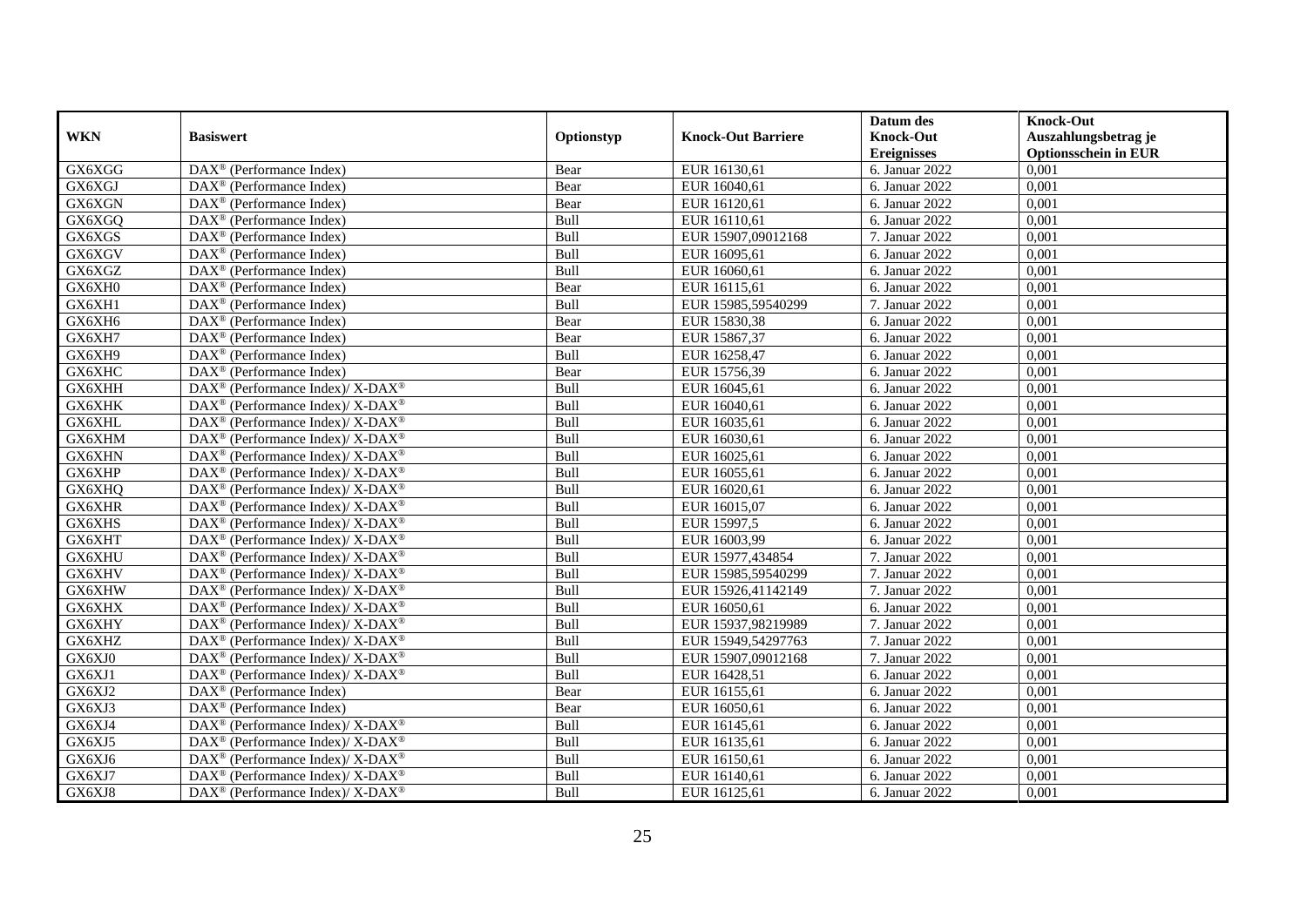| WKN | Basiswert | Optionstyp | Knock-Out Barriere | Datum des Knock-Out Ereignisses | Knock-Out Auszahlungsbetrag je Optionsschein in EUR |
|---|---|---|---|---|---|
| GX6XGG | DAX® (Performance Index) | Bear | EUR 16130,61 | 6. Januar 2022 | 0,001 |
| GX6XGJ | DAX® (Performance Index) | Bear | EUR 16040,61 | 6. Januar 2022 | 0,001 |
| GX6XGN | DAX® (Performance Index) | Bear | EUR 16120,61 | 6. Januar 2022 | 0,001 |
| GX6XGQ | DAX® (Performance Index) | Bull | EUR 16110,61 | 6. Januar 2022 | 0,001 |
| GX6XGS | DAX® (Performance Index) | Bull | EUR 15907,09012168 | 7. Januar 2022 | 0,001 |
| GX6XGV | DAX® (Performance Index) | Bull | EUR 16095,61 | 6. Januar 2022 | 0,001 |
| GX6XGZ | DAX® (Performance Index) | Bull | EUR 16060,61 | 6. Januar 2022 | 0,001 |
| GX6XH0 | DAX® (Performance Index) | Bear | EUR 16115,61 | 6. Januar 2022 | 0,001 |
| GX6XH1 | DAX® (Performance Index) | Bull | EUR 15985,59540299 | 7. Januar 2022 | 0,001 |
| GX6XH6 | DAX® (Performance Index) | Bear | EUR 15830,38 | 6. Januar 2022 | 0,001 |
| GX6XH7 | DAX® (Performance Index) | Bear | EUR 15867,37 | 6. Januar 2022 | 0,001 |
| GX6XH9 | DAX® (Performance Index) | Bull | EUR 16258,47 | 6. Januar 2022 | 0,001 |
| GX6XHC | DAX® (Performance Index) | Bear | EUR 15756,39 | 6. Januar 2022 | 0,001 |
| GX6XHH | DAX® (Performance Index)/ X-DAX® | Bull | EUR 16045,61 | 6. Januar 2022 | 0,001 |
| GX6XHK | DAX® (Performance Index)/ X-DAX® | Bull | EUR 16040,61 | 6. Januar 2022 | 0,001 |
| GX6XHL | DAX® (Performance Index)/ X-DAX® | Bull | EUR 16035,61 | 6. Januar 2022 | 0,001 |
| GX6XHM | DAX® (Performance Index)/ X-DAX® | Bull | EUR 16030,61 | 6. Januar 2022 | 0,001 |
| GX6XHN | DAX® (Performance Index)/ X-DAX® | Bull | EUR 16025,61 | 6. Januar 2022 | 0,001 |
| GX6XHP | DAX® (Performance Index)/ X-DAX® | Bull | EUR 16055,61 | 6. Januar 2022 | 0,001 |
| GX6XHQ | DAX® (Performance Index)/ X-DAX® | Bull | EUR 16020,61 | 6. Januar 2022 | 0,001 |
| GX6XHR | DAX® (Performance Index)/ X-DAX® | Bull | EUR 16015,07 | 6. Januar 2022 | 0,001 |
| GX6XHS | DAX® (Performance Index)/ X-DAX® | Bull | EUR 15997,5 | 6. Januar 2022 | 0,001 |
| GX6XHT | DAX® (Performance Index)/ X-DAX® | Bull | EUR 16003,99 | 6. Januar 2022 | 0,001 |
| GX6XHU | DAX® (Performance Index)/ X-DAX® | Bull | EUR 15977,434854 | 7. Januar 2022 | 0,001 |
| GX6XHV | DAX® (Performance Index)/ X-DAX® | Bull | EUR 15985,59540299 | 7. Januar 2022 | 0,001 |
| GX6XHW | DAX® (Performance Index)/ X-DAX® | Bull | EUR 15926,41142149 | 7. Januar 2022 | 0,001 |
| GX6XHX | DAX® (Performance Index)/ X-DAX® | Bull | EUR 16050,61 | 6. Januar 2022 | 0,001 |
| GX6XHY | DAX® (Performance Index)/ X-DAX® | Bull | EUR 15937,98219989 | 7. Januar 2022 | 0,001 |
| GX6XHZ | DAX® (Performance Index)/ X-DAX® | Bull | EUR 15949,54297763 | 7. Januar 2022 | 0,001 |
| GX6XJ0 | DAX® (Performance Index)/ X-DAX® | Bull | EUR 15907,09012168 | 7. Januar 2022 | 0,001 |
| GX6XJ1 | DAX® (Performance Index)/ X-DAX® | Bull | EUR 16428,51 | 6. Januar 2022 | 0,001 |
| GX6XJ2 | DAX® (Performance Index) | Bear | EUR 16155,61 | 6. Januar 2022 | 0,001 |
| GX6XJ3 | DAX® (Performance Index) | Bear | EUR 16050,61 | 6. Januar 2022 | 0,001 |
| GX6XJ4 | DAX® (Performance Index)/ X-DAX® | Bull | EUR 16145,61 | 6. Januar 2022 | 0,001 |
| GX6XJ5 | DAX® (Performance Index)/ X-DAX® | Bull | EUR 16135,61 | 6. Januar 2022 | 0,001 |
| GX6XJ6 | DAX® (Performance Index)/ X-DAX® | Bull | EUR 16150,61 | 6. Januar 2022 | 0,001 |
| GX6XJ7 | DAX® (Performance Index)/ X-DAX® | Bull | EUR 16140,61 | 6. Januar 2022 | 0,001 |
| GX6XJ8 | DAX® (Performance Index)/ X-DAX® | Bull | EUR 16125,61 | 6. Januar 2022 | 0,001 |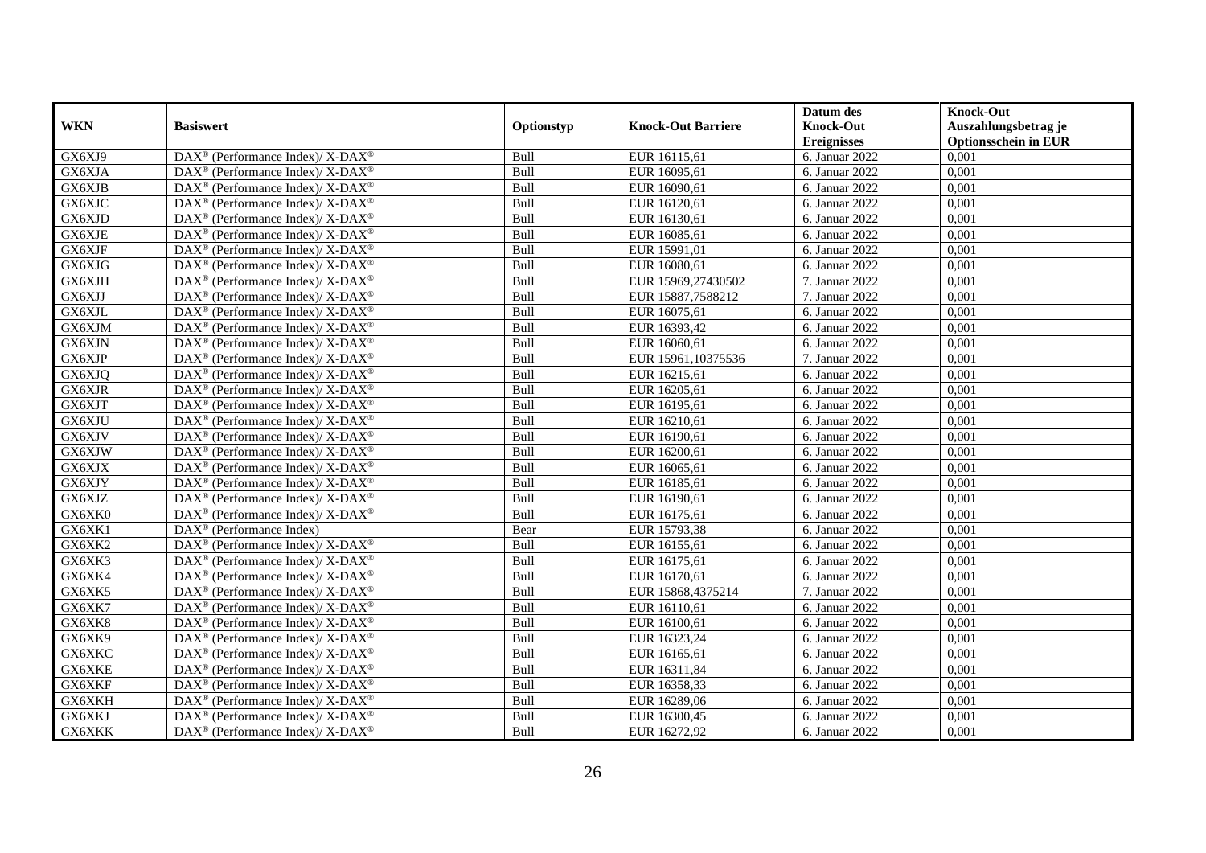| WKN | Basiswert | Optionstyp | Knock-Out Barriere | Datum des Knock-Out Ereignisses | Knock-Out Auszahlungsbetrag je Optionsschein in EUR |
|---|---|---|---|---|---|
| GX6XJ9 | DAX® (Performance Index)/ X-DAX® | Bull | EUR 16115,61 | 6. Januar 2022 | 0,001 |
| GX6XJA | DAX® (Performance Index)/ X-DAX® | Bull | EUR 16095,61 | 6. Januar 2022 | 0,001 |
| GX6XJB | DAX® (Performance Index)/ X-DAX® | Bull | EUR 16090,61 | 6. Januar 2022 | 0,001 |
| GX6XJC | DAX® (Performance Index)/ X-DAX® | Bull | EUR 16120,61 | 6. Januar 2022 | 0,001 |
| GX6XJD | DAX® (Performance Index)/ X-DAX® | Bull | EUR 16130,61 | 6. Januar 2022 | 0,001 |
| GX6XJE | DAX® (Performance Index)/ X-DAX® | Bull | EUR 16085,61 | 6. Januar 2022 | 0,001 |
| GX6XJF | DAX® (Performance Index)/ X-DAX® | Bull | EUR 15991,01 | 6. Januar 2022 | 0,001 |
| GX6XJG | DAX® (Performance Index)/ X-DAX® | Bull | EUR 16080,61 | 6. Januar 2022 | 0,001 |
| GX6XJH | DAX® (Performance Index)/ X-DAX® | Bull | EUR 15969,27430502 | 7. Januar 2022 | 0,001 |
| GX6XJJ | DAX® (Performance Index)/ X-DAX® | Bull | EUR 15887,7588212 | 7. Januar 2022 | 0,001 |
| GX6XJL | DAX® (Performance Index)/ X-DAX® | Bull | EUR 16075,61 | 6. Januar 2022 | 0,001 |
| GX6XJM | DAX® (Performance Index)/ X-DAX® | Bull | EUR 16393,42 | 6. Januar 2022 | 0,001 |
| GX6XJN | DAX® (Performance Index)/ X-DAX® | Bull | EUR 16060,61 | 6. Januar 2022 | 0,001 |
| GX6XJP | DAX® (Performance Index)/ X-DAX® | Bull | EUR 15961,10375536 | 7. Januar 2022 | 0,001 |
| GX6XJQ | DAX® (Performance Index)/ X-DAX® | Bull | EUR 16215,61 | 6. Januar 2022 | 0,001 |
| GX6XJR | DAX® (Performance Index)/ X-DAX® | Bull | EUR 16205,61 | 6. Januar 2022 | 0,001 |
| GX6XJT | DAX® (Performance Index)/ X-DAX® | Bull | EUR 16195,61 | 6. Januar 2022 | 0,001 |
| GX6XJU | DAX® (Performance Index)/ X-DAX® | Bull | EUR 16210,61 | 6. Januar 2022 | 0,001 |
| GX6XJV | DAX® (Performance Index)/ X-DAX® | Bull | EUR 16190,61 | 6. Januar 2022 | 0,001 |
| GX6XJW | DAX® (Performance Index)/ X-DAX® | Bull | EUR 16200,61 | 6. Januar 2022 | 0,001 |
| GX6XJX | DAX® (Performance Index)/ X-DAX® | Bull | EUR 16065,61 | 6. Januar 2022 | 0,001 |
| GX6XJY | DAX® (Performance Index)/ X-DAX® | Bull | EUR 16185,61 | 6. Januar 2022 | 0,001 |
| GX6XJZ | DAX® (Performance Index)/ X-DAX® | Bull | EUR 16190,61 | 6. Januar 2022 | 0,001 |
| GX6XK0 | DAX® (Performance Index)/ X-DAX® | Bull | EUR 16175,61 | 6. Januar 2022 | 0,001 |
| GX6XK1 | DAX® (Performance Index) | Bear | EUR 15793,38 | 6. Januar 2022 | 0,001 |
| GX6XK2 | DAX® (Performance Index)/ X-DAX® | Bull | EUR 16155,61 | 6. Januar 2022 | 0,001 |
| GX6XK3 | DAX® (Performance Index)/ X-DAX® | Bull | EUR 16175,61 | 6. Januar 2022 | 0,001 |
| GX6XK4 | DAX® (Performance Index)/ X-DAX® | Bull | EUR 16170,61 | 6. Januar 2022 | 0,001 |
| GX6XK5 | DAX® (Performance Index)/ X-DAX® | Bull | EUR 15868,4375214 | 7. Januar 2022 | 0,001 |
| GX6XK7 | DAX® (Performance Index)/ X-DAX® | Bull | EUR 16110,61 | 6. Januar 2022 | 0,001 |
| GX6XK8 | DAX® (Performance Index)/ X-DAX® | Bull | EUR 16100,61 | 6. Januar 2022 | 0,001 |
| GX6XK9 | DAX® (Performance Index)/ X-DAX® | Bull | EUR 16323,24 | 6. Januar 2022 | 0,001 |
| GX6XKC | DAX® (Performance Index)/ X-DAX® | Bull | EUR 16165,61 | 6. Januar 2022 | 0,001 |
| GX6XKE | DAX® (Performance Index)/ X-DAX® | Bull | EUR 16311,84 | 6. Januar 2022 | 0,001 |
| GX6XKF | DAX® (Performance Index)/ X-DAX® | Bull | EUR 16358,33 | 6. Januar 2022 | 0,001 |
| GX6XKH | DAX® (Performance Index)/ X-DAX® | Bull | EUR 16289,06 | 6. Januar 2022 | 0,001 |
| GX6XKJ | DAX® (Performance Index)/ X-DAX® | Bull | EUR 16300,45 | 6. Januar 2022 | 0,001 |
| GX6XKK | DAX® (Performance Index)/ X-DAX® | Bull | EUR 16272,92 | 6. Januar 2022 | 0,001 |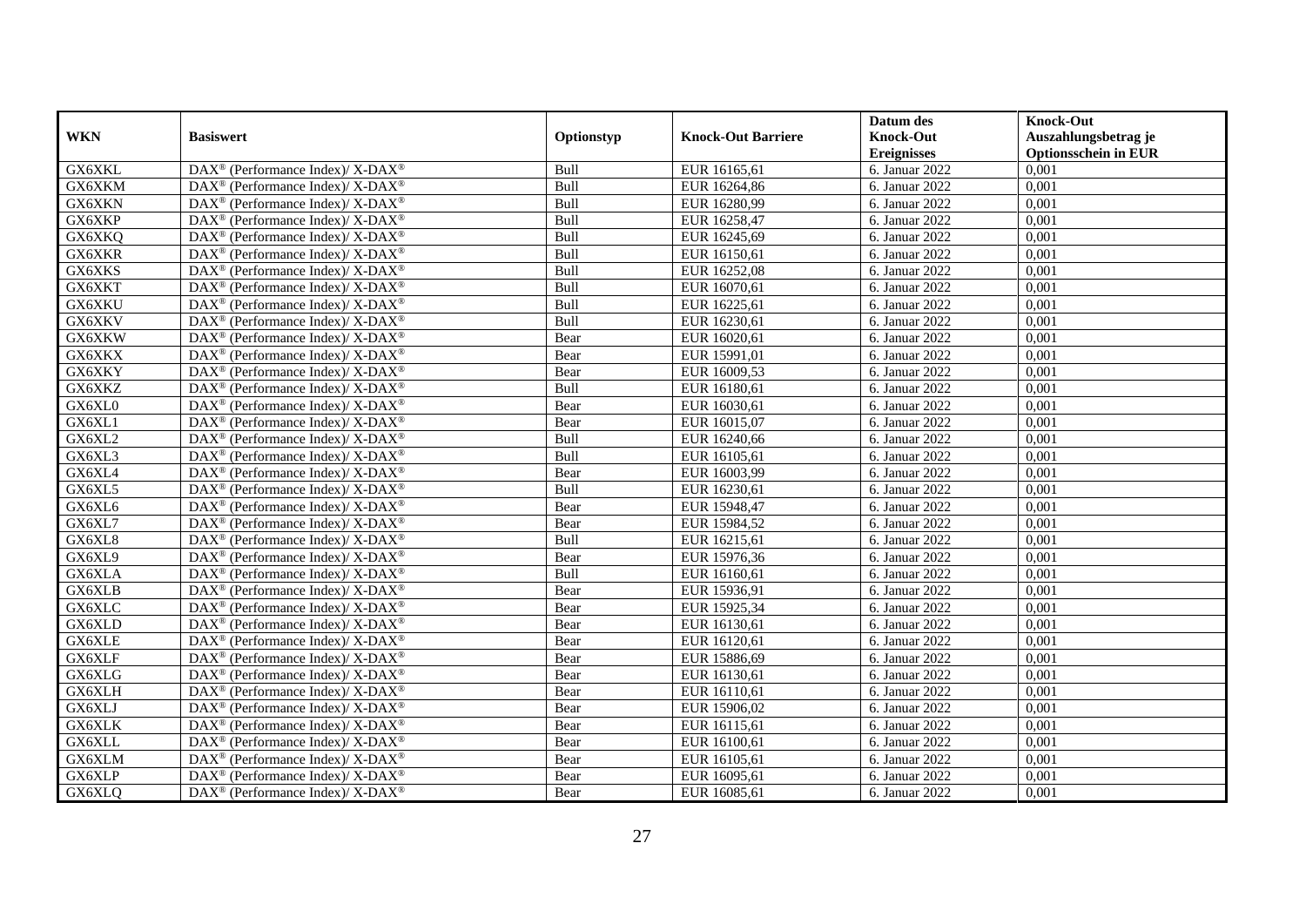| WKN | Basiswert | Optionstyp | Knock-Out Barriere | Datum des Knock-Out Ereignisses | Knock-Out Auszahlungsbetrag je Optionsschein in EUR |
|---|---|---|---|---|---|
| GX6XKL | DAX® (Performance Index)/ X-DAX® | Bull | EUR 16165,61 | 6. Januar 2022 | 0,001 |
| GX6XKM | DAX® (Performance Index)/ X-DAX® | Bull | EUR 16264,86 | 6. Januar 2022 | 0,001 |
| GX6XKN | DAX® (Performance Index)/ X-DAX® | Bull | EUR 16280,99 | 6. Januar 2022 | 0,001 |
| GX6XKP | DAX® (Performance Index)/ X-DAX® | Bull | EUR 16258,47 | 6. Januar 2022 | 0,001 |
| GX6XKQ | DAX® (Performance Index)/ X-DAX® | Bull | EUR 16245,69 | 6. Januar 2022 | 0,001 |
| GX6XKR | DAX® (Performance Index)/ X-DAX® | Bull | EUR 16150,61 | 6. Januar 2022 | 0,001 |
| GX6XKS | DAX® (Performance Index)/ X-DAX® | Bull | EUR 16252,08 | 6. Januar 2022 | 0,001 |
| GX6XKT | DAX® (Performance Index)/ X-DAX® | Bull | EUR 16070,61 | 6. Januar 2022 | 0,001 |
| GX6XKU | DAX® (Performance Index)/ X-DAX® | Bull | EUR 16225,61 | 6. Januar 2022 | 0,001 |
| GX6XKV | DAX® (Performance Index)/ X-DAX® | Bull | EUR 16230,61 | 6. Januar 2022 | 0,001 |
| GX6XKW | DAX® (Performance Index)/ X-DAX® | Bear | EUR 16020,61 | 6. Januar 2022 | 0,001 |
| GX6XKX | DAX® (Performance Index)/ X-DAX® | Bear | EUR 15991,01 | 6. Januar 2022 | 0,001 |
| GX6XKY | DAX® (Performance Index)/ X-DAX® | Bear | EUR 16009,53 | 6. Januar 2022 | 0,001 |
| GX6XKZ | DAX® (Performance Index)/ X-DAX® | Bull | EUR 16180,61 | 6. Januar 2022 | 0,001 |
| GX6XL0 | DAX® (Performance Index)/ X-DAX® | Bear | EUR 16030,61 | 6. Januar 2022 | 0,001 |
| GX6XL1 | DAX® (Performance Index)/ X-DAX® | Bear | EUR 16015,07 | 6. Januar 2022 | 0,001 |
| GX6XL2 | DAX® (Performance Index)/ X-DAX® | Bull | EUR 16240,66 | 6. Januar 2022 | 0,001 |
| GX6XL3 | DAX® (Performance Index)/ X-DAX® | Bull | EUR 16105,61 | 6. Januar 2022 | 0,001 |
| GX6XL4 | DAX® (Performance Index)/ X-DAX® | Bear | EUR 16003,99 | 6. Januar 2022 | 0,001 |
| GX6XL5 | DAX® (Performance Index)/ X-DAX® | Bull | EUR 16230,61 | 6. Januar 2022 | 0,001 |
| GX6XL6 | DAX® (Performance Index)/ X-DAX® | Bear | EUR 15948,47 | 6. Januar 2022 | 0,001 |
| GX6XL7 | DAX® (Performance Index)/ X-DAX® | Bear | EUR 15984,52 | 6. Januar 2022 | 0,001 |
| GX6XL8 | DAX® (Performance Index)/ X-DAX® | Bull | EUR 16215,61 | 6. Januar 2022 | 0,001 |
| GX6XL9 | DAX® (Performance Index)/ X-DAX® | Bear | EUR 15976,36 | 6. Januar 2022 | 0,001 |
| GX6XLA | DAX® (Performance Index)/ X-DAX® | Bull | EUR 16160,61 | 6. Januar 2022 | 0,001 |
| GX6XLB | DAX® (Performance Index)/ X-DAX® | Bear | EUR 15936,91 | 6. Januar 2022 | 0,001 |
| GX6XLC | DAX® (Performance Index)/ X-DAX® | Bear | EUR 15925,34 | 6. Januar 2022 | 0,001 |
| GX6XLD | DAX® (Performance Index)/ X-DAX® | Bear | EUR 16130,61 | 6. Januar 2022 | 0,001 |
| GX6XLE | DAX® (Performance Index)/ X-DAX® | Bear | EUR 16120,61 | 6. Januar 2022 | 0,001 |
| GX6XLF | DAX® (Performance Index)/ X-DAX® | Bear | EUR 15886,69 | 6. Januar 2022 | 0,001 |
| GX6XLG | DAX® (Performance Index)/ X-DAX® | Bear | EUR 16130,61 | 6. Januar 2022 | 0,001 |
| GX6XLH | DAX® (Performance Index)/ X-DAX® | Bear | EUR 16110,61 | 6. Januar 2022 | 0,001 |
| GX6XLJ | DAX® (Performance Index)/ X-DAX® | Bear | EUR 15906,02 | 6. Januar 2022 | 0,001 |
| GX6XLK | DAX® (Performance Index)/ X-DAX® | Bear | EUR 16115,61 | 6. Januar 2022 | 0,001 |
| GX6XLL | DAX® (Performance Index)/ X-DAX® | Bear | EUR 16100,61 | 6. Januar 2022 | 0,001 |
| GX6XLM | DAX® (Performance Index)/ X-DAX® | Bear | EUR 16105,61 | 6. Januar 2022 | 0,001 |
| GX6XLP | DAX® (Performance Index)/ X-DAX® | Bear | EUR 16095,61 | 6. Januar 2022 | 0,001 |
| GX6XLQ | DAX® (Performance Index)/ X-DAX® | Bear | EUR 16085,61 | 6. Januar 2022 | 0,001 |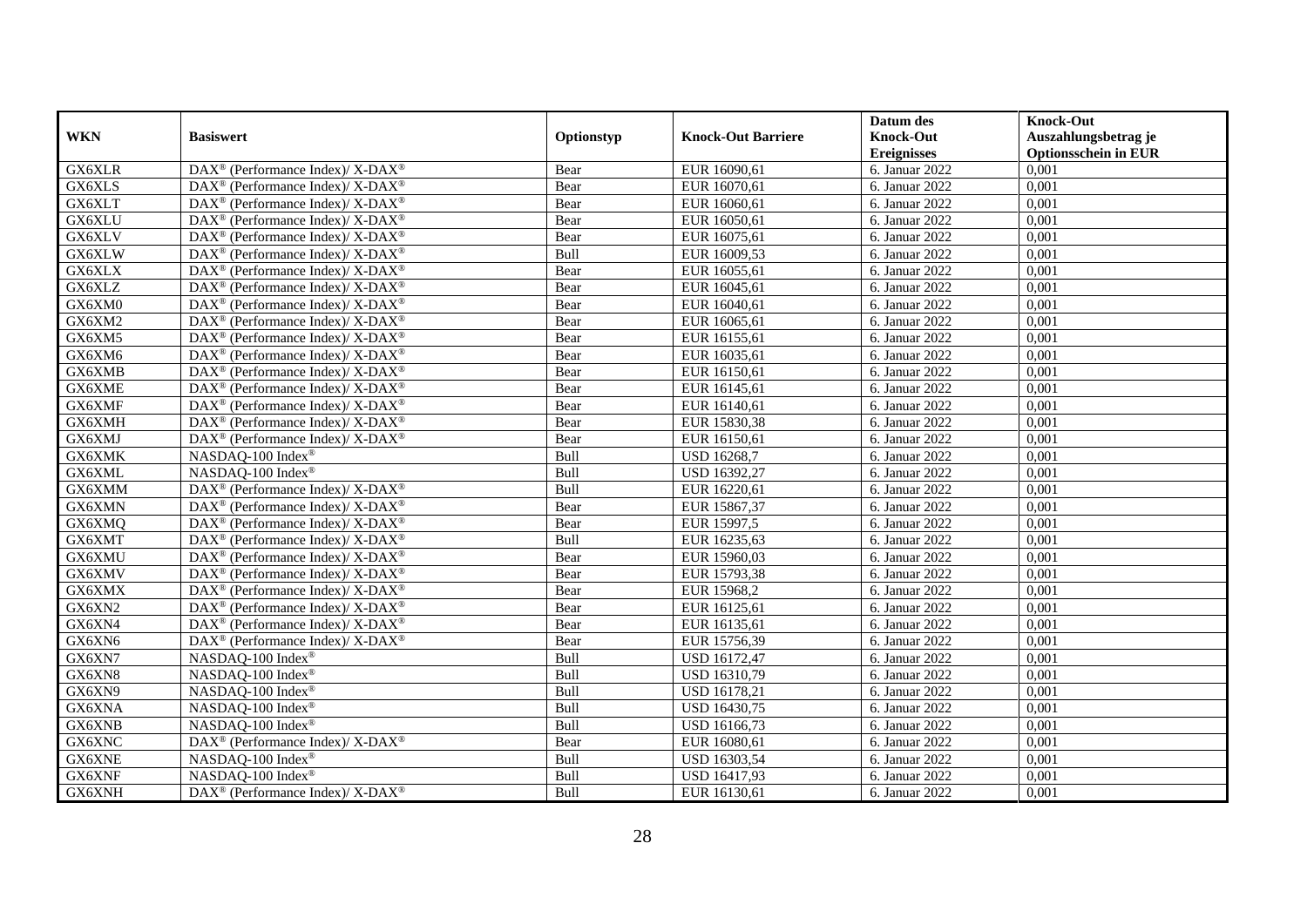| WKN | Basiswert | Optionstyp | Knock-Out Barriere | Datum des Knock-Out Ereignisses | Knock-Out Auszahlungsbetrag je Optionsschein in EUR |
|---|---|---|---|---|---|
| GX6XLR | DAX® (Performance Index)/ X-DAX® | Bear | EUR 16090,61 | 6. Januar 2022 | 0,001 |
| GX6XLS | DAX® (Performance Index)/ X-DAX® | Bear | EUR 16070,61 | 6. Januar 2022 | 0,001 |
| GX6XLT | DAX® (Performance Index)/ X-DAX® | Bear | EUR 16060,61 | 6. Januar 2022 | 0,001 |
| GX6XLU | DAX® (Performance Index)/ X-DAX® | Bear | EUR 16050,61 | 6. Januar 2022 | 0,001 |
| GX6XLV | DAX® (Performance Index)/ X-DAX® | Bear | EUR 16075,61 | 6. Januar 2022 | 0,001 |
| GX6XLW | DAX® (Performance Index)/ X-DAX® | Bull | EUR 16009,53 | 6. Januar 2022 | 0,001 |
| GX6XLX | DAX® (Performance Index)/ X-DAX® | Bear | EUR 16055,61 | 6. Januar 2022 | 0,001 |
| GX6XLZ | DAX® (Performance Index)/ X-DAX® | Bear | EUR 16045,61 | 6. Januar 2022 | 0,001 |
| GX6XM0 | DAX® (Performance Index)/ X-DAX® | Bear | EUR 16040,61 | 6. Januar 2022 | 0,001 |
| GX6XM2 | DAX® (Performance Index)/ X-DAX® | Bear | EUR 16065,61 | 6. Januar 2022 | 0,001 |
| GX6XM5 | DAX® (Performance Index)/ X-DAX® | Bear | EUR 16155,61 | 6. Januar 2022 | 0,001 |
| GX6XM6 | DAX® (Performance Index)/ X-DAX® | Bear | EUR 16035,61 | 6. Januar 2022 | 0,001 |
| GX6XMB | DAX® (Performance Index)/ X-DAX® | Bear | EUR 16150,61 | 6. Januar 2022 | 0,001 |
| GX6XME | DAX® (Performance Index)/ X-DAX® | Bear | EUR 16145,61 | 6. Januar 2022 | 0,001 |
| GX6XMF | DAX® (Performance Index)/ X-DAX® | Bear | EUR 16140,61 | 6. Januar 2022 | 0,001 |
| GX6XMH | DAX® (Performance Index)/ X-DAX® | Bear | EUR 15830,38 | 6. Januar 2022 | 0,001 |
| GX6XMJ | DAX® (Performance Index)/ X-DAX® | Bear | EUR 16150,61 | 6. Januar 2022 | 0,001 |
| GX6XMK | NASDAQ-100 Index® | Bull | USD 16268,7 | 6. Januar 2022 | 0,001 |
| GX6XML | NASDAQ-100 Index® | Bull | USD 16392,27 | 6. Januar 2022 | 0,001 |
| GX6XMM | DAX® (Performance Index)/ X-DAX® | Bull | EUR 16220,61 | 6. Januar 2022 | 0,001 |
| GX6XMN | DAX® (Performance Index)/ X-DAX® | Bear | EUR 15867,37 | 6. Januar 2022 | 0,001 |
| GX6XMQ | DAX® (Performance Index)/ X-DAX® | Bear | EUR 15997,5 | 6. Januar 2022 | 0,001 |
| GX6XMT | DAX® (Performance Index)/ X-DAX® | Bull | EUR 16235,63 | 6. Januar 2022 | 0,001 |
| GX6XMU | DAX® (Performance Index)/ X-DAX® | Bear | EUR 15960,03 | 6. Januar 2022 | 0,001 |
| GX6XMV | DAX® (Performance Index)/ X-DAX® | Bear | EUR 15793,38 | 6. Januar 2022 | 0,001 |
| GX6XMX | DAX® (Performance Index)/ X-DAX® | Bear | EUR 15968,2 | 6. Januar 2022 | 0,001 |
| GX6XN2 | DAX® (Performance Index)/ X-DAX® | Bear | EUR 16125,61 | 6. Januar 2022 | 0,001 |
| GX6XN4 | DAX® (Performance Index)/ X-DAX® | Bear | EUR 16135,61 | 6. Januar 2022 | 0,001 |
| GX6XN6 | DAX® (Performance Index)/ X-DAX® | Bear | EUR 15756,39 | 6. Januar 2022 | 0,001 |
| GX6XN7 | NASDAQ-100 Index® | Bull | USD 16172,47 | 6. Januar 2022 | 0,001 |
| GX6XN8 | NASDAQ-100 Index® | Bull | USD 16310,79 | 6. Januar 2022 | 0,001 |
| GX6XN9 | NASDAQ-100 Index® | Bull | USD 16178,21 | 6. Januar 2022 | 0,001 |
| GX6XNA | NASDAQ-100 Index® | Bull | USD 16430,75 | 6. Januar 2022 | 0,001 |
| GX6XNB | NASDAQ-100 Index® | Bull | USD 16166,73 | 6. Januar 2022 | 0,001 |
| GX6XNC | DAX® (Performance Index)/ X-DAX® | Bear | EUR 16080,61 | 6. Januar 2022 | 0,001 |
| GX6XNE | NASDAQ-100 Index® | Bull | USD 16303,54 | 6. Januar 2022 | 0,001 |
| GX6XNF | NASDAQ-100 Index® | Bull | USD 16417,93 | 6. Januar 2022 | 0,001 |
| GX6XNH | DAX® (Performance Index)/ X-DAX® | Bull | EUR 16130,61 | 6. Januar 2022 | 0,001 |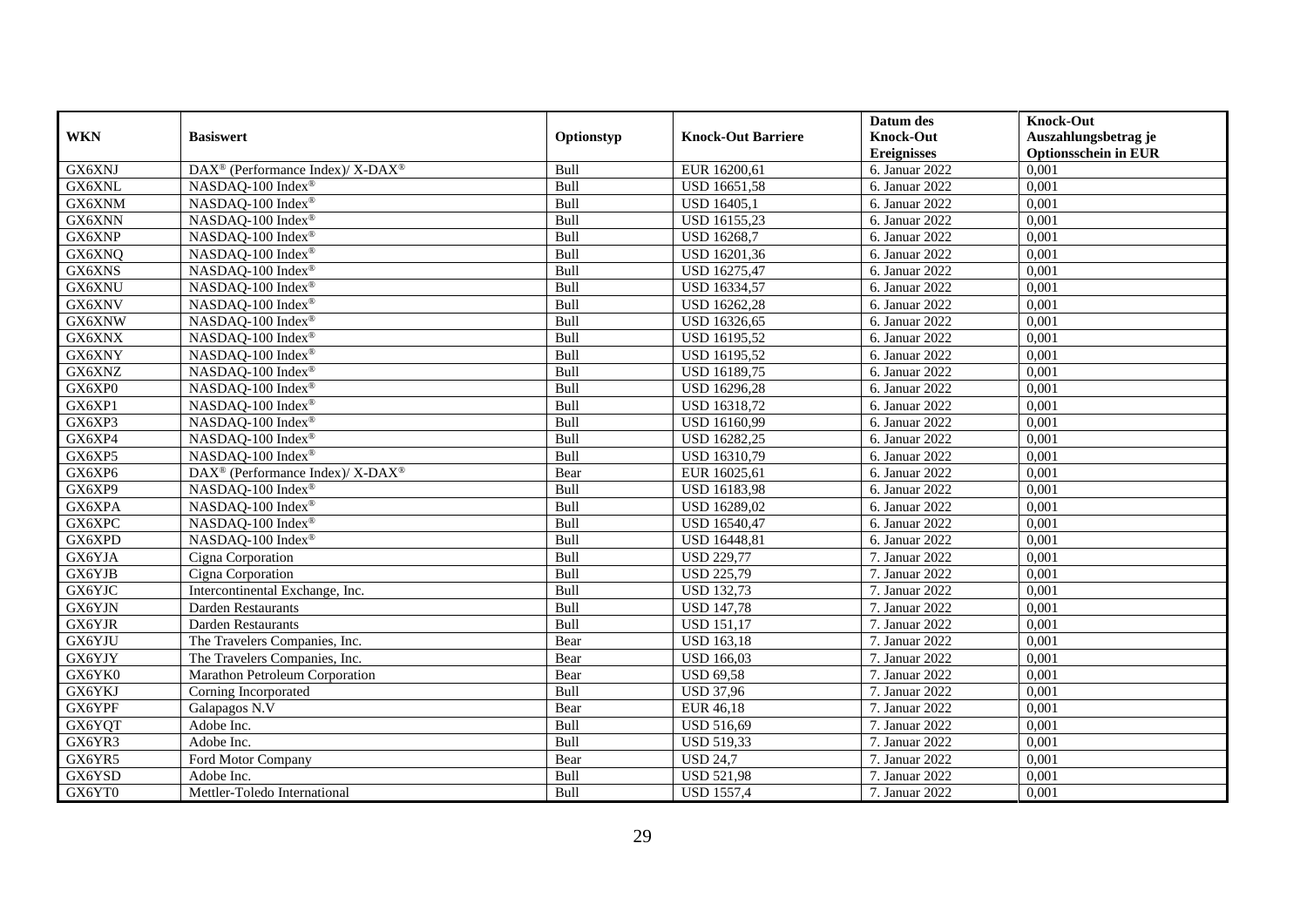| WKN | Basiswert | Optionstyp | Knock-Out Barriere | Datum des Knock-Out Ereignisses | Knock-Out Auszahlungsbetrag je Optionsschein in EUR |
|---|---|---|---|---|---|
| GX6XNJ | DAX® (Performance Index)/ X-DAX® | Bull | EUR 16200,61 | 6. Januar 2022 | 0,001 |
| GX6XNL | NASDAQ-100 Index® | Bull | USD 16651,58 | 6. Januar 2022 | 0,001 |
| GX6XNM | NASDAQ-100 Index® | Bull | USD 16405,1 | 6. Januar 2022 | 0,001 |
| GX6XNN | NASDAQ-100 Index® | Bull | USD 16155,23 | 6. Januar 2022 | 0,001 |
| GX6XNP | NASDAQ-100 Index® | Bull | USD 16268,7 | 6. Januar 2022 | 0,001 |
| GX6XNQ | NASDAQ-100 Index® | Bull | USD 16201,36 | 6. Januar 2022 | 0,001 |
| GX6XNS | NASDAQ-100 Index® | Bull | USD 16275,47 | 6. Januar 2022 | 0,001 |
| GX6XNU | NASDAQ-100 Index® | Bull | USD 16334,57 | 6. Januar 2022 | 0,001 |
| GX6XNV | NASDAQ-100 Index® | Bull | USD 16262,28 | 6. Januar 2022 | 0,001 |
| GX6XNW | NASDAQ-100 Index® | Bull | USD 16326,65 | 6. Januar 2022 | 0,001 |
| GX6XNX | NASDAQ-100 Index® | Bull | USD 16195,52 | 6. Januar 2022 | 0,001 |
| GX6XNY | NASDAQ-100 Index® | Bull | USD 16195,52 | 6. Januar 2022 | 0,001 |
| GX6XNZ | NASDAQ-100 Index® | Bull | USD 16189,75 | 6. Januar 2022 | 0,001 |
| GX6XP0 | NASDAQ-100 Index® | Bull | USD 16296,28 | 6. Januar 2022 | 0,001 |
| GX6XP1 | NASDAQ-100 Index® | Bull | USD 16318,72 | 6. Januar 2022 | 0,001 |
| GX6XP3 | NASDAQ-100 Index® | Bull | USD 16160,99 | 6. Januar 2022 | 0,001 |
| GX6XP4 | NASDAQ-100 Index® | Bull | USD 16282,25 | 6. Januar 2022 | 0,001 |
| GX6XP5 | NASDAQ-100 Index® | Bull | USD 16310,79 | 6. Januar 2022 | 0,001 |
| GX6XP6 | DAX® (Performance Index)/ X-DAX® | Bear | EUR 16025,61 | 6. Januar 2022 | 0,001 |
| GX6XP9 | NASDAQ-100 Index® | Bull | USD 16183,98 | 6. Januar 2022 | 0,001 |
| GX6XPA | NASDAQ-100 Index® | Bull | USD 16289,02 | 6. Januar 2022 | 0,001 |
| GX6XPC | NASDAQ-100 Index® | Bull | USD 16540,47 | 6. Januar 2022 | 0,001 |
| GX6XPD | NASDAQ-100 Index® | Bull | USD 16448,81 | 6. Januar 2022 | 0,001 |
| GX6YJA | Cigna Corporation | Bull | USD 229,77 | 7. Januar 2022 | 0,001 |
| GX6YJB | Cigna Corporation | Bull | USD 225,79 | 7. Januar 2022 | 0,001 |
| GX6YJC | Intercontinental Exchange, Inc. | Bull | USD 132,73 | 7. Januar 2022 | 0,001 |
| GX6YJN | Darden Restaurants | Bull | USD 147,78 | 7. Januar 2022 | 0,001 |
| GX6YJR | Darden Restaurants | Bull | USD 151,17 | 7. Januar 2022 | 0,001 |
| GX6YJU | The Travelers Companies, Inc. | Bear | USD 163,18 | 7. Januar 2022 | 0,001 |
| GX6YJY | The Travelers Companies, Inc. | Bear | USD 166,03 | 7. Januar 2022 | 0,001 |
| GX6YK0 | Marathon Petroleum Corporation | Bear | USD 69,58 | 7. Januar 2022 | 0,001 |
| GX6YKJ | Corning Incorporated | Bull | USD 37,96 | 7. Januar 2022 | 0,001 |
| GX6YPF | Galapagos N.V | Bear | EUR 46,18 | 7. Januar 2022 | 0,001 |
| GX6YQT | Adobe Inc. | Bull | USD 516,69 | 7. Januar 2022 | 0,001 |
| GX6YR3 | Adobe Inc. | Bull | USD 519,33 | 7. Januar 2022 | 0,001 |
| GX6YR5 | Ford Motor Company | Bear | USD 24,7 | 7. Januar 2022 | 0,001 |
| GX6YSD | Adobe Inc. | Bull | USD 521,98 | 7. Januar 2022 | 0,001 |
| GX6YT0 | Mettler-Toledo International | Bull | USD 1557,4 | 7. Januar 2022 | 0,001 |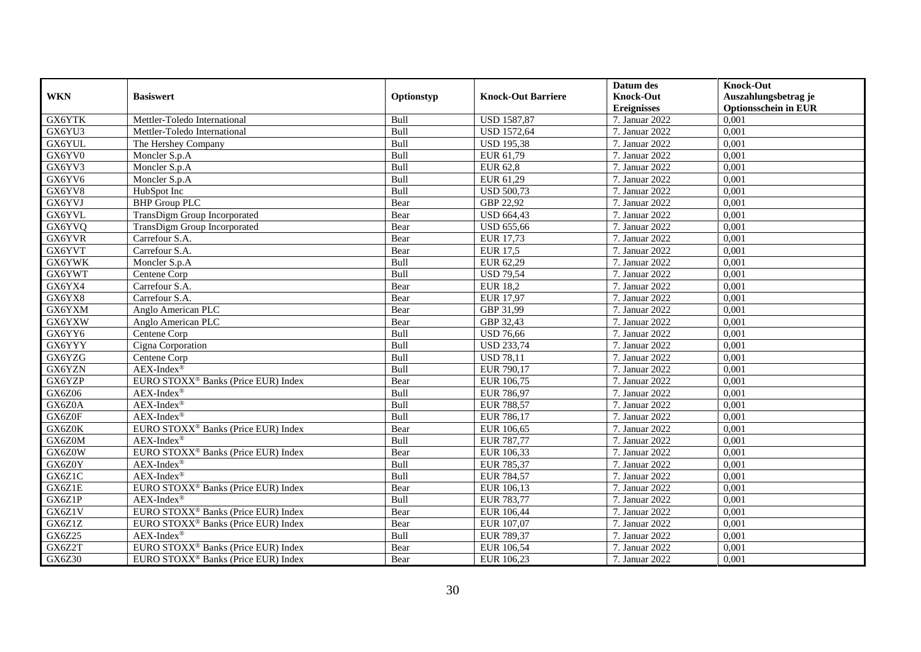| WKN | Basiswert | Optionstyp | Knock-Out Barriere | Datum des Knock-Out Ereignisses | Knock-Out Auszahlungsbetrag je Optionsschein in EUR |
|---|---|---|---|---|---|
| GX6YTK | Mettler-Toledo International | Bull | USD 1587,87 | 7. Januar 2022 | 0,001 |
| GX6YU3 | Mettler-Toledo International | Bull | USD 1572,64 | 7. Januar 2022 | 0,001 |
| GX6YUL | The Hershey Company | Bull | USD 195,38 | 7. Januar 2022 | 0,001 |
| GX6YV0 | Moncler S.p.A | Bull | EUR 61,79 | 7. Januar 2022 | 0,001 |
| GX6YV3 | Moncler S.p.A | Bull | EUR 62,8 | 7. Januar 2022 | 0,001 |
| GX6YV6 | Moncler S.p.A | Bull | EUR 61,29 | 7. Januar 2022 | 0,001 |
| GX6YV8 | HubSpot Inc | Bull | USD 500,73 | 7. Januar 2022 | 0,001 |
| GX6YVJ | BHP Group PLC | Bear | GBP 22,92 | 7. Januar 2022 | 0,001 |
| GX6YVL | TransDigm Group Incorporated | Bear | USD 664,43 | 7. Januar 2022 | 0,001 |
| GX6YVQ | TransDigm Group Incorporated | Bear | USD 655,66 | 7. Januar 2022 | 0,001 |
| GX6YVR | Carrefour S.A. | Bear | EUR 17,73 | 7. Januar 2022 | 0,001 |
| GX6YVT | Carrefour S.A. | Bear | EUR 17,5 | 7. Januar 2022 | 0,001 |
| GX6YWK | Moncler S.p.A | Bull | EUR 62,29 | 7. Januar 2022 | 0,001 |
| GX6YWT | Centene Corp | Bull | USD 79,54 | 7. Januar 2022 | 0,001 |
| GX6YX4 | Carrefour S.A. | Bear | EUR 18,2 | 7. Januar 2022 | 0,001 |
| GX6YX8 | Carrefour S.A. | Bear | EUR 17,97 | 7. Januar 2022 | 0,001 |
| GX6YXM | Anglo American PLC | Bear | GBP 31,99 | 7. Januar 2022 | 0,001 |
| GX6YXW | Anglo American PLC | Bear | GBP 32,43 | 7. Januar 2022 | 0,001 |
| GX6YY6 | Centene Corp | Bull | USD 76,66 | 7. Januar 2022 | 0,001 |
| GX6YYY | Cigna Corporation | Bull | USD 233,74 | 7. Januar 2022 | 0,001 |
| GX6YZG | Centene Corp | Bull | USD 78,11 | 7. Januar 2022 | 0,001 |
| GX6YZN | AEX-Index® | Bull | EUR 790,17 | 7. Januar 2022 | 0,001 |
| GX6YZP | EURO STOXX® Banks (Price EUR) Index | Bear | EUR 106,75 | 7. Januar 2022 | 0,001 |
| GX6Z06 | AEX-Index® | Bull | EUR 786,97 | 7. Januar 2022 | 0,001 |
| GX6Z0A | AEX-Index® | Bull | EUR 788,57 | 7. Januar 2022 | 0,001 |
| GX6Z0F | AEX-Index® | Bull | EUR 786,17 | 7. Januar 2022 | 0,001 |
| GX6Z0K | EURO STOXX® Banks (Price EUR) Index | Bear | EUR 106,65 | 7. Januar 2022 | 0,001 |
| GX6Z0M | AEX-Index® | Bull | EUR 787,77 | 7. Januar 2022 | 0,001 |
| GX6Z0W | EURO STOXX® Banks (Price EUR) Index | Bear | EUR 106,33 | 7. Januar 2022 | 0,001 |
| GX6Z0Y | AEX-Index® | Bull | EUR 785,37 | 7. Januar 2022 | 0,001 |
| GX6Z1C | AEX-Index® | Bull | EUR 784,57 | 7. Januar 2022 | 0,001 |
| GX6Z1E | EURO STOXX® Banks (Price EUR) Index | Bear | EUR 106,13 | 7. Januar 2022 | 0,001 |
| GX6Z1P | AEX-Index® | Bull | EUR 783,77 | 7. Januar 2022 | 0,001 |
| GX6Z1V | EURO STOXX® Banks (Price EUR) Index | Bear | EUR 106,44 | 7. Januar 2022 | 0,001 |
| GX6Z1Z | EURO STOXX® Banks (Price EUR) Index | Bear | EUR 107,07 | 7. Januar 2022 | 0,001 |
| GX6Z25 | AEX-Index® | Bull | EUR 789,37 | 7. Januar 2022 | 0,001 |
| GX6Z2T | EURO STOXX® Banks (Price EUR) Index | Bear | EUR 106,54 | 7. Januar 2022 | 0,001 |
| GX6Z30 | EURO STOXX® Banks (Price EUR) Index | Bear | EUR 106,23 | 7. Januar 2022 | 0,001 |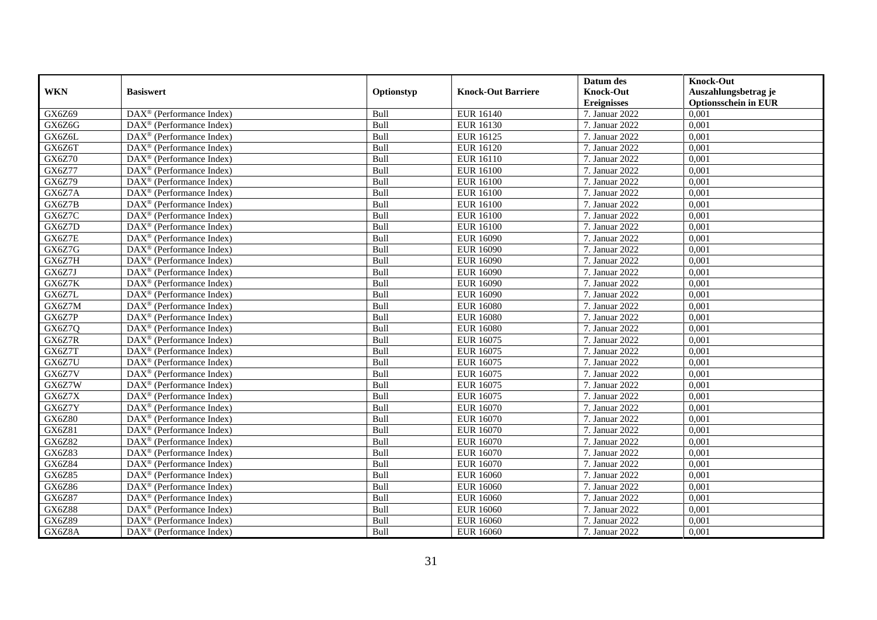| WKN | Basiswert | Optionstyp | Knock-Out Barriere | Datum des Knock-Out Ereignisses | Knock-Out Auszahlungsbetrag je Optionsschein in EUR |
|---|---|---|---|---|---|
| GX6Z69 | DAX® (Performance Index) | Bull | EUR 16140 | 7. Januar 2022 | 0,001 |
| GX6Z6G | DAX® (Performance Index) | Bull | EUR 16130 | 7. Januar 2022 | 0,001 |
| GX6Z6L | DAX® (Performance Index) | Bull | EUR 16125 | 7. Januar 2022 | 0,001 |
| GX6Z6T | DAX® (Performance Index) | Bull | EUR 16120 | 7. Januar 2022 | 0,001 |
| GX6Z70 | DAX® (Performance Index) | Bull | EUR 16110 | 7. Januar 2022 | 0,001 |
| GX6Z77 | DAX® (Performance Index) | Bull | EUR 16100 | 7. Januar 2022 | 0,001 |
| GX6Z79 | DAX® (Performance Index) | Bull | EUR 16100 | 7. Januar 2022 | 0,001 |
| GX6Z7A | DAX® (Performance Index) | Bull | EUR 16100 | 7. Januar 2022 | 0,001 |
| GX6Z7B | DAX® (Performance Index) | Bull | EUR 16100 | 7. Januar 2022 | 0,001 |
| GX6Z7C | DAX® (Performance Index) | Bull | EUR 16100 | 7. Januar 2022 | 0,001 |
| GX6Z7D | DAX® (Performance Index) | Bull | EUR 16100 | 7. Januar 2022 | 0,001 |
| GX6Z7E | DAX® (Performance Index) | Bull | EUR 16090 | 7. Januar 2022 | 0,001 |
| GX6Z7G | DAX® (Performance Index) | Bull | EUR 16090 | 7. Januar 2022 | 0,001 |
| GX6Z7H | DAX® (Performance Index) | Bull | EUR 16090 | 7. Januar 2022 | 0,001 |
| GX6Z7J | DAX® (Performance Index) | Bull | EUR 16090 | 7. Januar 2022 | 0,001 |
| GX6Z7K | DAX® (Performance Index) | Bull | EUR 16090 | 7. Januar 2022 | 0,001 |
| GX6Z7L | DAX® (Performance Index) | Bull | EUR 16090 | 7. Januar 2022 | 0,001 |
| GX6Z7M | DAX® (Performance Index) | Bull | EUR 16080 | 7. Januar 2022 | 0,001 |
| GX6Z7P | DAX® (Performance Index) | Bull | EUR 16080 | 7. Januar 2022 | 0,001 |
| GX6Z7Q | DAX® (Performance Index) | Bull | EUR 16080 | 7. Januar 2022 | 0,001 |
| GX6Z7R | DAX® (Performance Index) | Bull | EUR 16075 | 7. Januar 2022 | 0,001 |
| GX6Z7T | DAX® (Performance Index) | Bull | EUR 16075 | 7. Januar 2022 | 0,001 |
| GX6Z7U | DAX® (Performance Index) | Bull | EUR 16075 | 7. Januar 2022 | 0,001 |
| GX6Z7V | DAX® (Performance Index) | Bull | EUR 16075 | 7. Januar 2022 | 0,001 |
| GX6Z7W | DAX® (Performance Index) | Bull | EUR 16075 | 7. Januar 2022 | 0,001 |
| GX6Z7X | DAX® (Performance Index) | Bull | EUR 16075 | 7. Januar 2022 | 0,001 |
| GX6Z7Y | DAX® (Performance Index) | Bull | EUR 16070 | 7. Januar 2022 | 0,001 |
| GX6Z80 | DAX® (Performance Index) | Bull | EUR 16070 | 7. Januar 2022 | 0,001 |
| GX6Z81 | DAX® (Performance Index) | Bull | EUR 16070 | 7. Januar 2022 | 0,001 |
| GX6Z82 | DAX® (Performance Index) | Bull | EUR 16070 | 7. Januar 2022 | 0,001 |
| GX6Z83 | DAX® (Performance Index) | Bull | EUR 16070 | 7. Januar 2022 | 0,001 |
| GX6Z84 | DAX® (Performance Index) | Bull | EUR 16070 | 7. Januar 2022 | 0,001 |
| GX6Z85 | DAX® (Performance Index) | Bull | EUR 16060 | 7. Januar 2022 | 0,001 |
| GX6Z86 | DAX® (Performance Index) | Bull | EUR 16060 | 7. Januar 2022 | 0,001 |
| GX6Z87 | DAX® (Performance Index) | Bull | EUR 16060 | 7. Januar 2022 | 0,001 |
| GX6Z88 | DAX® (Performance Index) | Bull | EUR 16060 | 7. Januar 2022 | 0,001 |
| GX6Z89 | DAX® (Performance Index) | Bull | EUR 16060 | 7. Januar 2022 | 0,001 |
| GX6Z8A | DAX® (Performance Index) | Bull | EUR 16060 | 7. Januar 2022 | 0,001 |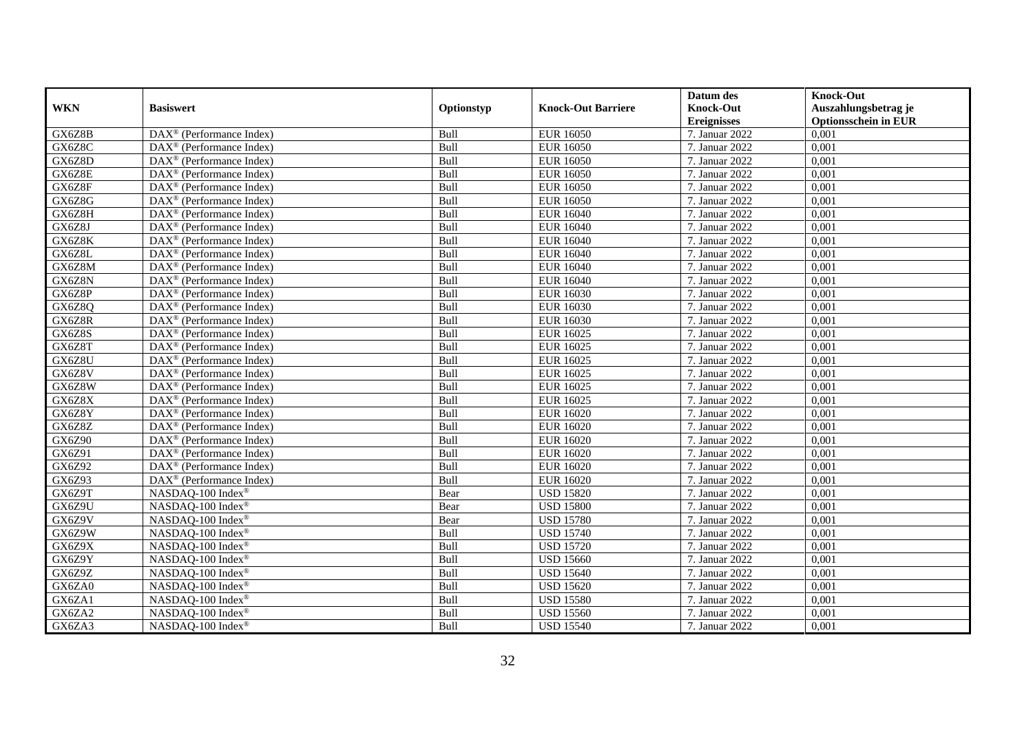| WKN | Basiswert | Optionstyp | Knock-Out Barriere | Datum des Knock-Out Ereignisses | Knock-Out Auszahlungsbetrag je Optionsschein in EUR |
|---|---|---|---|---|---|
| GX6Z8B | DAX® (Performance Index) | Bull | EUR 16050 | 7. Januar 2022 | 0,001 |
| GX6Z8C | DAX® (Performance Index) | Bull | EUR 16050 | 7. Januar 2022 | 0,001 |
| GX6Z8D | DAX® (Performance Index) | Bull | EUR 16050 | 7. Januar 2022 | 0,001 |
| GX6Z8E | DAX® (Performance Index) | Bull | EUR 16050 | 7. Januar 2022 | 0,001 |
| GX6Z8F | DAX® (Performance Index) | Bull | EUR 16050 | 7. Januar 2022 | 0,001 |
| GX6Z8G | DAX® (Performance Index) | Bull | EUR 16050 | 7. Januar 2022 | 0,001 |
| GX6Z8H | DAX® (Performance Index) | Bull | EUR 16040 | 7. Januar 2022 | 0,001 |
| GX6Z8J | DAX® (Performance Index) | Bull | EUR 16040 | 7. Januar 2022 | 0,001 |
| GX6Z8K | DAX® (Performance Index) | Bull | EUR 16040 | 7. Januar 2022 | 0,001 |
| GX6Z8L | DAX® (Performance Index) | Bull | EUR 16040 | 7. Januar 2022 | 0,001 |
| GX6Z8M | DAX® (Performance Index) | Bull | EUR 16040 | 7. Januar 2022 | 0,001 |
| GX6Z8N | DAX® (Performance Index) | Bull | EUR 16040 | 7. Januar 2022 | 0,001 |
| GX6Z8P | DAX® (Performance Index) | Bull | EUR 16030 | 7. Januar 2022 | 0,001 |
| GX6Z8Q | DAX® (Performance Index) | Bull | EUR 16030 | 7. Januar 2022 | 0,001 |
| GX6Z8R | DAX® (Performance Index) | Bull | EUR 16030 | 7. Januar 2022 | 0,001 |
| GX6Z8S | DAX® (Performance Index) | Bull | EUR 16025 | 7. Januar 2022 | 0,001 |
| GX6Z8T | DAX® (Performance Index) | Bull | EUR 16025 | 7. Januar 2022 | 0,001 |
| GX6Z8U | DAX® (Performance Index) | Bull | EUR 16025 | 7. Januar 2022 | 0,001 |
| GX6Z8V | DAX® (Performance Index) | Bull | EUR 16025 | 7. Januar 2022 | 0,001 |
| GX6Z8W | DAX® (Performance Index) | Bull | EUR 16025 | 7. Januar 2022 | 0,001 |
| GX6Z8X | DAX® (Performance Index) | Bull | EUR 16025 | 7. Januar 2022 | 0,001 |
| GX6Z8Y | DAX® (Performance Index) | Bull | EUR 16020 | 7. Januar 2022 | 0,001 |
| GX6Z8Z | DAX® (Performance Index) | Bull | EUR 16020 | 7. Januar 2022 | 0,001 |
| GX6Z90 | DAX® (Performance Index) | Bull | EUR 16020 | 7. Januar 2022 | 0,001 |
| GX6Z91 | DAX® (Performance Index) | Bull | EUR 16020 | 7. Januar 2022 | 0,001 |
| GX6Z92 | DAX® (Performance Index) | Bull | EUR 16020 | 7. Januar 2022 | 0,001 |
| GX6Z93 | DAX® (Performance Index) | Bull | EUR 16020 | 7. Januar 2022 | 0,001 |
| GX6Z9T | NASDAQ-100 Index® | Bear | USD 15820 | 7. Januar 2022 | 0,001 |
| GX6Z9U | NASDAQ-100 Index® | Bear | USD 15800 | 7. Januar 2022 | 0,001 |
| GX6Z9V | NASDAQ-100 Index® | Bear | USD 15780 | 7. Januar 2022 | 0,001 |
| GX6Z9W | NASDAQ-100 Index® | Bull | USD 15740 | 7. Januar 2022 | 0,001 |
| GX6Z9X | NASDAQ-100 Index® | Bull | USD 15720 | 7. Januar 2022 | 0,001 |
| GX6Z9Y | NASDAQ-100 Index® | Bull | USD 15660 | 7. Januar 2022 | 0,001 |
| GX6Z9Z | NASDAQ-100 Index® | Bull | USD 15640 | 7. Januar 2022 | 0,001 |
| GX6ZA0 | NASDAQ-100 Index® | Bull | USD 15620 | 7. Januar 2022 | 0,001 |
| GX6ZA1 | NASDAQ-100 Index® | Bull | USD 15580 | 7. Januar 2022 | 0,001 |
| GX6ZA2 | NASDAQ-100 Index® | Bull | USD 15560 | 7. Januar 2022 | 0,001 |
| GX6ZA3 | NASDAQ-100 Index® | Bull | USD 15540 | 7. Januar 2022 | 0,001 |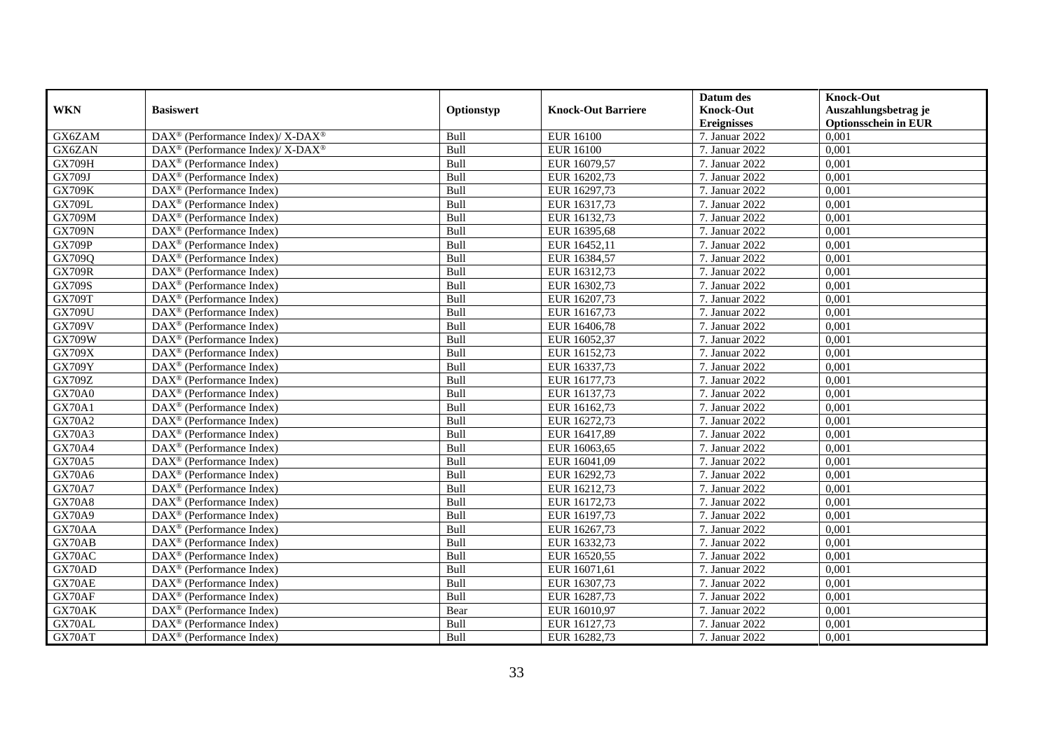| WKN | Basiswert | Optionstyp | Knock-Out Barriere | Datum des Knock-Out Ereignisses | Knock-Out Auszahlungsbetrag je Optionsschein in EUR |
|---|---|---|---|---|---|
| GX6ZAM | DAX® (Performance Index)/ X-DAX® | Bull | EUR 16100 | 7. Januar 2022 | 0,001 |
| GX6ZAN | DAX® (Performance Index)/ X-DAX® | Bull | EUR 16100 | 7. Januar 2022 | 0,001 |
| GX709H | DAX® (Performance Index) | Bull | EUR 16079,57 | 7. Januar 2022 | 0,001 |
| GX709J | DAX® (Performance Index) | Bull | EUR 16202,73 | 7. Januar 2022 | 0,001 |
| GX709K | DAX® (Performance Index) | Bull | EUR 16297,73 | 7. Januar 2022 | 0,001 |
| GX709L | DAX® (Performance Index) | Bull | EUR 16317,73 | 7. Januar 2022 | 0,001 |
| GX709M | DAX® (Performance Index) | Bull | EUR 16132,73 | 7. Januar 2022 | 0,001 |
| GX709N | DAX® (Performance Index) | Bull | EUR 16395,68 | 7. Januar 2022 | 0,001 |
| GX709P | DAX® (Performance Index) | Bull | EUR 16452,11 | 7. Januar 2022 | 0,001 |
| GX709Q | DAX® (Performance Index) | Bull | EUR 16384,57 | 7. Januar 2022 | 0,001 |
| GX709R | DAX® (Performance Index) | Bull | EUR 16312,73 | 7. Januar 2022 | 0,001 |
| GX709S | DAX® (Performance Index) | Bull | EUR 16302,73 | 7. Januar 2022 | 0,001 |
| GX709T | DAX® (Performance Index) | Bull | EUR 16207,73 | 7. Januar 2022 | 0,001 |
| GX709U | DAX® (Performance Index) | Bull | EUR 16167,73 | 7. Januar 2022 | 0,001 |
| GX709V | DAX® (Performance Index) | Bull | EUR 16406,78 | 7. Januar 2022 | 0,001 |
| GX709W | DAX® (Performance Index) | Bull | EUR 16052,37 | 7. Januar 2022 | 0,001 |
| GX709X | DAX® (Performance Index) | Bull | EUR 16152,73 | 7. Januar 2022 | 0,001 |
| GX709Y | DAX® (Performance Index) | Bull | EUR 16337,73 | 7. Januar 2022 | 0,001 |
| GX709Z | DAX® (Performance Index) | Bull | EUR 16177,73 | 7. Januar 2022 | 0,001 |
| GX70A0 | DAX® (Performance Index) | Bull | EUR 16137,73 | 7. Januar 2022 | 0,001 |
| GX70A1 | DAX® (Performance Index) | Bull | EUR 16162,73 | 7. Januar 2022 | 0,001 |
| GX70A2 | DAX® (Performance Index) | Bull | EUR 16272,73 | 7. Januar 2022 | 0,001 |
| GX70A3 | DAX® (Performance Index) | Bull | EUR 16417,89 | 7. Januar 2022 | 0,001 |
| GX70A4 | DAX® (Performance Index) | Bull | EUR 16063,65 | 7. Januar 2022 | 0,001 |
| GX70A5 | DAX® (Performance Index) | Bull | EUR 16041,09 | 7. Januar 2022 | 0,001 |
| GX70A6 | DAX® (Performance Index) | Bull | EUR 16292,73 | 7. Januar 2022 | 0,001 |
| GX70A7 | DAX® (Performance Index) | Bull | EUR 16212,73 | 7. Januar 2022 | 0,001 |
| GX70A8 | DAX® (Performance Index) | Bull | EUR 16172,73 | 7. Januar 2022 | 0,001 |
| GX70A9 | DAX® (Performance Index) | Bull | EUR 16197,73 | 7. Januar 2022 | 0,001 |
| GX70AA | DAX® (Performance Index) | Bull | EUR 16267,73 | 7. Januar 2022 | 0,001 |
| GX70AB | DAX® (Performance Index) | Bull | EUR 16332,73 | 7. Januar 2022 | 0,001 |
| GX70AC | DAX® (Performance Index) | Bull | EUR 16520,55 | 7. Januar 2022 | 0,001 |
| GX70AD | DAX® (Performance Index) | Bull | EUR 16071,61 | 7. Januar 2022 | 0,001 |
| GX70AE | DAX® (Performance Index) | Bull | EUR 16307,73 | 7. Januar 2022 | 0,001 |
| GX70AF | DAX® (Performance Index) | Bull | EUR 16287,73 | 7. Januar 2022 | 0,001 |
| GX70AK | DAX® (Performance Index) | Bear | EUR 16010,97 | 7. Januar 2022 | 0,001 |
| GX70AL | DAX® (Performance Index) | Bull | EUR 16127,73 | 7. Januar 2022 | 0,001 |
| GX70AT | DAX® (Performance Index) | Bull | EUR 16282,73 | 7. Januar 2022 | 0,001 |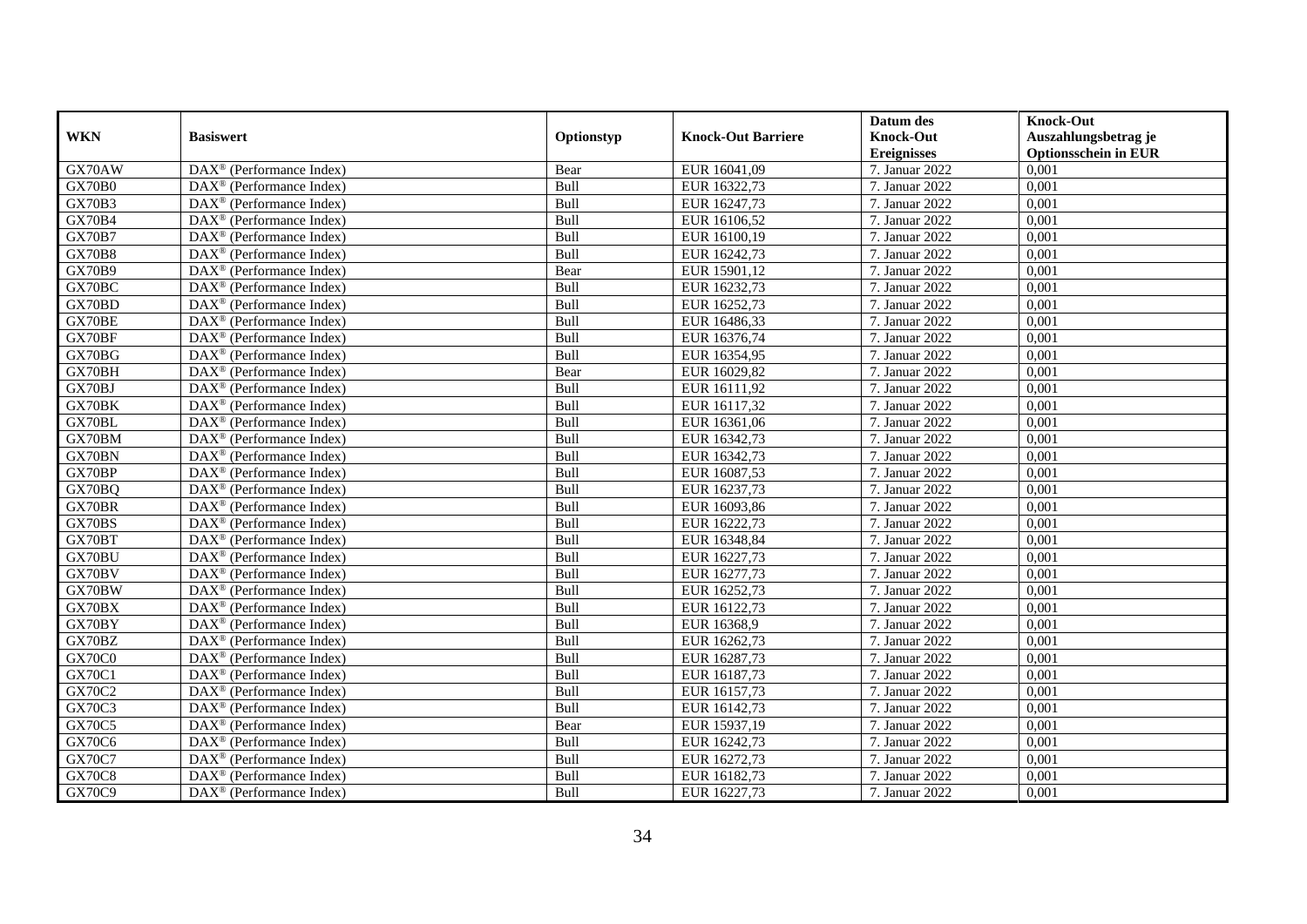| WKN | Basiswert | Optionstyp | Knock-Out Barriere | Datum des Knock-Out Ereignisses | Knock-Out Auszahlungsbetrag je Optionsschein in EUR |
|---|---|---|---|---|---|
| GX70AW | DAX® (Performance Index) | Bear | EUR 16041,09 | 7. Januar 2022 | 0,001 |
| GX70B0 | DAX® (Performance Index) | Bull | EUR 16322,73 | 7. Januar 2022 | 0,001 |
| GX70B3 | DAX® (Performance Index) | Bull | EUR 16247,73 | 7. Januar 2022 | 0,001 |
| GX70B4 | DAX® (Performance Index) | Bull | EUR 16106,52 | 7. Januar 2022 | 0,001 |
| GX70B7 | DAX® (Performance Index) | Bull | EUR 16100,19 | 7. Januar 2022 | 0,001 |
| GX70B8 | DAX® (Performance Index) | Bull | EUR 16242,73 | 7. Januar 2022 | 0,001 |
| GX70B9 | DAX® (Performance Index) | Bear | EUR 15901,12 | 7. Januar 2022 | 0,001 |
| GX70BC | DAX® (Performance Index) | Bull | EUR 16232,73 | 7. Januar 2022 | 0,001 |
| GX70BD | DAX® (Performance Index) | Bull | EUR 16252,73 | 7. Januar 2022 | 0,001 |
| GX70BE | DAX® (Performance Index) | Bull | EUR 16486,33 | 7. Januar 2022 | 0,001 |
| GX70BF | DAX® (Performance Index) | Bull | EUR 16376,74 | 7. Januar 2022 | 0,001 |
| GX70BG | DAX® (Performance Index) | Bull | EUR 16354,95 | 7. Januar 2022 | 0,001 |
| GX70BH | DAX® (Performance Index) | Bear | EUR 16029,82 | 7. Januar 2022 | 0,001 |
| GX70BJ | DAX® (Performance Index) | Bull | EUR 16111,92 | 7. Januar 2022 | 0,001 |
| GX70BK | DAX® (Performance Index) | Bull | EUR 16117,32 | 7. Januar 2022 | 0,001 |
| GX70BL | DAX® (Performance Index) | Bull | EUR 16361,06 | 7. Januar 2022 | 0,001 |
| GX70BM | DAX® (Performance Index) | Bull | EUR 16342,73 | 7. Januar 2022 | 0,001 |
| GX70BN | DAX® (Performance Index) | Bull | EUR 16342,73 | 7. Januar 2022 | 0,001 |
| GX70BP | DAX® (Performance Index) | Bull | EUR 16087,53 | 7. Januar 2022 | 0,001 |
| GX70BQ | DAX® (Performance Index) | Bull | EUR 16237,73 | 7. Januar 2022 | 0,001 |
| GX70BR | DAX® (Performance Index) | Bull | EUR 16093,86 | 7. Januar 2022 | 0,001 |
| GX70BS | DAX® (Performance Index) | Bull | EUR 16222,73 | 7. Januar 2022 | 0,001 |
| GX70BT | DAX® (Performance Index) | Bull | EUR 16348,84 | 7. Januar 2022 | 0,001 |
| GX70BU | DAX® (Performance Index) | Bull | EUR 16227,73 | 7. Januar 2022 | 0,001 |
| GX70BV | DAX® (Performance Index) | Bull | EUR 16277,73 | 7. Januar 2022 | 0,001 |
| GX70BW | DAX® (Performance Index) | Bull | EUR 16252,73 | 7. Januar 2022 | 0,001 |
| GX70BX | DAX® (Performance Index) | Bull | EUR 16122,73 | 7. Januar 2022 | 0,001 |
| GX70BY | DAX® (Performance Index) | Bull | EUR 16368,9 | 7. Januar 2022 | 0,001 |
| GX70BZ | DAX® (Performance Index) | Bull | EUR 16262,73 | 7. Januar 2022 | 0,001 |
| GX70C0 | DAX® (Performance Index) | Bull | EUR 16287,73 | 7. Januar 2022 | 0,001 |
| GX70C1 | DAX® (Performance Index) | Bull | EUR 16187,73 | 7. Januar 2022 | 0,001 |
| GX70C2 | DAX® (Performance Index) | Bull | EUR 16157,73 | 7. Januar 2022 | 0,001 |
| GX70C3 | DAX® (Performance Index) | Bull | EUR 16142,73 | 7. Januar 2022 | 0,001 |
| GX70C5 | DAX® (Performance Index) | Bear | EUR 15937,19 | 7. Januar 2022 | 0,001 |
| GX70C6 | DAX® (Performance Index) | Bull | EUR 16242,73 | 7. Januar 2022 | 0,001 |
| GX70C7 | DAX® (Performance Index) | Bull | EUR 16272,73 | 7. Januar 2022 | 0,001 |
| GX70C8 | DAX® (Performance Index) | Bull | EUR 16182,73 | 7. Januar 2022 | 0,001 |
| GX70C9 | DAX® (Performance Index) | Bull | EUR 16227,73 | 7. Januar 2022 | 0,001 |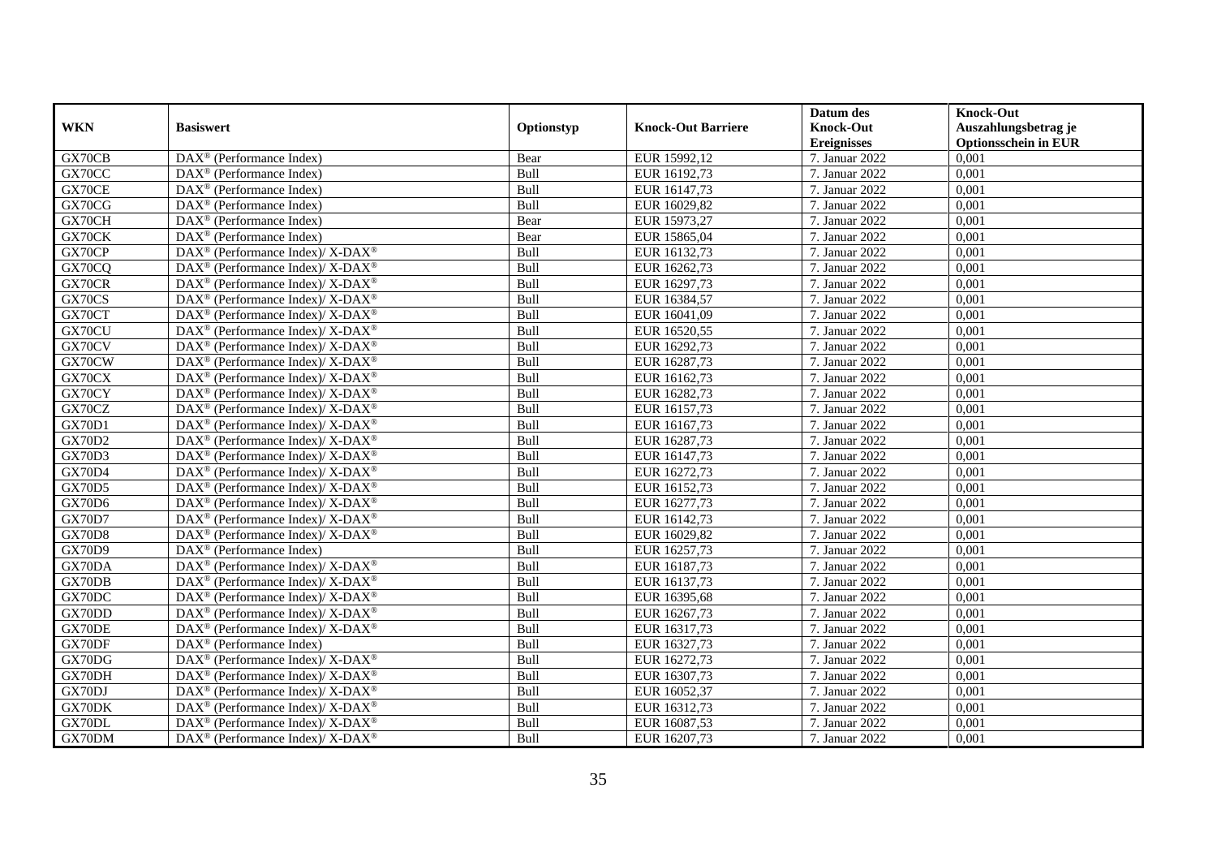| WKN | Basiswert | Optionstyp | Knock-Out Barriere | Datum des Knock-Out Ereignisses | Knock-Out Auszahlungsbetrag je Optionsschein in EUR |
|---|---|---|---|---|---|
| GX70CB | DAX® (Performance Index) | Bear | EUR 15992,12 | 7. Januar 2022 | 0,001 |
| GX70CC | DAX® (Performance Index) | Bull | EUR 16192,73 | 7. Januar 2022 | 0,001 |
| GX70CE | DAX® (Performance Index) | Bull | EUR 16147,73 | 7. Januar 2022 | 0,001 |
| GX70CG | DAX® (Performance Index) | Bull | EUR 16029,82 | 7. Januar 2022 | 0,001 |
| GX70CH | DAX® (Performance Index) | Bear | EUR 15973,27 | 7. Januar 2022 | 0,001 |
| GX70CK | DAX® (Performance Index) | Bear | EUR 15865,04 | 7. Januar 2022 | 0,001 |
| GX70CP | DAX® (Performance Index)/ X-DAX® | Bull | EUR 16132,73 | 7. Januar 2022 | 0,001 |
| GX70CQ | DAX® (Performance Index)/ X-DAX® | Bull | EUR 16262,73 | 7. Januar 2022 | 0,001 |
| GX70CR | DAX® (Performance Index)/ X-DAX® | Bull | EUR 16297,73 | 7. Januar 2022 | 0,001 |
| GX70CS | DAX® (Performance Index)/ X-DAX® | Bull | EUR 16384,57 | 7. Januar 2022 | 0,001 |
| GX70CT | DAX® (Performance Index)/ X-DAX® | Bull | EUR 16041,09 | 7. Januar 2022 | 0,001 |
| GX70CU | DAX® (Performance Index)/ X-DAX® | Bull | EUR 16520,55 | 7. Januar 2022 | 0,001 |
| GX70CV | DAX® (Performance Index)/ X-DAX® | Bull | EUR 16292,73 | 7. Januar 2022 | 0,001 |
| GX70CW | DAX® (Performance Index)/ X-DAX® | Bull | EUR 16287,73 | 7. Januar 2022 | 0,001 |
| GX70CX | DAX® (Performance Index)/ X-DAX® | Bull | EUR 16162,73 | 7. Januar 2022 | 0,001 |
| GX70CY | DAX® (Performance Index)/ X-DAX® | Bull | EUR 16282,73 | 7. Januar 2022 | 0,001 |
| GX70CZ | DAX® (Performance Index)/ X-DAX® | Bull | EUR 16157,73 | 7. Januar 2022 | 0,001 |
| GX70D1 | DAX® (Performance Index)/ X-DAX® | Bull | EUR 16167,73 | 7. Januar 2022 | 0,001 |
| GX70D2 | DAX® (Performance Index)/ X-DAX® | Bull | EUR 16287,73 | 7. Januar 2022 | 0,001 |
| GX70D3 | DAX® (Performance Index)/ X-DAX® | Bull | EUR 16147,73 | 7. Januar 2022 | 0,001 |
| GX70D4 | DAX® (Performance Index)/ X-DAX® | Bull | EUR 16272,73 | 7. Januar 2022 | 0,001 |
| GX70D5 | DAX® (Performance Index)/ X-DAX® | Bull | EUR 16152,73 | 7. Januar 2022 | 0,001 |
| GX70D6 | DAX® (Performance Index)/ X-DAX® | Bull | EUR 16277,73 | 7. Januar 2022 | 0,001 |
| GX70D7 | DAX® (Performance Index)/ X-DAX® | Bull | EUR 16142,73 | 7. Januar 2022 | 0,001 |
| GX70D8 | DAX® (Performance Index)/ X-DAX® | Bull | EUR 16029,82 | 7. Januar 2022 | 0,001 |
| GX70D9 | DAX® (Performance Index) | Bull | EUR 16257,73 | 7. Januar 2022 | 0,001 |
| GX70DA | DAX® (Performance Index)/ X-DAX® | Bull | EUR 16187,73 | 7. Januar 2022 | 0,001 |
| GX70DB | DAX® (Performance Index)/ X-DAX® | Bull | EUR 16137,73 | 7. Januar 2022 | 0,001 |
| GX70DC | DAX® (Performance Index)/ X-DAX® | Bull | EUR 16395,68 | 7. Januar 2022 | 0,001 |
| GX70DD | DAX® (Performance Index)/ X-DAX® | Bull | EUR 16267,73 | 7. Januar 2022 | 0,001 |
| GX70DE | DAX® (Performance Index)/ X-DAX® | Bull | EUR 16317,73 | 7. Januar 2022 | 0,001 |
| GX70DF | DAX® (Performance Index) | Bull | EUR 16327,73 | 7. Januar 2022 | 0,001 |
| GX70DG | DAX® (Performance Index)/ X-DAX® | Bull | EUR 16272,73 | 7. Januar 2022 | 0,001 |
| GX70DH | DAX® (Performance Index)/ X-DAX® | Bull | EUR 16307,73 | 7. Januar 2022 | 0,001 |
| GX70DJ | DAX® (Performance Index)/ X-DAX® | Bull | EUR 16052,37 | 7. Januar 2022 | 0,001 |
| GX70DK | DAX® (Performance Index)/ X-DAX® | Bull | EUR 16312,73 | 7. Januar 2022 | 0,001 |
| GX70DL | DAX® (Performance Index)/ X-DAX® | Bull | EUR 16087,53 | 7. Januar 2022 | 0,001 |
| GX70DM | DAX® (Performance Index)/ X-DAX® | Bull | EUR 16207,73 | 7. Januar 2022 | 0,001 |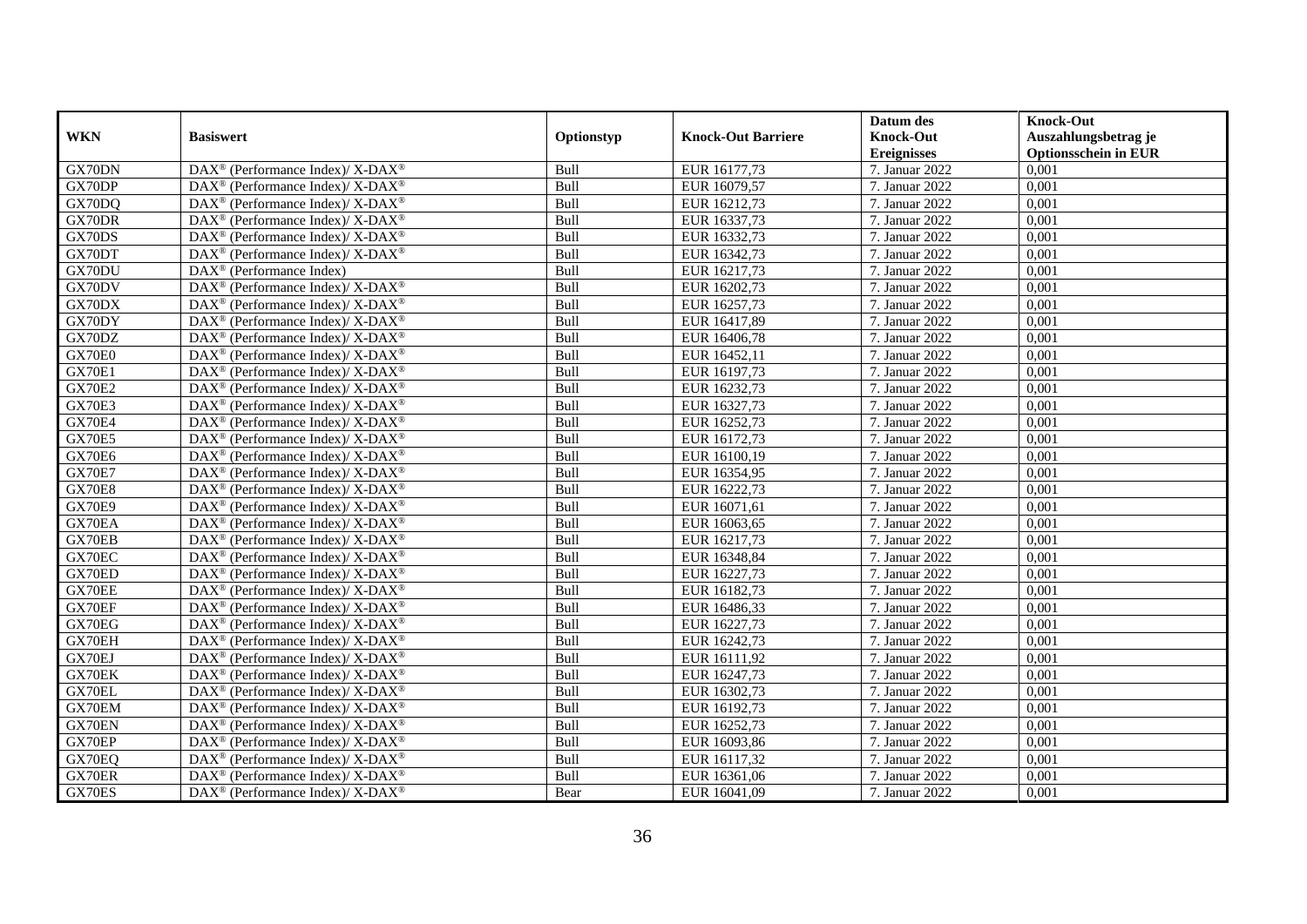| WKN | Basiswert | Optionstyp | Knock-Out Barriere | Datum des Knock-Out Ereignisses | Knock-Out Auszahlungsbetrag je Optionsschein in EUR |
|---|---|---|---|---|---|
| GX70DN | DAX® (Performance Index)/ X-DAX® | Bull | EUR 16177,73 | 7. Januar 2022 | 0,001 |
| GX70DP | DAX® (Performance Index)/ X-DAX® | Bull | EUR 16079,57 | 7. Januar 2022 | 0,001 |
| GX70DQ | DAX® (Performance Index)/ X-DAX® | Bull | EUR 16212,73 | 7. Januar 2022 | 0,001 |
| GX70DR | DAX® (Performance Index)/ X-DAX® | Bull | EUR 16337,73 | 7. Januar 2022 | 0,001 |
| GX70DS | DAX® (Performance Index)/ X-DAX® | Bull | EUR 16332,73 | 7. Januar 2022 | 0,001 |
| GX70DT | DAX® (Performance Index)/ X-DAX® | Bull | EUR 16342,73 | 7. Januar 2022 | 0,001 |
| GX70DU | DAX® (Performance Index) | Bull | EUR 16217,73 | 7. Januar 2022 | 0,001 |
| GX70DV | DAX® (Performance Index)/ X-DAX® | Bull | EUR 16202,73 | 7. Januar 2022 | 0,001 |
| GX70DX | DAX® (Performance Index)/ X-DAX® | Bull | EUR 16257,73 | 7. Januar 2022 | 0,001 |
| GX70DY | DAX® (Performance Index)/ X-DAX® | Bull | EUR 16417,89 | 7. Januar 2022 | 0,001 |
| GX70DZ | DAX® (Performance Index)/ X-DAX® | Bull | EUR 16406,78 | 7. Januar 2022 | 0,001 |
| GX70E0 | DAX® (Performance Index)/ X-DAX® | Bull | EUR 16452,11 | 7. Januar 2022 | 0,001 |
| GX70E1 | DAX® (Performance Index)/ X-DAX® | Bull | EUR 16197,73 | 7. Januar 2022 | 0,001 |
| GX70E2 | DAX® (Performance Index)/ X-DAX® | Bull | EUR 16232,73 | 7. Januar 2022 | 0,001 |
| GX70E3 | DAX® (Performance Index)/ X-DAX® | Bull | EUR 16327,73 | 7. Januar 2022 | 0,001 |
| GX70E4 | DAX® (Performance Index)/ X-DAX® | Bull | EUR 16252,73 | 7. Januar 2022 | 0,001 |
| GX70E5 | DAX® (Performance Index)/ X-DAX® | Bull | EUR 16172,73 | 7. Januar 2022 | 0,001 |
| GX70E6 | DAX® (Performance Index)/ X-DAX® | Bull | EUR 16100,19 | 7. Januar 2022 | 0,001 |
| GX70E7 | DAX® (Performance Index)/ X-DAX® | Bull | EUR 16354,95 | 7. Januar 2022 | 0,001 |
| GX70E8 | DAX® (Performance Index)/ X-DAX® | Bull | EUR 16222,73 | 7. Januar 2022 | 0,001 |
| GX70E9 | DAX® (Performance Index)/ X-DAX® | Bull | EUR 16071,61 | 7. Januar 2022 | 0,001 |
| GX70EA | DAX® (Performance Index)/ X-DAX® | Bull | EUR 16063,65 | 7. Januar 2022 | 0,001 |
| GX70EB | DAX® (Performance Index)/ X-DAX® | Bull | EUR 16217,73 | 7. Januar 2022 | 0,001 |
| GX70EC | DAX® (Performance Index)/ X-DAX® | Bull | EUR 16348,84 | 7. Januar 2022 | 0,001 |
| GX70ED | DAX® (Performance Index)/ X-DAX® | Bull | EUR 16227,73 | 7. Januar 2022 | 0,001 |
| GX70EE | DAX® (Performance Index)/ X-DAX® | Bull | EUR 16182,73 | 7. Januar 2022 | 0,001 |
| GX70EF | DAX® (Performance Index)/ X-DAX® | Bull | EUR 16486,33 | 7. Januar 2022 | 0,001 |
| GX70EG | DAX® (Performance Index)/ X-DAX® | Bull | EUR 16227,73 | 7. Januar 2022 | 0,001 |
| GX70EH | DAX® (Performance Index)/ X-DAX® | Bull | EUR 16242,73 | 7. Januar 2022 | 0,001 |
| GX70EJ | DAX® (Performance Index)/ X-DAX® | Bull | EUR 16111,92 | 7. Januar 2022 | 0,001 |
| GX70EK | DAX® (Performance Index)/ X-DAX® | Bull | EUR 16247,73 | 7. Januar 2022 | 0,001 |
| GX70EL | DAX® (Performance Index)/ X-DAX® | Bull | EUR 16302,73 | 7. Januar 2022 | 0,001 |
| GX70EM | DAX® (Performance Index)/ X-DAX® | Bull | EUR 16192,73 | 7. Januar 2022 | 0,001 |
| GX70EN | DAX® (Performance Index)/ X-DAX® | Bull | EUR 16252,73 | 7. Januar 2022 | 0,001 |
| GX70EP | DAX® (Performance Index)/ X-DAX® | Bull | EUR 16093,86 | 7. Januar 2022 | 0,001 |
| GX70EQ | DAX® (Performance Index)/ X-DAX® | Bull | EUR 16117,32 | 7. Januar 2022 | 0,001 |
| GX70ER | DAX® (Performance Index)/ X-DAX® | Bull | EUR 16361,06 | 7. Januar 2022 | 0,001 |
| GX70ES | DAX® (Performance Index)/ X-DAX® | Bear | EUR 16041,09 | 7. Januar 2022 | 0,001 |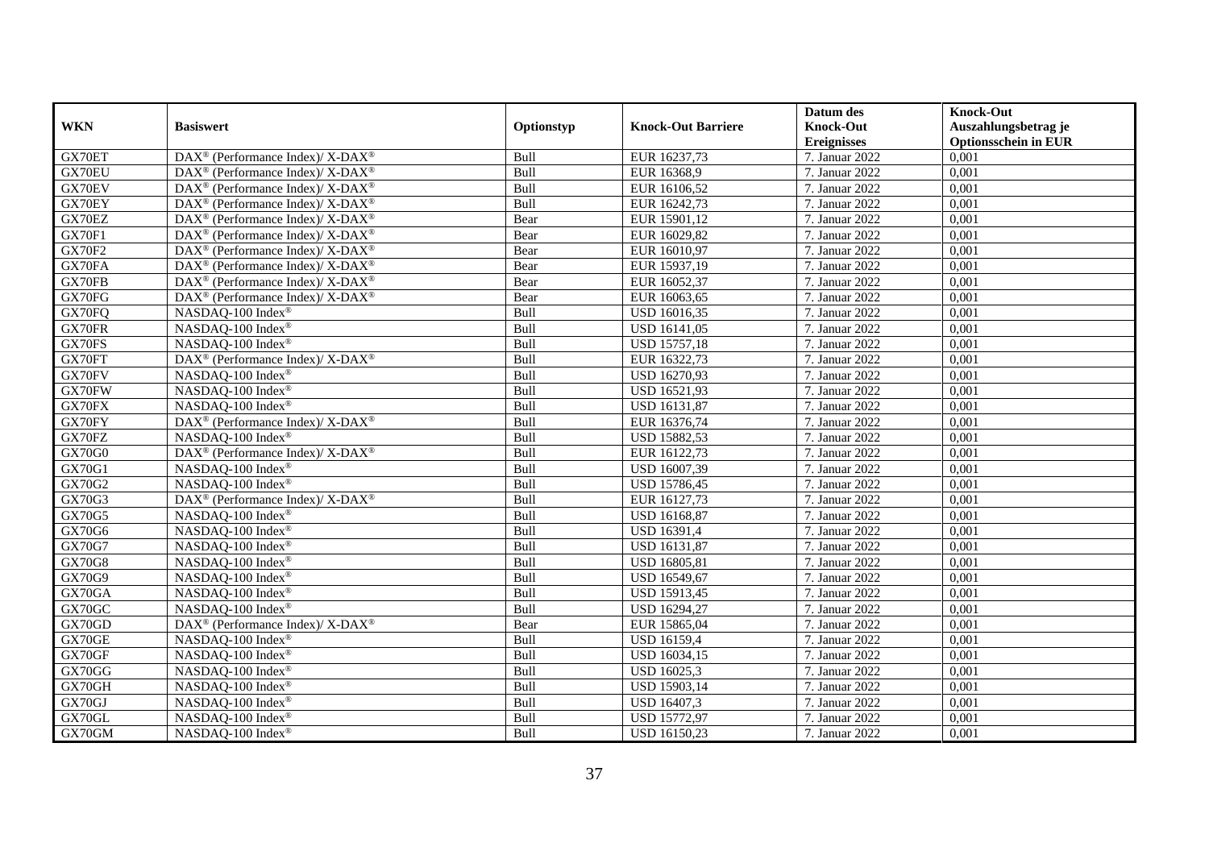| WKN | Basiswert | Optionstyp | Knock-Out Barriere | Datum des Knock-Out Ereignisses | Knock-Out Auszahlungsbetrag je Optionsschein in EUR |
|---|---|---|---|---|---|
| GX70ET | DAX® (Performance Index)/ X-DAX® | Bull | EUR 16237,73 | 7. Januar 2022 | 0,001 |
| GX70EU | DAX® (Performance Index)/ X-DAX® | Bull | EUR 16368,9 | 7. Januar 2022 | 0,001 |
| GX70EV | DAX® (Performance Index)/ X-DAX® | Bull | EUR 16106,52 | 7. Januar 2022 | 0,001 |
| GX70EY | DAX® (Performance Index)/ X-DAX® | Bull | EUR 16242,73 | 7. Januar 2022 | 0,001 |
| GX70EZ | DAX® (Performance Index)/ X-DAX® | Bear | EUR 15901,12 | 7. Januar 2022 | 0,001 |
| GX70F1 | DAX® (Performance Index)/ X-DAX® | Bear | EUR 16029,82 | 7. Januar 2022 | 0,001 |
| GX70F2 | DAX® (Performance Index)/ X-DAX® | Bear | EUR 16010,97 | 7. Januar 2022 | 0,001 |
| GX70FA | DAX® (Performance Index)/ X-DAX® | Bear | EUR 15937,19 | 7. Januar 2022 | 0,001 |
| GX70FB | DAX® (Performance Index)/ X-DAX® | Bear | EUR 16052,37 | 7. Januar 2022 | 0,001 |
| GX70FG | DAX® (Performance Index)/ X-DAX® | Bear | EUR 16063,65 | 7. Januar 2022 | 0,001 |
| GX70FQ | NASDAQ-100 Index® | Bull | USD 16016,35 | 7. Januar 2022 | 0,001 |
| GX70FR | NASDAQ-100 Index® | Bull | USD 16141,05 | 7. Januar 2022 | 0,001 |
| GX70FS | NASDAQ-100 Index® | Bull | USD 15757,18 | 7. Januar 2022 | 0,001 |
| GX70FT | DAX® (Performance Index)/ X-DAX® | Bull | EUR 16322,73 | 7. Januar 2022 | 0,001 |
| GX70FV | NASDAQ-100 Index® | Bull | USD 16270,93 | 7. Januar 2022 | 0,001 |
| GX70FW | NASDAQ-100 Index® | Bull | USD 16521,93 | 7. Januar 2022 | 0,001 |
| GX70FX | NASDAQ-100 Index® | Bull | USD 16131,87 | 7. Januar 2022 | 0,001 |
| GX70FY | DAX® (Performance Index)/ X-DAX® | Bull | EUR 16376,74 | 7. Januar 2022 | 0,001 |
| GX70FZ | NASDAQ-100 Index® | Bull | USD 15882,53 | 7. Januar 2022 | 0,001 |
| GX70G0 | DAX® (Performance Index)/ X-DAX® | Bull | EUR 16122,73 | 7. Januar 2022 | 0,001 |
| GX70G1 | NASDAQ-100 Index® | Bull | USD 16007,39 | 7. Januar 2022 | 0,001 |
| GX70G2 | NASDAQ-100 Index® | Bull | USD 15786,45 | 7. Januar 2022 | 0,001 |
| GX70G3 | DAX® (Performance Index)/ X-DAX® | Bull | EUR 16127,73 | 7. Januar 2022 | 0,001 |
| GX70G5 | NASDAQ-100 Index® | Bull | USD 16168,87 | 7. Januar 2022 | 0,001 |
| GX70G6 | NASDAQ-100 Index® | Bull | USD 16391,4 | 7. Januar 2022 | 0,001 |
| GX70G7 | NASDAQ-100 Index® | Bull | USD 16131,87 | 7. Januar 2022 | 0,001 |
| GX70G8 | NASDAQ-100 Index® | Bull | USD 16805,81 | 7. Januar 2022 | 0,001 |
| GX70G9 | NASDAQ-100 Index® | Bull | USD 16549,67 | 7. Januar 2022 | 0,001 |
| GX70GA | NASDAQ-100 Index® | Bull | USD 15913,45 | 7. Januar 2022 | 0,001 |
| GX70GC | NASDAQ-100 Index® | Bull | USD 16294,27 | 7. Januar 2022 | 0,001 |
| GX70GD | DAX® (Performance Index)/ X-DAX® | Bear | EUR 15865,04 | 7. Januar 2022 | 0,001 |
| GX70GE | NASDAQ-100 Index® | Bull | USD 16159,4 | 7. Januar 2022 | 0,001 |
| GX70GF | NASDAQ-100 Index® | Bull | USD 16034,15 | 7. Januar 2022 | 0,001 |
| GX70GG | NASDAQ-100 Index® | Bull | USD 16025,3 | 7. Januar 2022 | 0,001 |
| GX70GH | NASDAQ-100 Index® | Bull | USD 15903,14 | 7. Januar 2022 | 0,001 |
| GX70GJ | NASDAQ-100 Index® | Bull | USD 16407,3 | 7. Januar 2022 | 0,001 |
| GX70GL | NASDAQ-100 Index® | Bull | USD 15772,97 | 7. Januar 2022 | 0,001 |
| GX70GM | NASDAQ-100 Index® | Bull | USD 16150,23 | 7. Januar 2022 | 0,001 |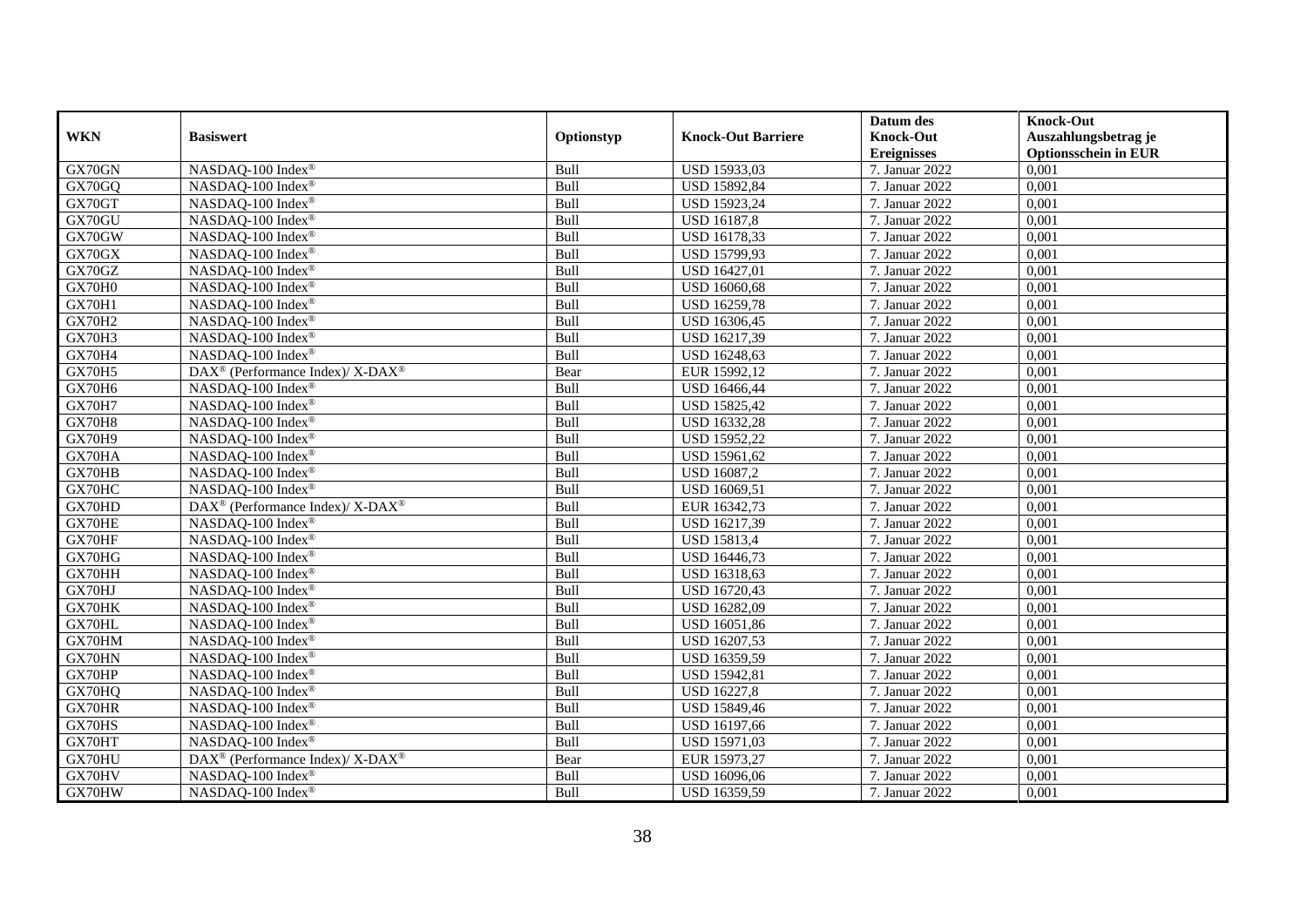| WKN | Basiswert | Optionstyp | Knock-Out Barriere | Datum des Knock-Out Ereignisses | Knock-Out Auszahlungsbetrag je Optionsschein in EUR |
|---|---|---|---|---|---|
| GX70GN | NASDAQ-100 Index® | Bull | USD 15933,03 | 7. Januar 2022 | 0,001 |
| GX70GQ | NASDAQ-100 Index® | Bull | USD 15892,84 | 7. Januar 2022 | 0,001 |
| GX70GT | NASDAQ-100 Index® | Bull | USD 15923,24 | 7. Januar 2022 | 0,001 |
| GX70GU | NASDAQ-100 Index® | Bull | USD 16187,8 | 7. Januar 2022 | 0,001 |
| GX70GW | NASDAQ-100 Index® | Bull | USD 16178,33 | 7. Januar 2022 | 0,001 |
| GX70GX | NASDAQ-100 Index® | Bull | USD 15799,93 | 7. Januar 2022 | 0,001 |
| GX70GZ | NASDAQ-100 Index® | Bull | USD 16427,01 | 7. Januar 2022 | 0,001 |
| GX70H0 | NASDAQ-100 Index® | Bull | USD 16060,68 | 7. Januar 2022 | 0,001 |
| GX70H1 | NASDAQ-100 Index® | Bull | USD 16259,78 | 7. Januar 2022 | 0,001 |
| GX70H2 | NASDAQ-100 Index® | Bull | USD 16306,45 | 7. Januar 2022 | 0,001 |
| GX70H3 | NASDAQ-100 Index® | Bull | USD 16217,39 | 7. Januar 2022 | 0,001 |
| GX70H4 | NASDAQ-100 Index® | Bull | USD 16248,63 | 7. Januar 2022 | 0,001 |
| GX70H5 | DAX® (Performance Index)/ X-DAX® | Bear | EUR 15992,12 | 7. Januar 2022 | 0,001 |
| GX70H6 | NASDAQ-100 Index® | Bull | USD 16466,44 | 7. Januar 2022 | 0,001 |
| GX70H7 | NASDAQ-100 Index® | Bull | USD 15825,42 | 7. Januar 2022 | 0,001 |
| GX70H8 | NASDAQ-100 Index® | Bull | USD 16332,28 | 7. Januar 2022 | 0,001 |
| GX70H9 | NASDAQ-100 Index® | Bull | USD 15952,22 | 7. Januar 2022 | 0,001 |
| GX70HA | NASDAQ-100 Index® | Bull | USD 15961,62 | 7. Januar 2022 | 0,001 |
| GX70HB | NASDAQ-100 Index® | Bull | USD 16087,2 | 7. Januar 2022 | 0,001 |
| GX70HC | NASDAQ-100 Index® | Bull | USD 16069,51 | 7. Januar 2022 | 0,001 |
| GX70HD | DAX® (Performance Index)/ X-DAX® | Bull | EUR 16342,73 | 7. Januar 2022 | 0,001 |
| GX70HE | NASDAQ-100 Index® | Bull | USD 16217,39 | 7. Januar 2022 | 0,001 |
| GX70HF | NASDAQ-100 Index® | Bull | USD 15813,4 | 7. Januar 2022 | 0,001 |
| GX70HG | NASDAQ-100 Index® | Bull | USD 16446,73 | 7. Januar 2022 | 0,001 |
| GX70HH | NASDAQ-100 Index® | Bull | USD 16318,63 | 7. Januar 2022 | 0,001 |
| GX70HJ | NASDAQ-100 Index® | Bull | USD 16720,43 | 7. Januar 2022 | 0,001 |
| GX70HK | NASDAQ-100 Index® | Bull | USD 16282,09 | 7. Januar 2022 | 0,001 |
| GX70HL | NASDAQ-100 Index® | Bull | USD 16051,86 | 7. Januar 2022 | 0,001 |
| GX70HM | NASDAQ-100 Index® | Bull | USD 16207,53 | 7. Januar 2022 | 0,001 |
| GX70HN | NASDAQ-100 Index® | Bull | USD 16359,59 | 7. Januar 2022 | 0,001 |
| GX70HP | NASDAQ-100 Index® | Bull | USD 15942,81 | 7. Januar 2022 | 0,001 |
| GX70HQ | NASDAQ-100 Index® | Bull | USD 16227,8 | 7. Januar 2022 | 0,001 |
| GX70HR | NASDAQ-100 Index® | Bull | USD 15849,46 | 7. Januar 2022 | 0,001 |
| GX70HS | NASDAQ-100 Index® | Bull | USD 16197,66 | 7. Januar 2022 | 0,001 |
| GX70HT | NASDAQ-100 Index® | Bull | USD 15971,03 | 7. Januar 2022 | 0,001 |
| GX70HU | DAX® (Performance Index)/ X-DAX® | Bear | EUR 15973,27 | 7. Januar 2022 | 0,001 |
| GX70HV | NASDAQ-100 Index® | Bull | USD 16096,06 | 7. Januar 2022 | 0,001 |
| GX70HW | NASDAQ-100 Index® | Bull | USD 16359,59 | 7. Januar 2022 | 0,001 |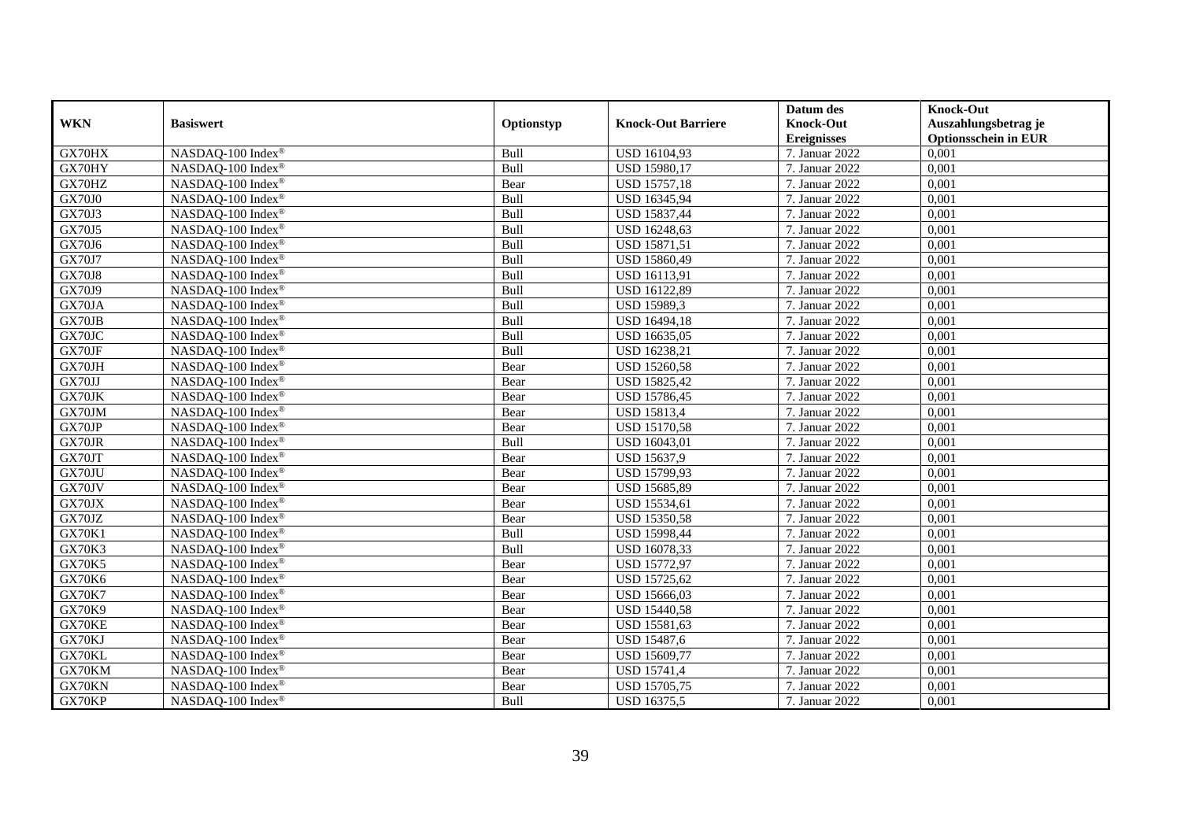| WKN | Basiswert | Optionstyp | Knock-Out Barriere | Datum des Knock-Out Ereignisses | Knock-Out Auszahlungsbetrag je Optionsschein in EUR |
|---|---|---|---|---|---|
| GX70HX | NASDAQ-100 Index® | Bull | USD 16104,93 | 7. Januar 2022 | 0,001 |
| GX70HY | NASDAQ-100 Index® | Bull | USD 15980,17 | 7. Januar 2022 | 0,001 |
| GX70HZ | NASDAQ-100 Index® | Bear | USD 15757,18 | 7. Januar 2022 | 0,001 |
| GX70J0 | NASDAQ-100 Index® | Bull | USD 16345,94 | 7. Januar 2022 | 0,001 |
| GX70J3 | NASDAQ-100 Index® | Bull | USD 15837,44 | 7. Januar 2022 | 0,001 |
| GX70J5 | NASDAQ-100 Index® | Bull | USD 16248,63 | 7. Januar 2022 | 0,001 |
| GX70J6 | NASDAQ-100 Index® | Bull | USD 15871,51 | 7. Januar 2022 | 0,001 |
| GX70J7 | NASDAQ-100 Index® | Bull | USD 15860,49 | 7. Januar 2022 | 0,001 |
| GX70J8 | NASDAQ-100 Index® | Bull | USD 16113,91 | 7. Januar 2022 | 0,001 |
| GX70J9 | NASDAQ-100 Index® | Bull | USD 16122,89 | 7. Januar 2022 | 0,001 |
| GX70JA | NASDAQ-100 Index® | Bull | USD 15989,3 | 7. Januar 2022 | 0,001 |
| GX70JB | NASDAQ-100 Index® | Bull | USD 16494,18 | 7. Januar 2022 | 0,001 |
| GX70JC | NASDAQ-100 Index® | Bull | USD 16635,05 | 7. Januar 2022 | 0,001 |
| GX70JF | NASDAQ-100 Index® | Bull | USD 16238,21 | 7. Januar 2022 | 0,001 |
| GX70JH | NASDAQ-100 Index® | Bear | USD 15260,58 | 7. Januar 2022 | 0,001 |
| GX70JJ | NASDAQ-100 Index® | Bear | USD 15825,42 | 7. Januar 2022 | 0,001 |
| GX70JK | NASDAQ-100 Index® | Bear | USD 15786,45 | 7. Januar 2022 | 0,001 |
| GX70JM | NASDAQ-100 Index® | Bear | USD 15813,4 | 7. Januar 2022 | 0,001 |
| GX70JP | NASDAQ-100 Index® | Bear | USD 15170,58 | 7. Januar 2022 | 0,001 |
| GX70JR | NASDAQ-100 Index® | Bull | USD 16043,01 | 7. Januar 2022 | 0,001 |
| GX70JT | NASDAQ-100 Index® | Bear | USD 15637,9 | 7. Januar 2022 | 0,001 |
| GX70JU | NASDAQ-100 Index® | Bear | USD 15799,93 | 7. Januar 2022 | 0,001 |
| GX70JV | NASDAQ-100 Index® | Bear | USD 15685,89 | 7. Januar 2022 | 0,001 |
| GX70JX | NASDAQ-100 Index® | Bear | USD 15534,61 | 7. Januar 2022 | 0,001 |
| GX70JZ | NASDAQ-100 Index® | Bear | USD 15350,58 | 7. Januar 2022 | 0,001 |
| GX70K1 | NASDAQ-100 Index® | Bull | USD 15998,44 | 7. Januar 2022 | 0,001 |
| GX70K3 | NASDAQ-100 Index® | Bull | USD 16078,33 | 7. Januar 2022 | 0,001 |
| GX70K5 | NASDAQ-100 Index® | Bear | USD 15772,97 | 7. Januar 2022 | 0,001 |
| GX70K6 | NASDAQ-100 Index® | Bear | USD 15725,62 | 7. Januar 2022 | 0,001 |
| GX70K7 | NASDAQ-100 Index® | Bear | USD 15666,03 | 7. Januar 2022 | 0,001 |
| GX70K9 | NASDAQ-100 Index® | Bear | USD 15440,58 | 7. Januar 2022 | 0,001 |
| GX70KE | NASDAQ-100 Index® | Bear | USD 15581,63 | 7. Januar 2022 | 0,001 |
| GX70KJ | NASDAQ-100 Index® | Bear | USD 15487,6 | 7. Januar 2022 | 0,001 |
| GX70KL | NASDAQ-100 Index® | Bear | USD 15609,77 | 7. Januar 2022 | 0,001 |
| GX70KM | NASDAQ-100 Index® | Bear | USD 15741,4 | 7. Januar 2022 | 0,001 |
| GX70KN | NASDAQ-100 Index® | Bear | USD 15705,75 | 7. Januar 2022 | 0,001 |
| GX70KP | NASDAQ-100 Index® | Bull | USD 16375,5 | 7. Januar 2022 | 0,001 |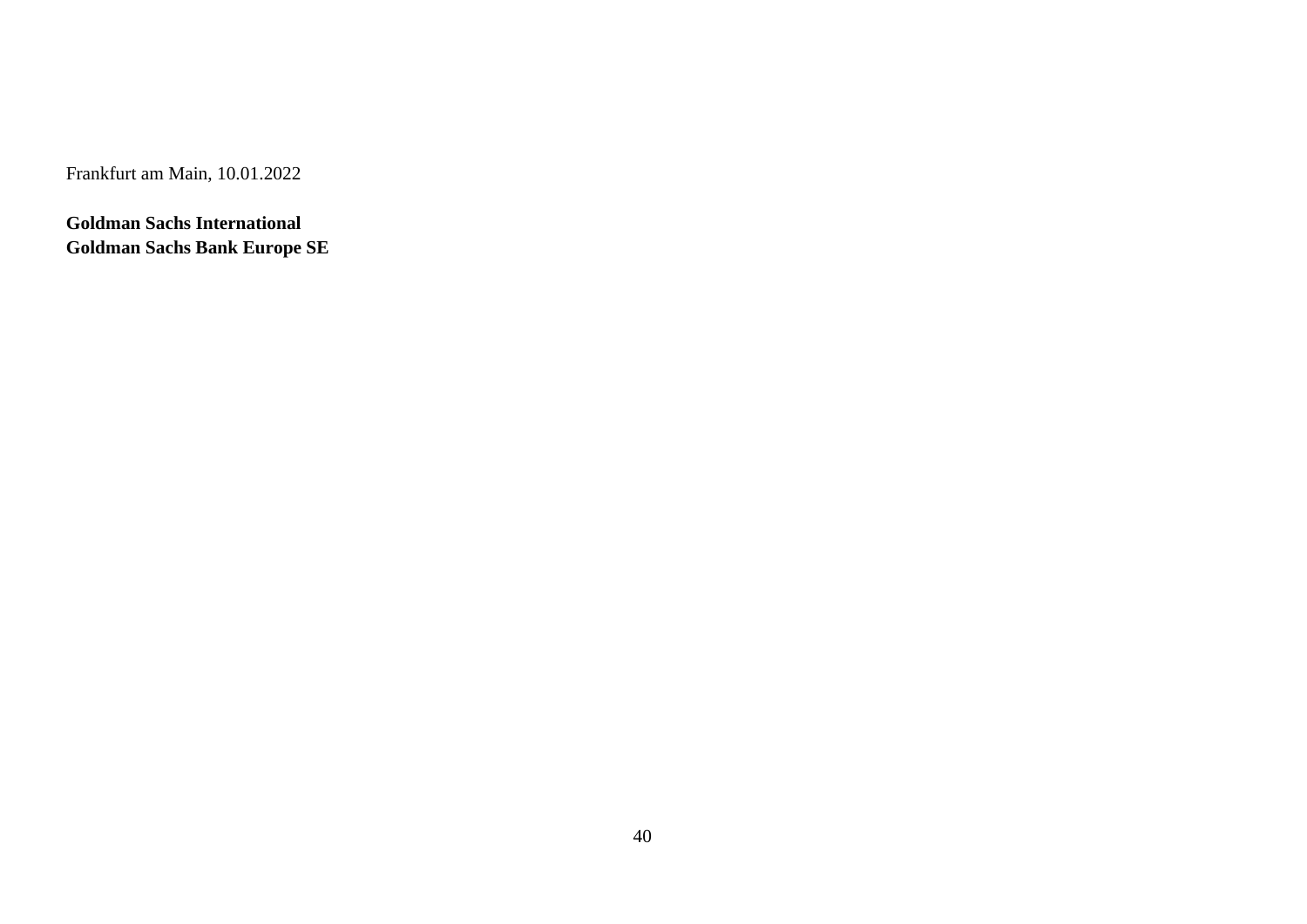Frankfurt am Main, 10.01.2022

**Goldman Sachs International**
**Goldman Sachs Bank Europe SE**